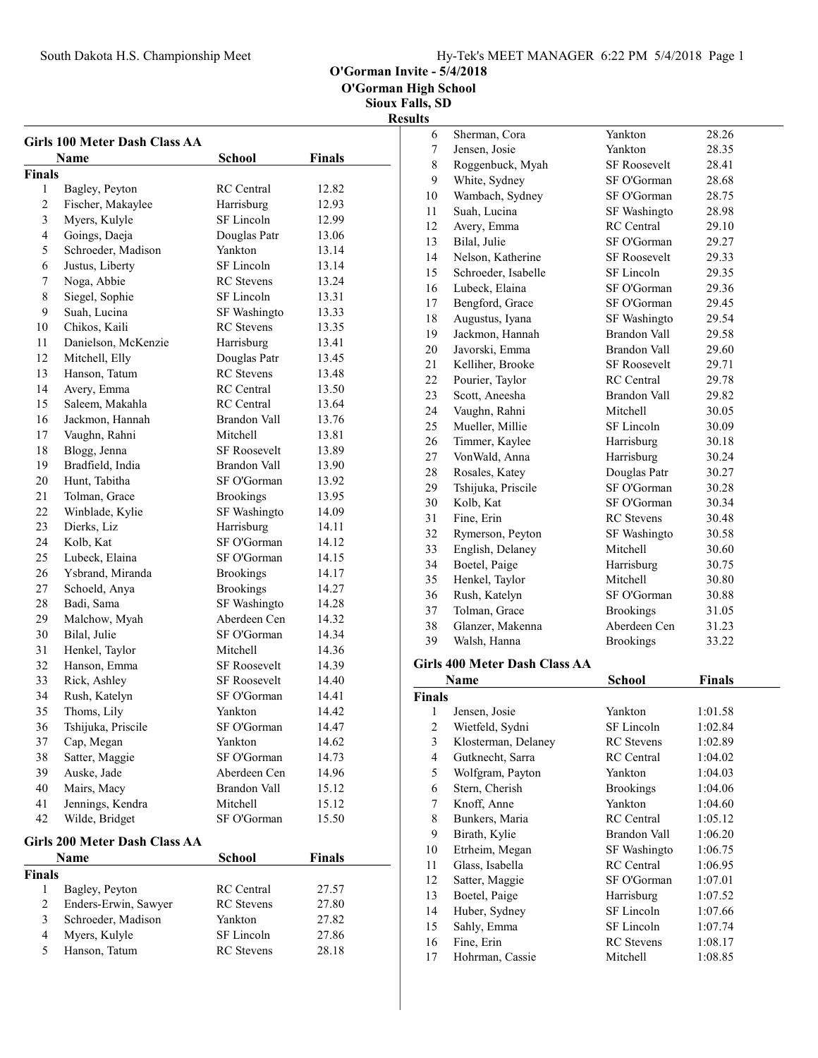# O'Gorman Invite - 5/4/2018

**O'Gorman High School**
**Sioux Falls, SD**

**Results**

## Girls 100 Meter Dash Class AA

| | Name | School | Finals |
|---|---|---|---|
| **Finals** | | | |
| 1 | Bagley, Peyton | RC Central | 12.82 |
| 2 | Fischer, Makaylee | Harrisburg | 12.93 |
| 3 | Myers, Kulyle | SF Lincoln | 12.99 |
| 4 | Goings, Daeja | Douglas Patr | 13.06 |
| 5 | Schroeder, Madison | Yankton | 13.14 |
| 6 | Justus, Liberty | SF Lincoln | 13.14 |
| 7 | Noga, Abbie | RC Stevens | 13.24 |
| 8 | Siegel, Sophie | SF Lincoln | 13.31 |
| 9 | Suah, Lucina | SF Washingto | 13.33 |
| 10 | Chikos, Kaili | RC Stevens | 13.35 |
| 11 | Danielson, McKenzie | Harrisburg | 13.41 |
| 12 | Mitchell, Elly | Douglas Patr | 13.45 |
| 13 | Hanson, Tatum | RC Stevens | 13.48 |
| 14 | Avery, Emma | RC Central | 13.50 |
| 15 | Saleem, Makahla | RC Central | 13.64 |
| 16 | Jackmon, Hannah | Brandon Vall | 13.76 |
| 17 | Vaughn, Rahni | Mitchell | 13.81 |
| 18 | Blogg, Jenna | SF Roosevelt | 13.89 |
| 19 | Bradfield, India | Brandon Vall | 13.90 |
| 20 | Hunt, Tabitha | SF O'Gorman | 13.92 |
| 21 | Tolman, Grace | Brookings | 13.95 |
| 22 | Winblade, Kylie | SF Washingto | 14.09 |
| 23 | Dierks, Liz | Harrisburg | 14.11 |
| 24 | Kolb, Kat | SF O'Gorman | 14.12 |
| 25 | Lubeck, Elaina | SF O'Gorman | 14.15 |
| 26 | Ysbrand, Miranda | Brookings | 14.17 |
| 27 | Schoeld, Anya | Brookings | 14.27 |
| 28 | Badi, Sama | SF Washingto | 14.28 |
| 29 | Malchow, Myah | Aberdeen Cen | 14.32 |
| 30 | Bilal, Julie | SF O'Gorman | 14.34 |
| 31 | Henkel, Taylor | Mitchell | 14.36 |
| 32 | Hanson, Emma | SF Roosevelt | 14.39 |
| 33 | Rick, Ashley | SF Roosevelt | 14.40 |
| 34 | Rush, Katelyn | SF O'Gorman | 14.41 |
| 35 | Thoms, Lily | Yankton | 14.42 |
| 36 | Tshijuka, Priscile | SF O'Gorman | 14.47 |
| 37 | Cap, Megan | Yankton | 14.62 |
| 38 | Satter, Maggie | SF O'Gorman | 14.73 |
| 39 | Auske, Jade | Aberdeen Cen | 14.96 |
| 40 | Mairs, Macy | Brandon Vall | 15.12 |
| 41 | Jennings, Kendra | Mitchell | 15.12 |
| 42 | Wilde, Bridget | SF O'Gorman | 15.50 |

## Girls 200 Meter Dash Class AA

| | Name | School | Finals |
|---|---|---|---|
| **Finals** | | | |
| 1 | Bagley, Peyton | RC Central | 27.57 |
| 2 | Enders-Erwin, Sawyer | RC Stevens | 27.80 |
| 3 | Schroeder, Madison | Yankton | 27.82 |
| 4 | Myers, Kulyle | SF Lincoln | 27.86 |
| 5 | Hanson, Tatum | RC Stevens | 28.18 |
| 6 | Sherman, Cora | Yankton | 28.26 |
| 7 | Jensen, Josie | Yankton | 28.35 |
| 8 | Roggenbuck, Myah | SF Roosevelt | 28.41 |
| 9 | White, Sydney | SF O'Gorman | 28.68 |
| 10 | Wambach, Sydney | SF O'Gorman | 28.75 |
| 11 | Suah, Lucina | SF Washingto | 28.98 |
| 12 | Avery, Emma | RC Central | 29.10 |
| 13 | Bilal, Julie | SF O'Gorman | 29.27 |
| 14 | Nelson, Katherine | SF Roosevelt | 29.33 |
| 15 | Schroeder, Isabelle | SF Lincoln | 29.35 |
| 16 | Lubeck, Elaina | SF O'Gorman | 29.36 |
| 17 | Bengford, Grace | SF O'Gorman | 29.45 |
| 18 | Augustus, Iyana | SF Washingto | 29.54 |
| 19 | Jackmon, Hannah | Brandon Vall | 29.58 |
| 20 | Javorski, Emma | Brandon Vall | 29.60 |
| 21 | Kelliher, Brooke | SF Roosevelt | 29.71 |
| 22 | Pourier, Taylor | RC Central | 29.78 |
| 23 | Scott, Aneesha | Brandon Vall | 29.82 |
| 24 | Vaughn, Rahni | Mitchell | 30.05 |
| 25 | Mueller, Millie | SF Lincoln | 30.09 |
| 26 | Timmer, Kaylee | Harrisburg | 30.18 |
| 27 | VonWald, Anna | Harrisburg | 30.24 |
| 28 | Rosales, Katey | Douglas Patr | 30.27 |
| 29 | Tshijuka, Priscile | SF O'Gorman | 30.28 |
| 30 | Kolb, Kat | SF O'Gorman | 30.34 |
| 31 | Fine, Erin | RC Stevens | 30.48 |
| 32 | Rymerson, Peyton | SF Washingto | 30.58 |
| 33 | English, Delaney | Mitchell | 30.60 |
| 34 | Boetel, Paige | Harrisburg | 30.75 |
| 35 | Henkel, Taylor | Mitchell | 30.80 |
| 36 | Rush, Katelyn | SF O'Gorman | 30.88 |
| 37 | Tolman, Grace | Brookings | 31.05 |
| 38 | Glanzer, Makenna | Aberdeen Cen | 31.23 |
| 39 | Walsh, Hanna | Brookings | 33.22 |

## Girls 400 Meter Dash Class AA

| | Name | School | Finals |
|---|---|---|---|
| **Finals** | | | |
| 1 | Jensen, Josie | Yankton | 1:01.58 |
| 2 | Wietfeld, Sydni | SF Lincoln | 1:02.84 |
| 3 | Klosterman, Delaney | RC Stevens | 1:02.89 |
| 4 | Gutknecht, Sarra | RC Central | 1:04.02 |
| 5 | Wolfgram, Payton | Yankton | 1:04.03 |
| 6 | Stern, Cherish | Brookings | 1:04.06 |
| 7 | Knoff, Anne | Yankton | 1:04.60 |
| 8 | Bunkers, Maria | RC Central | 1:05.12 |
| 9 | Birath, Kylie | Brandon Vall | 1:06.20 |
| 10 | Etrheim, Megan | SF Washingto | 1:06.75 |
| 11 | Glass, Isabella | RC Central | 1:06.95 |
| 12 | Satter, Maggie | SF O'Gorman | 1:07.01 |
| 13 | Boetel, Paige | Harrisburg | 1:07.52 |
| 14 | Huber, Sydney | SF Lincoln | 1:07.66 |
| 15 | Sahly, Emma | SF Lincoln | 1:07.74 |
| 16 | Fine, Erin | RC Stevens | 1:08.17 |
| 17 | Hohrman, Cassie | Mitchell | 1:08.85 |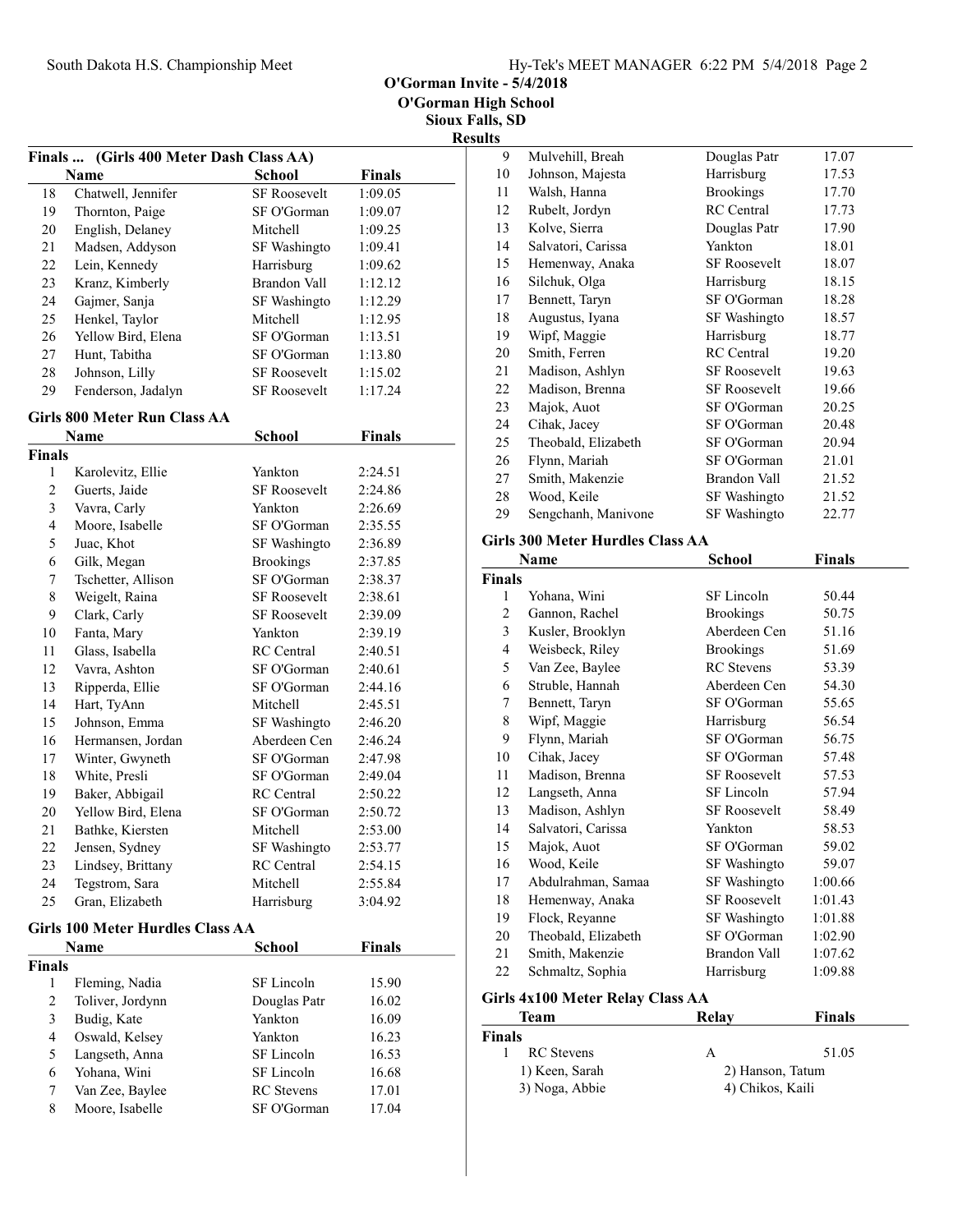# O'Gorman Invite - 5/4/2018
## O'Gorman High School
## Sioux Falls, SD
## Results

### Finals ... (Girls 400 Meter Dash Class AA)

| | Name | School | Finals |
|---|---|---|---|
| 18 | Chatwell, Jennifer | SF Roosevelt | 1:09.05 |
| 19 | Thornton, Paige | SF O'Gorman | 1:09.07 |
| 20 | English, Delaney | Mitchell | 1:09.25 |
| 21 | Madsen, Addyson | SF Washingto | 1:09.41 |
| 22 | Lein, Kennedy | Harrisburg | 1:09.62 |
| 23 | Kranz, Kimberly | Brandon Vall | 1:12.12 |
| 24 | Gajmer, Sanja | SF Washingto | 1:12.29 |
| 25 | Henkel, Taylor | Mitchell | 1:12.95 |
| 26 | Yellow Bird, Elena | SF O'Gorman | 1:13.51 |
| 27 | Hunt, Tabitha | SF O'Gorman | 1:13.80 |
| 28 | Johnson, Lilly | SF Roosevelt | 1:15.02 |
| 29 | Fenderson, Jadalyn | SF Roosevelt | 1:17.24 |

### Girls 800 Meter Run Class AA

| | Name | School | Finals |
|---|---|---|---|
| **Finals** | | | |
| 1 | Karolevitz, Ellie | Yankton | 2:24.51 |
| 2 | Guerts, Jaide | SF Roosevelt | 2:24.86 |
| 3 | Vavra, Carly | Yankton | 2:26.69 |
| 4 | Moore, Isabelle | SF O'Gorman | 2:35.55 |
| 5 | Juac, Khot | SF Washingto | 2:36.89 |
| 6 | Gilk, Megan | Brookings | 2:37.85 |
| 7 | Tschetter, Allison | SF O'Gorman | 2:38.37 |
| 8 | Weigelt, Raina | SF Roosevelt | 2:38.61 |
| 9 | Clark, Carly | SF Roosevelt | 2:39.09 |
| 10 | Fanta, Mary | Yankton | 2:39.19 |
| 11 | Glass, Isabella | RC Central | 2:40.51 |
| 12 | Vavra, Ashton | SF O'Gorman | 2:40.61 |
| 13 | Ripperda, Ellie | SF O'Gorman | 2:44.16 |
| 14 | Hart, TyAnn | Mitchell | 2:45.51 |
| 15 | Johnson, Emma | SF Washingto | 2:46.20 |
| 16 | Hermansen, Jordan | Aberdeen Cen | 2:46.24 |
| 17 | Winter, Gwyneth | SF O'Gorman | 2:47.98 |
| 18 | White, Presli | SF O'Gorman | 2:49.04 |
| 19 | Baker, Abbigail | RC Central | 2:50.22 |
| 20 | Yellow Bird, Elena | SF O'Gorman | 2:50.72 |
| 21 | Bathke, Kiersten | Mitchell | 2:53.00 |
| 22 | Jensen, Sydney | SF Washingto | 2:53.77 |
| 23 | Lindsey, Brittany | RC Central | 2:54.15 |
| 24 | Tegstrom, Sara | Mitchell | 2:55.84 |
| 25 | Gran, Elizabeth | Harrisburg | 3:04.92 |

### Girls 100 Meter Hurdles Class AA

| | Name | School | Finals |
|---|---|---|---|
| **Finals** | | | |
| 1 | Fleming, Nadia | SF Lincoln | 15.90 |
| 2 | Toliver, Jordynn | Douglas Patr | 16.02 |
| 3 | Budig, Kate | Yankton | 16.09 |
| 4 | Oswald, Kelsey | Yankton | 16.23 |
| 5 | Langseth, Anna | SF Lincoln | 16.53 |
| 6 | Yohana, Wini | SF Lincoln | 16.68 |
| 7 | Van Zee, Baylee | RC Stevens | 17.01 |
| 8 | Moore, Isabelle | SF O'Gorman | 17.04 |
| 9 | Mulvehill, Breah | Douglas Patr | 17.07 |
| 10 | Johnson, Majesta | Harrisburg | 17.53 |
| 11 | Walsh, Hanna | Brookings | 17.70 |
| 12 | Rubelt, Jordyn | RC Central | 17.73 |
| 13 | Kolve, Sierra | Douglas Patr | 17.90 |
| 14 | Salvatori, Carissa | Yankton | 18.01 |
| 15 | Hemenway, Anaka | SF Roosevelt | 18.07 |
| 16 | Silchuk, Olga | Harrisburg | 18.15 |
| 17 | Bennett, Taryn | SF O'Gorman | 18.28 |
| 18 | Augustus, Iyana | SF Washingto | 18.57 |
| 19 | Wipf, Maggie | Harrisburg | 18.77 |
| 20 | Smith, Ferren | RC Central | 19.20 |
| 21 | Madison, Ashlyn | SF Roosevelt | 19.63 |
| 22 | Madison, Brenna | SF Roosevelt | 19.66 |
| 23 | Majok, Auot | SF O'Gorman | 20.25 |
| 24 | Cihak, Jacey | SF O'Gorman | 20.48 |
| 25 | Theobald, Elizabeth | SF O'Gorman | 20.94 |
| 26 | Flynn, Mariah | SF O'Gorman | 21.01 |
| 27 | Smith, Makenzie | Brandon Vall | 21.52 |
| 28 | Wood, Keile | SF Washingto | 21.52 |
| 29 | Sengchanh, Manivone | SF Washingto | 22.77 |

### Girls 300 Meter Hurdles Class AA

| | Name | School | Finals |
|---|---|---|---|
| **Finals** | | | |
| 1 | Yohana, Wini | SF Lincoln | 50.44 |
| 2 | Gannon, Rachel | Brookings | 50.75 |
| 3 | Kusler, Brooklyn | Aberdeen Cen | 51.16 |
| 4 | Weisbeck, Riley | Brookings | 51.69 |
| 5 | Van Zee, Baylee | RC Stevens | 53.39 |
| 6 | Struble, Hannah | Aberdeen Cen | 54.30 |
| 7 | Bennett, Taryn | SF O'Gorman | 55.65 |
| 8 | Wipf, Maggie | Harrisburg | 56.54 |
| 9 | Flynn, Mariah | SF O'Gorman | 56.75 |
| 10 | Cihak, Jacey | SF O'Gorman | 57.48 |
| 11 | Madison, Brenna | SF Roosevelt | 57.53 |
| 12 | Langseth, Anna | SF Lincoln | 57.94 |
| 13 | Madison, Ashlyn | SF Roosevelt | 58.49 |
| 14 | Salvatori, Carissa | Yankton | 58.53 |
| 15 | Majok, Auot | SF O'Gorman | 59.02 |
| 16 | Wood, Keile | SF Washingto | 59.07 |
| 17 | Abdulrahman, Samaa | SF Washingto | 1:00.66 |
| 18 | Hemenway, Anaka | SF Roosevelt | 1:01.43 |
| 19 | Flock, Reyanne | SF Washingto | 1:01.88 |
| 20 | Theobald, Elizabeth | SF O'Gorman | 1:02.90 |
| 21 | Smith, Makenzie | Brandon Vall | 1:07.62 |
| 22 | Schmaltz, Sophia | Harrisburg | 1:09.88 |

### Girls 4x100 Meter Relay Class AA

| | Team | Relay | Finals |
|---|---|---|---|
| **Finals** | | | |
| 1 | RC Stevens | A | 51.05 |
| | 1) Keen, Sarah | 2) Hanson, Tatum | |
| | 3) Noga, Abbie | 4) Chikos, Kaili | |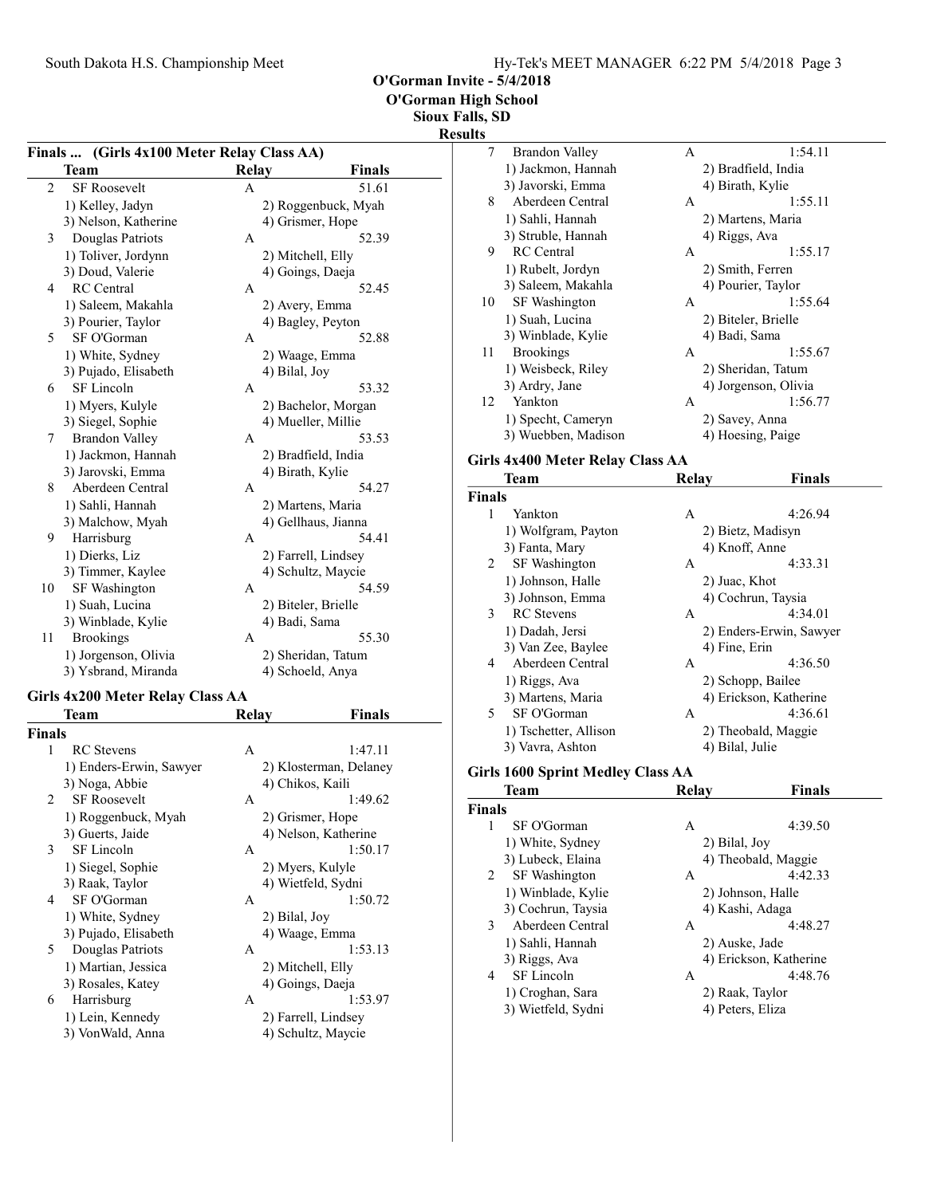# O'Gorman Invite - 5/4/2018
## O'Gorman High School
## Sioux Falls, SD
## Results

### Finals ... (Girls 4x100 Meter Relay Class AA)

| | Team | Relay | Finals |
|---|---|---|---|
| 2 | SF Roosevelt | A | 51.61 |
| | 1) Kelley, Jadyn | 2) Roggenbuck, Myah | |
| | 3) Nelson, Katherine | 4) Grismer, Hope | |
| 3 | Douglas Patriots | A | 52.39 |
| | 1) Toliver, Jordynn | 2) Mitchell, Elly | |
| | 3) Doud, Valerie | 4) Goings, Daeja | |
| 4 | RC Central | A | 52.45 |
| | 1) Saleem, Makahla | 2) Avery, Emma | |
| | 3) Pourier, Taylor | 4) Bagley, Peyton | |
| 5 | SF O'Gorman | A | 52.88 |
| | 1) White, Sydney | 2) Waage, Emma | |
| | 3) Pujado, Elisabeth | 4) Bilal, Joy | |
| 6 | SF Lincoln | A | 53.32 |
| | 1) Myers, Kulyle | 2) Bachelor, Morgan | |
| | 3) Siegel, Sophie | 4) Mueller, Millie | |
| 7 | Brandon Valley | A | 53.53 |
| | 1) Jackmon, Hannah | 2) Bradfield, India | |
| | 3) Jarovski, Emma | 4) Birath, Kylie | |
| 8 | Aberdeen Central | A | 54.27 |
| | 1) Sahli, Hannah | 2) Martens, Maria | |
| | 3) Malchow, Myah | 4) Gellhaus, Jianna | |
| 9 | Harrisburg | A | 54.41 |
| | 1) Dierks, Liz | 2) Farrell, Lindsey | |
| | 3) Timmer, Kaylee | 4) Schultz, Maycie | |
| 10 | SF Washington | A | 54.59 |
| | 1) Suah, Lucina | 2) Biteler, Brielle | |
| | 3) Winblade, Kylie | 4) Badi, Sama | |
| 11 | Brookings | A | 55.30 |
| | 1) Jorgenson, Olivia | 2) Sheridan, Tatum | |
| | 3) Ysbrand, Miranda | 4) Schoeld, Anya | |

### Girls 4x200 Meter Relay Class AA

| | Team | Relay | Finals |
|---|---|---|---|
| **Finals** | | | |
| 1 | RC Stevens | A | 1:47.11 |
| | 1) Enders-Erwin, Sawyer | 2) Klosterman, Delaney | |
| | 3) Noga, Abbie | 4) Chikos, Kaili | |
| 2 | SF Roosevelt | A | 1:49.62 |
| | 1) Roggenbuck, Myah | 2) Grismer, Hope | |
| | 3) Guerts, Jaide | 4) Nelson, Katherine | |
| 3 | SF Lincoln | A | 1:50.17 |
| | 1) Siegel, Sophie | 2) Myers, Kulyle | |
| | 3) Raak, Taylor | 4) Wietfeld, Sydni | |
| 4 | SF O'Gorman | A | 1:50.72 |
| | 1) White, Sydney | 2) Bilal, Joy | |
| | 3) Pujado, Elisabeth | 4) Waage, Emma | |
| 5 | Douglas Patriots | A | 1:53.13 |
| | 1) Martian, Jessica | 2) Mitchell, Elly | |
| | 3) Rosales, Katey | 4) Goings, Daeja | |
| 6 | Harrisburg | A | 1:53.97 |
| | 1) Lein, Kennedy | 2) Farrell, Lindsey | |
| | 3) VonWald, Anna | 4) Schultz, Maycie | |
| 7 | Brandon Valley | A | 1:54.11 |
| | 1) Jackmon, Hannah | 2) Bradfield, India | |
| | 3) Javorski, Emma | 4) Birath, Kylie | |
| 8 | Aberdeen Central | A | 1:55.11 |
| | 1) Sahli, Hannah | 2) Martens, Maria | |
| | 3) Struble, Hannah | 4) Riggs, Ava | |
| 9 | RC Central | A | 1:55.17 |
| | 1) Rubelt, Jordyn | 2) Smith, Ferren | |
| | 3) Saleem, Makahla | 4) Pourier, Taylor | |
| 10 | SF Washington | A | 1:55.64 |
| | 1) Suah, Lucina | 2) Biteler, Brielle | |
| | 3) Winblade, Kylie | 4) Badi, Sama | |
| 11 | Brookings | A | 1:55.67 |
| | 1) Weisbeck, Riley | 2) Sheridan, Tatum | |
| | 3) Ardry, Jane | 4) Jorgenson, Olivia | |
| 12 | Yankton | A | 1:56.77 |
| | 1) Specht, Cameryn | 2) Savey, Anna | |
| | 3) Wuebben, Madison | 4) Hoesing, Paige | |

### Girls 4x400 Meter Relay Class AA

| | Team | Relay | Finals |
|---|---|---|---|
| **Finals** | | | |
| 1 | Yankton | A | 4:26.94 |
| | 1) Wolfgram, Payton | 2) Bietz, Madisyn | |
| | 3) Fanta, Mary | 4) Knoff, Anne | |
| 2 | SF Washington | A | 4:33.31 |
| | 1) Johnson, Halle | 2) Juac, Khot | |
| | 3) Johnson, Emma | 4) Cochrun, Taysia | |
| 3 | RC Stevens | A | 4:34.01 |
| | 1) Dadah, Jersi | 2) Enders-Erwin, Sawyer | |
| | 3) Van Zee, Baylee | 4) Fine, Erin | |
| 4 | Aberdeen Central | A | 4:36.50 |
| | 1) Riggs, Ava | 2) Schopp, Bailee | |
| | 3) Martens, Maria | 4) Erickson, Katherine | |
| 5 | SF O'Gorman | A | 4:36.61 |
| | 1) Tschetter, Allison | 2) Theobald, Maggie | |
| | 3) Vavra, Ashton | 4) Bilal, Julie | |

### Girls 1600 Sprint Medley Class AA

| | Team | Relay | Finals |
|---|---|---|---|
| **Finals** | | | |
| 1 | SF O'Gorman | A | 4:39.50 |
| | 1) White, Sydney | 2) Bilal, Joy | |
| | 3) Lubeck, Elaina | 4) Theobald, Maggie | |
| 2 | SF Washington | A | 4:42.33 |
| | 1) Winblade, Kylie | 2) Johnson, Halle | |
| | 3) Cochrun, Taysia | 4) Kashi, Adaga | |
| 3 | Aberdeen Central | A | 4:48.27 |
| | 1) Sahli, Hannah | 2) Auske, Jade | |
| | 3) Riggs, Ava | 4) Erickson, Katherine | |
| 4 | SF Lincoln | A | 4:48.76 |
| | 1) Croghan, Sara | 2) Raak, Taylor | |
| | 3) Wietfeld, Sydni | 4) Peters, Eliza | |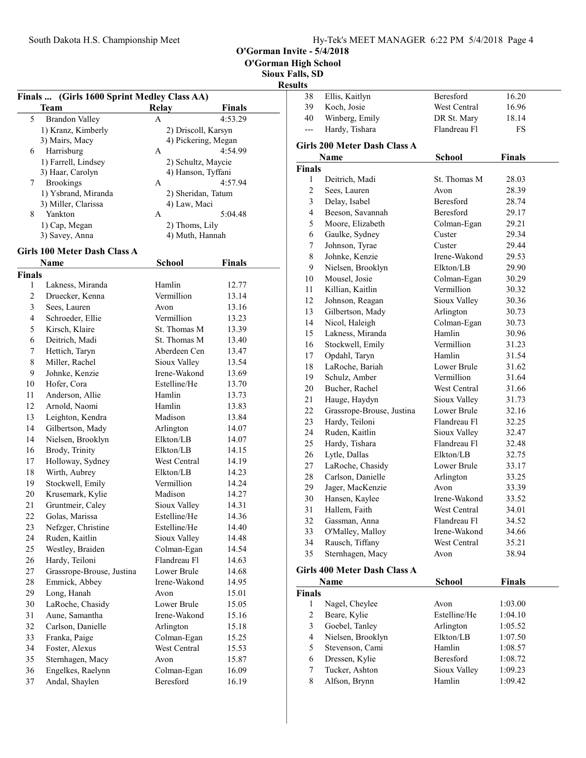O'Gorman Invite - 5/4/2018

O'Gorman High School

Sioux Falls, SD

**Results**

## Finals ... (Girls 1600 Sprint Medley Class AA)

| | Team | Relay | Finals |
|---|---|---|---|
| 5 | Brandon Valley | A | 4:53.29 |
| | 1) Kranz, Kimberly | 2) Driscoll, Karsyn | |
| | 3) Mairs, Macy | 4) Pickering, Megan | |
| 6 | Harrisburg | A | 4:54.99 |
| | 1) Farrell, Lindsey | 2) Schultz, Maycie | |
| | 3) Haar, Carolyn | 4) Hanson, Tyffani | |
| 7 | Brookings | A | 4:57.94 |
| | 1) Ysbrand, Miranda | 2) Sheridan, Tatum | |
| | 3) Miller, Clarissa | 4) Law, Maci | |
| 8 | Yankton | A | 5:04.48 |
| | 1) Cap, Megan | 2) Thoms, Lily | |
| | 3) Savey, Anna | 4) Muth, Hannah | |

## Girls 100 Meter Dash Class A

| | Name | School | Finals |
|---|---|---|---|
| **Finals** | | | |
| 1 | Lakness, Miranda | Hamlin | 12.77 |
| 2 | Druecker, Kenna | Vermillion | 13.14 |
| 3 | Sees, Lauren | Avon | 13.16 |
| 4 | Schroeder, Ellie | Vermillion | 13.23 |
| 5 | Kirsch, Klaire | St. Thomas M | 13.39 |
| 6 | Deitrich, Madi | St. Thomas M | 13.40 |
| 7 | Hettich, Taryn | Aberdeen Cen | 13.47 |
| 8 | Miller, Rachel | Sioux Valley | 13.54 |
| 9 | Johnke, Kenzie | Irene-Wakond | 13.69 |
| 10 | Hofer, Cora | Estelline/He | 13.70 |
| 11 | Anderson, Allie | Hamlin | 13.73 |
| 12 | Arnold, Naomi | Hamlin | 13.83 |
| 13 | Leighton, Kendra | Madison | 13.84 |
| 14 | Gilbertson, Mady | Arlington | 14.07 |
| 14 | Nielsen, Brooklyn | Elkton/LB | 14.07 |
| 16 | Brody, Trinity | Elkton/LB | 14.15 |
| 17 | Holloway, Sydney | West Central | 14.19 |
| 18 | Wirth, Aubrey | Elkton/LB | 14.23 |
| 19 | Stockwell, Emily | Vermillion | 14.24 |
| 20 | Krusemark, Kylie | Madison | 14.27 |
| 21 | Gruntmeir, Caley | Sioux Valley | 14.31 |
| 22 | Golas, Marissa | Estelline/He | 14.36 |
| 23 | Nefzger, Christine | Estelline/He | 14.40 |
| 24 | Ruden, Kaitlin | Sioux Valley | 14.48 |
| 25 | Westley, Braiden | Colman-Egan | 14.54 |
| 26 | Hardy, Teiloni | Flandreau Fl | 14.63 |
| 27 | Grassrope-Brouse, Justina | Lower Brule | 14.68 |
| 28 | Emmick, Abbey | Irene-Wakond | 14.95 |
| 29 | Long, Hanah | Avon | 15.01 |
| 30 | LaRoche, Chasidy | Lower Brule | 15.05 |
| 31 | Aune, Samantha | Irene-Wakond | 15.16 |
| 32 | Carlson, Danielle | Arlington | 15.18 |
| 33 | Franka, Paige | Colman-Egan | 15.25 |
| 34 | Foster, Alexus | West Central | 15.53 |
| 35 | Sternhagen, Macy | Avon | 15.87 |
| 36 | Engelkes, Raelynn | Colman-Egan | 16.09 |
| 37 | Andal, Shaylen | Beresford | 16.19 |
| 38 | Ellis, Kaitlyn | Beresford | 16.20 |
| 39 | Koch, Josie | West Central | 16.96 |
| 40 | Winberg, Emily | DR St. Mary | 18.14 |
| --- | Hardy, Tishara | Flandreau Fl | FS |

## Girls 200 Meter Dash Class A

| | Name | School | Finals |
|---|---|---|---|
| **Finals** | | | |
| 1 | Deitrich, Madi | St. Thomas M | 28.03 |
| 2 | Sees, Lauren | Avon | 28.39 |
| 3 | Delay, Isabel | Beresford | 28.74 |
| 4 | Beeson, Savannah | Beresford | 29.17 |
| 5 | Moore, Elizabeth | Colman-Egan | 29.21 |
| 6 | Gaulke, Sydney | Custer | 29.34 |
| 7 | Johnson, Tyrae | Custer | 29.44 |
| 8 | Johnke, Kenzie | Irene-Wakond | 29.53 |
| 9 | Nielsen, Brooklyn | Elkton/LB | 29.90 |
| 10 | Mousel, Josie | Colman-Egan | 30.29 |
| 11 | Killian, Kaitlin | Vermillion | 30.32 |
| 12 | Johnson, Reagan | Sioux Valley | 30.36 |
| 13 | Gilbertson, Mady | Arlington | 30.73 |
| 14 | Nicol, Haleigh | Colman-Egan | 30.73 |
| 15 | Lakness, Miranda | Hamlin | 30.96 |
| 16 | Stockwell, Emily | Vermillion | 31.23 |
| 17 | Opdahl, Taryn | Hamlin | 31.54 |
| 18 | LaRoche, Bariah | Lower Brule | 31.62 |
| 19 | Schulz, Amber | Vermillion | 31.64 |
| 20 | Bucher, Rachel | West Central | 31.66 |
| 21 | Hauge, Haydyn | Sioux Valley | 31.73 |
| 22 | Grassrope-Brouse, Justina | Lower Brule | 32.16 |
| 23 | Hardy, Teiloni | Flandreau Fl | 32.25 |
| 24 | Ruden, Kaitlin | Sioux Valley | 32.47 |
| 25 | Hardy, Tishara | Flandreau Fl | 32.48 |
| 26 | Lytle, Dallas | Elkton/LB | 32.75 |
| 27 | LaRoche, Chasidy | Lower Brule | 33.17 |
| 28 | Carlson, Danielle | Arlington | 33.25 |
| 29 | Jager, MacKenzie | Avon | 33.39 |
| 30 | Hansen, Kaylee | Irene-Wakond | 33.52 |
| 31 | Hallem, Faith | West Central | 34.01 |
| 32 | Gassman, Anna | Flandreau Fl | 34.52 |
| 33 | O'Malley, Malloy | Irene-Wakond | 34.66 |
| 34 | Rausch, Tiffany | West Central | 35.21 |
| 35 | Sternhagen, Macy | Avon | 38.94 |

## Girls 400 Meter Dash Class A

| | Name | School | Finals |
|---|---|---|---|
| **Finals** | | | |
| 1 | Nagel, Cheylee | Avon | 1:03.00 |
| 2 | Beare, Kylie | Estelline/He | 1:04.10 |
| 3 | Goebel, Tanley | Arlington | 1:05.52 |
| 4 | Nielsen, Brooklyn | Elkton/LB | 1:07.50 |
| 5 | Stevenson, Cami | Hamlin | 1:08.57 |
| 6 | Dressen, Kylie | Beresford | 1:08.72 |
| 7 | Tucker, Ashton | Sioux Valley | 1:09.23 |
| 8 | Alfson, Brynn | Hamlin | 1:09.42 |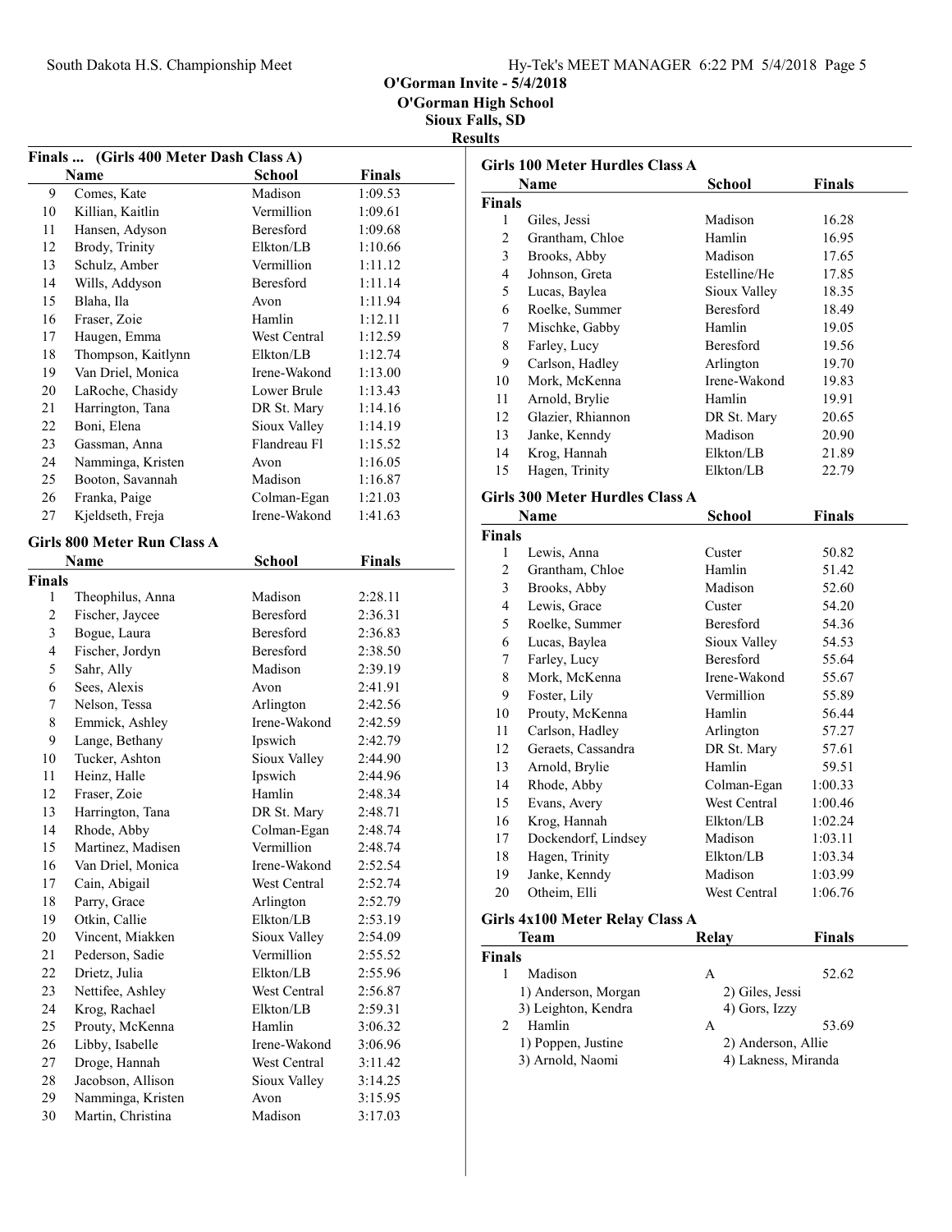# O'Gorman Invite - 5/4/2018
## O'Gorman High School
## Sioux Falls, SD
## Results

### Finals ... (Girls 400 Meter Dash Class A)

| | Name | School | Finals |
|---|---|---|---|
| 9 | Comes, Kate | Madison | 1:09.53 |
| 10 | Killian, Kaitlin | Vermillion | 1:09.61 |
| 11 | Hansen, Adyson | Beresford | 1:09.68 |
| 12 | Brody, Trinity | Elkton/LB | 1:10.66 |
| 13 | Schulz, Amber | Vermillion | 1:11.12 |
| 14 | Wills, Addyson | Beresford | 1:11.14 |
| 15 | Blaha, Ila | Avon | 1:11.94 |
| 16 | Fraser, Zoie | Hamlin | 1:12.11 |
| 17 | Haugen, Emma | West Central | 1:12.59 |
| 18 | Thompson, Kaitlynn | Elkton/LB | 1:12.74 |
| 19 | Van Driel, Monica | Irene-Wakond | 1:13.00 |
| 20 | LaRoche, Chasidy | Lower Brule | 1:13.43 |
| 21 | Harrington, Tana | DR St. Mary | 1:14.16 |
| 22 | Boni, Elena | Sioux Valley | 1:14.19 |
| 23 | Gassman, Anna | Flandreau Fl | 1:15.52 |
| 24 | Namminga, Kristen | Avon | 1:16.05 |
| 25 | Booton, Savannah | Madison | 1:16.87 |
| 26 | Franka, Paige | Colman-Egan | 1:21.03 |
| 27 | Kjeldseth, Freja | Irene-Wakond | 1:41.63 |

### Girls 800 Meter Run Class A

| | Name | School | Finals |
|---|---|---|---|
| **Finals** | | | |
| 1 | Theophilus, Anna | Madison | 2:28.11 |
| 2 | Fischer, Jaycee | Beresford | 2:36.31 |
| 3 | Bogue, Laura | Beresford | 2:36.83 |
| 4 | Fischer, Jordyn | Beresford | 2:38.50 |
| 5 | Sahr, Ally | Madison | 2:39.19 |
| 6 | Sees, Alexis | Avon | 2:41.91 |
| 7 | Nelson, Tessa | Arlington | 2:42.56 |
| 8 | Emmick, Ashley | Irene-Wakond | 2:42.59 |
| 9 | Lange, Bethany | Ipswich | 2:42.79 |
| 10 | Tucker, Ashton | Sioux Valley | 2:44.90 |
| 11 | Heinz, Halle | Ipswich | 2:44.96 |
| 12 | Fraser, Zoie | Hamlin | 2:48.34 |
| 13 | Harrington, Tana | DR St. Mary | 2:48.71 |
| 14 | Rhode, Abby | Colman-Egan | 2:48.74 |
| 15 | Martinez, Madisen | Vermillion | 2:48.74 |
| 16 | Van Driel, Monica | Irene-Wakond | 2:52.54 |
| 17 | Cain, Abigail | West Central | 2:52.74 |
| 18 | Parry, Grace | Arlington | 2:52.79 |
| 19 | Otkin, Callie | Elkton/LB | 2:53.19 |
| 20 | Vincent, Miakken | Sioux Valley | 2:54.09 |
| 21 | Pederson, Sadie | Vermillion | 2:55.52 |
| 22 | Drietz, Julia | Elkton/LB | 2:55.96 |
| 23 | Nettifee, Ashley | West Central | 2:56.87 |
| 24 | Krog, Rachael | Elkton/LB | 2:59.31 |
| 25 | Prouty, McKenna | Hamlin | 3:06.32 |
| 26 | Libby, Isabelle | Irene-Wakond | 3:06.96 |
| 27 | Droge, Hannah | West Central | 3:11.42 |
| 28 | Jacobson, Allison | Sioux Valley | 3:14.25 |
| 29 | Namminga, Kristen | Avon | 3:15.95 |
| 30 | Martin, Christina | Madison | 3:17.03 |

### Girls 100 Meter Hurdles Class A

| | Name | School | Finals |
|---|---|---|---|
| **Finals** | | | |
| 1 | Giles, Jessi | Madison | 16.28 |
| 2 | Grantham, Chloe | Hamlin | 16.95 |
| 3 | Brooks, Abby | Madison | 17.65 |
| 4 | Johnson, Greta | Estelline/He | 17.85 |
| 5 | Lucas, Baylea | Sioux Valley | 18.35 |
| 6 | Roelke, Summer | Beresford | 18.49 |
| 7 | Mischke, Gabby | Hamlin | 19.05 |
| 8 | Farley, Lucy | Beresford | 19.56 |
| 9 | Carlson, Hadley | Arlington | 19.70 |
| 10 | Mork, McKenna | Irene-Wakond | 19.83 |
| 11 | Arnold, Brylie | Hamlin | 19.91 |
| 12 | Glazier, Rhiannon | DR St. Mary | 20.65 |
| 13 | Janke, Kenndy | Madison | 20.90 |
| 14 | Krog, Hannah | Elkton/LB | 21.89 |
| 15 | Hagen, Trinity | Elkton/LB | 22.79 |

### Girls 300 Meter Hurdles Class A

| | Name | School | Finals |
|---|---|---|---|
| **Finals** | | | |
| 1 | Lewis, Anna | Custer | 50.82 |
| 2 | Grantham, Chloe | Hamlin | 51.42 |
| 3 | Brooks, Abby | Madison | 52.60 |
| 4 | Lewis, Grace | Custer | 54.20 |
| 5 | Roelke, Summer | Beresford | 54.36 |
| 6 | Lucas, Baylea | Sioux Valley | 54.53 |
| 7 | Farley, Lucy | Beresford | 55.64 |
| 8 | Mork, McKenna | Irene-Wakond | 55.67 |
| 9 | Foster, Lily | Vermillion | 55.89 |
| 10 | Prouty, McKenna | Hamlin | 56.44 |
| 11 | Carlson, Hadley | Arlington | 57.27 |
| 12 | Geraets, Cassandra | DR St. Mary | 57.61 |
| 13 | Arnold, Brylie | Hamlin | 59.51 |
| 14 | Rhode, Abby | Colman-Egan | 1:00.33 |
| 15 | Evans, Avery | West Central | 1:00.46 |
| 16 | Krog, Hannah | Elkton/LB | 1:02.24 |
| 17 | Dockendorf, Lindsey | Madison | 1:03.11 |
| 18 | Hagen, Trinity | Elkton/LB | 1:03.34 |
| 19 | Janke, Kenndy | Madison | 1:03.99 |
| 20 | Otheim, Elli | West Central | 1:06.76 |

### Girls 4x100 Meter Relay Class A

| | Team | Relay | Finals |
|---|---|---|---|
| **Finals** | | | |
| 1 | Madison | A | 52.62 |
| | 1) Anderson, Morgan | 2) Giles, Jessi | |
| | 3) Leighton, Kendra | 4) Gors, Izzy | |
| 2 | Hamlin | A | 53.69 |
| | 1) Poppen, Justine | 2) Anderson, Allie | |
| | 3) Arnold, Naomi | 4) Lakness, Miranda | |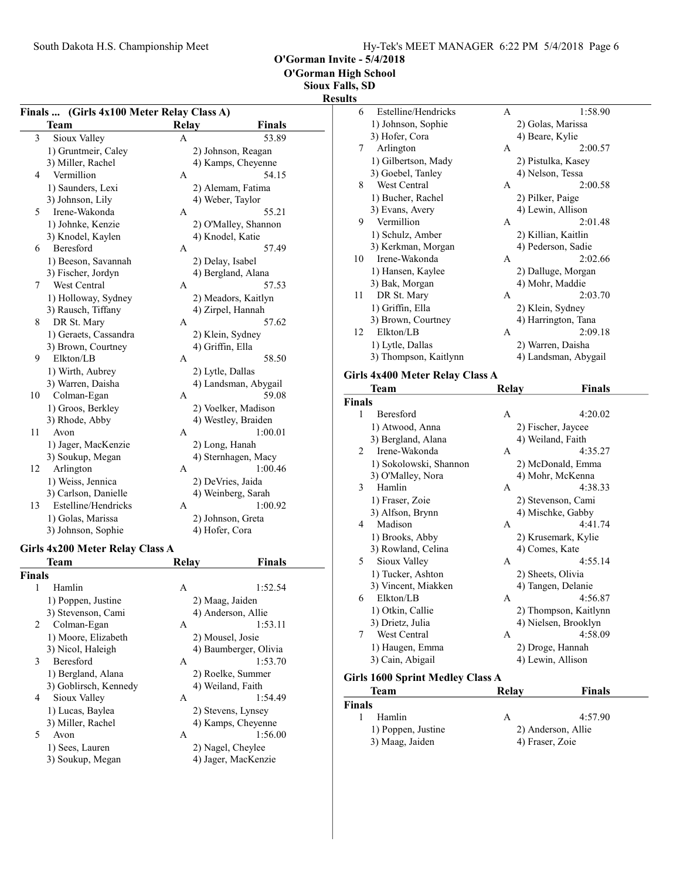# O'Gorman Invite - 5/4/2018

## O'Gorman High School

### Sioux Falls, SD

### Results

### Finals ... (Girls 4x100 Meter Relay Class A)

| | Team | Relay | Finals |
|---|---|---|---|
| 3 | Sioux Valley | A | 53.89 |
| | 1) Gruntmeir, Caley | 2) Johnson, Reagan | |
| | 3) Miller, Rachel | 4) Kamps, Cheyenne | |
| 4 | Vermillion | A | 54.15 |
| | 1) Saunders, Lexi | 2) Alemam, Fatima | |
| | 3) Johnson, Lily | 4) Weber, Taylor | |
| 5 | Irene-Wakonda | A | 55.21 |
| | 1) Johnke, Kenzie | 2) O'Malley, Shannon | |
| | 3) Knodel, Kaylen | 4) Knodel, Katie | |
| 6 | Beresford | A | 57.49 |
| | 1) Beeson, Savannah | 2) Delay, Isabel | |
| | 3) Fischer, Jordyn | 4) Bergland, Alana | |
| 7 | West Central | A | 57.53 |
| | 1) Holloway, Sydney | 2) Meadors, Kaitlyn | |
| | 3) Rausch, Tiffany | 4) Zirpel, Hannah | |
| 8 | DR St. Mary | A | 57.62 |
| | 1) Geraets, Cassandra | 2) Klein, Sydney | |
| | 3) Brown, Courtney | 4) Griffin, Ella | |
| 9 | Elkton/LB | A | 58.50 |
| | 1) Wirth, Aubrey | 2) Lytle, Dallas | |
| | 3) Warren, Daisha | 4) Landsman, Abygail | |
| 10 | Colman-Egan | A | 59.08 |
| | 1) Groos, Berkley | 2) Voelker, Madison | |
| | 3) Rhode, Abby | 4) Westley, Braiden | |
| 11 | Avon | A | 1:00.01 |
| | 1) Jager, MacKenzie | 2) Long, Hanah | |
| | 3) Soukup, Megan | 4) Sternhagen, Macy | |
| 12 | Arlington | A | 1:00.46 |
| | 1) Weiss, Jennica | 2) DeVries, Jaida | |
| | 3) Carlson, Danielle | 4) Weinberg, Sarah | |
| 13 | Estelline/Hendricks | A | 1:00.92 |
| | 1) Golas, Marissa | 2) Johnson, Greta | |
| | 3) Johnson, Sophie | 4) Hofer, Cora | |

### Girls 4x200 Meter Relay Class A

| | Team | Relay | Finals |
|---|---|---|---|
| **Finals** | | | |
| 1 | Hamlin | A | 1:52.54 |
| | 1) Poppen, Justine | 2) Maag, Jaiden | |
| | 3) Stevenson, Cami | 4) Anderson, Allie | |
| 2 | Colman-Egan | A | 1:53.11 |
| | 1) Moore, Elizabeth | 2) Mousel, Josie | |
| | 3) Nicol, Haleigh | 4) Baumberger, Olivia | |
| 3 | Beresford | A | 1:53.70 |
| | 1) Bergland, Alana | 2) Roelke, Summer | |
| | 3) Goblirsch, Kennedy | 4) Weiland, Faith | |
| 4 | Sioux Valley | A | 1:54.49 |
| | 1) Lucas, Baylea | 2) Stevens, Lynsey | |
| | 3) Miller, Rachel | 4) Kamps, Cheyenne | |
| 5 | Avon | A | 1:56.00 |
| | 1) Sees, Lauren | 2) Nagel, Cheylee | |
| | 3) Soukup, Megan | 4) Jager, MacKenzie | |
| 6 | Estelline/Hendricks | A | 1:58.90 |
| | 1) Johnson, Sophie | 2) Golas, Marissa | |
| | 3) Hofer, Cora | 4) Beare, Kylie | |
| 7 | Arlington | A | 2:00.57 |
| | 1) Gilbertson, Mady | 2) Pistulka, Kasey | |
| | 3) Goebel, Tanley | 4) Nelson, Tessa | |
| 8 | West Central | A | 2:00.58 |
| | 1) Bucher, Rachel | 2) Pilker, Paige | |
| | 3) Evans, Avery | 4) Lewin, Allison | |
| 9 | Vermillion | A | 2:01.48 |
| | 1) Schulz, Amber | 2) Killian, Kaitlin | |
| | 3) Kerkman, Morgan | 4) Pederson, Sadie | |
| 10 | Irene-Wakonda | A | 2:02.66 |
| | 1) Hansen, Kaylee | 2) Dalluge, Morgan | |
| | 3) Bak, Morgan | 4) Mohr, Maddie | |
| 11 | DR St. Mary | A | 2:03.70 |
| | 1) Griffin, Ella | 2) Klein, Sydney | |
| | 3) Brown, Courtney | 4) Harrington, Tana | |
| 12 | Elkton/LB | A | 2:09.18 |
| | 1) Lytle, Dallas | 2) Warren, Daisha | |
| | 3) Thompson, Kaitlynn | 4) Landsman, Abygail | |

### Girls 4x400 Meter Relay Class A

| | Team | Relay | Finals |
|---|---|---|---|
| **Finals** | | | |
| 1 | Beresford | A | 4:20.02 |
| | 1) Atwood, Anna | 2) Fischer, Jaycee | |
| | 3) Bergland, Alana | 4) Weiland, Faith | |
| 2 | Irene-Wakonda | A | 4:35.27 |
| | 1) Sokolowski, Shannon | 2) McDonald, Emma | |
| | 3) O'Malley, Nora | 4) Mohr, McKenna | |
| 3 | Hamlin | A | 4:38.33 |
| | 1) Fraser, Zoie | 2) Stevenson, Cami | |
| | 3) Alfson, Brynn | 4) Mischke, Gabby | |
| 4 | Madison | A | 4:41.74 |
| | 1) Brooks, Abby | 2) Krusemark, Kylie | |
| | 3) Rowland, Celina | 4) Comes, Kate | |
| 5 | Sioux Valley | A | 4:55.14 |
| | 1) Tucker, Ashton | 2) Sheets, Olivia | |
| | 3) Vincent, Miakken | 4) Tangen, Delanie | |
| 6 | Elkton/LB | A | 4:56.87 |
| | 1) Otkin, Callie | 2) Thompson, Kaitlynn | |
| | 3) Drietz, Julia | 4) Nielsen, Brooklyn | |
| 7 | West Central | A | 4:58.09 |
| | 1) Haugen, Emma | 2) Droge, Hannah | |
| | 3) Cain, Abigail | 4) Lewin, Allison | |

### Girls 1600 Sprint Medley Class A

| | Team | Relay | Finals |
|---|---|---|---|
| **Finals** | | | |
| 1 | Hamlin | A | 4:57.90 |
| | 1) Poppen, Justine | 2) Anderson, Allie | |
| | 3) Maag, Jaiden | 4) Fraser, Zoie | |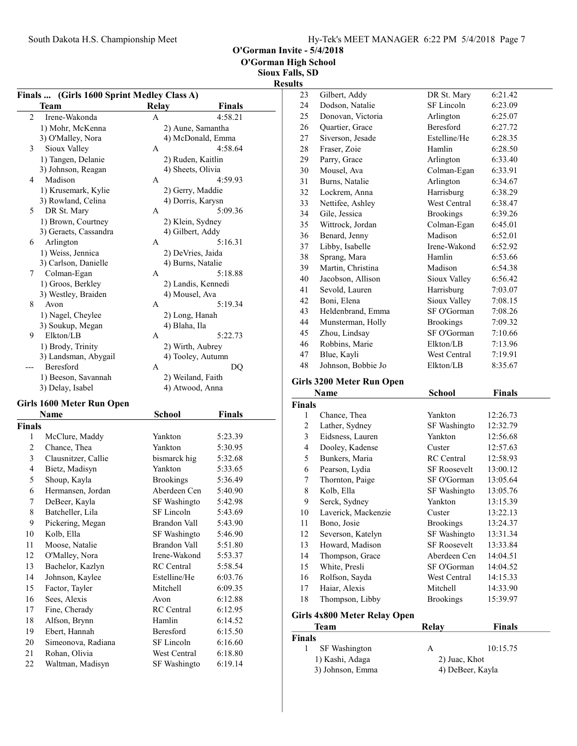# O'Gorman Invite - 5/4/2018
## O'Gorman High School
## Sioux Falls, SD
## Results

### Finals ... (Girls 1600 Sprint Medley Class A)

| | Team | Relay | Finals |
|---|---|---|---|
| 2 | Irene-Wakonda | A | 4:58.21 |
| | 1) Mohr, McKenna | 2) Aune, Samantha | |
| | 3) O'Malley, Nora | 4) McDonald, Emma | |
| 3 | Sioux Valley | A | 4:58.64 |
| | 1) Tangen, Delanie | 2) Ruden, Kaitlin | |
| | 3) Johnson, Reagan | 4) Sheets, Olivia | |
| 4 | Madison | A | 4:59.93 |
| | 1) Krusemark, Kylie | 2) Gerry, Maddie | |
| | 3) Rowland, Celina | 4) Dorris, Karysn | |
| 5 | DR St. Mary | A | 5:09.36 |
| | 1) Brown, Courtney | 2) Klein, Sydney | |
| | 3) Geraets, Cassandra | 4) Gilbert, Addy | |
| 6 | Arlington | A | 5:16.31 |
| | 1) Weiss, Jennica | 2) DeVries, Jaida | |
| | 3) Carlson, Danielle | 4) Burns, Natalie | |
| 7 | Colman-Egan | A | 5:18.88 |
| | 1) Groos, Berkley | 2) Landis, Kennedi | |
| | 3) Westley, Braiden | 4) Mousel, Ava | |
| 8 | Avon | A | 5:19.34 |
| | 1) Nagel, Cheylee | 2) Long, Hanah | |
| | 3) Soukup, Megan | 4) Blaha, Ila | |
| 9 | Elkton/LB | A | 5:22.73 |
| | 1) Brody, Trinity | 2) Wirth, Aubrey | |
| | 3) Landsman, Abygail | 4) Tooley, Autumn | |
| --- | Beresford | A | DQ |
| | 1) Beeson, Savannah | 2) Weiland, Faith | |
| | 3) Delay, Isabel | 4) Atwood, Anna | |

### Girls 1600 Meter Run Open

| | Name | School | Finals |
|---|---|---|---|
| **Finals** | | | |
| 1 | McClure, Maddy | Yankton | 5:23.39 |
| 2 | Chance, Thea | Yankton | 5:30.95 |
| 3 | Clausnitzer, Callie | bismarck hig | 5:32.68 |
| 4 | Bietz, Madisyn | Yankton | 5:33.65 |
| 5 | Shoup, Kayla | Brookings | 5:36.49 |
| 6 | Hermansen, Jordan | Aberdeen Cen | 5:40.90 |
| 7 | DeBeer, Kayla | SF Washingto | 5:42.98 |
| 8 | Batcheller, Lila | SF Lincoln | 5:43.69 |
| 9 | Pickering, Megan | Brandon Vall | 5:43.90 |
| 10 | Kolb, Ella | SF Washingto | 5:46.90 |
| 11 | Moose, Natalie | Brandon Vall | 5:51.80 |
| 12 | O'Malley, Nora | Irene-Wakond | 5:53.37 |
| 13 | Bachelor, Kazlyn | RC Central | 5:58.54 |
| 14 | Johnson, Kaylee | Estelline/He | 6:03.76 |
| 15 | Factor, Tayler | Mitchell | 6:09.35 |
| 16 | Sees, Alexis | Avon | 6:12.88 |
| 17 | Fine, Cherady | RC Central | 6:12.95 |
| 18 | Alfson, Brynn | Hamlin | 6:14.52 |
| 19 | Ebert, Hannah | Beresford | 6:15.50 |
| 20 | Simeonova, Radiana | SF Lincoln | 6:16.60 |
| 21 | Rohan, Olivia | West Central | 6:18.80 |
| 22 | Waltman, Madisyn | SF Washingto | 6:19.14 |
| 23 | Gilbert, Addy | DR St. Mary | 6:21.42 |
| 24 | Dodson, Natalie | SF Lincoln | 6:23.09 |
| 25 | Donovan, Victoria | Arlington | 6:25.07 |
| 26 | Quartier, Grace | Beresford | 6:27.72 |
| 27 | Siverson, Jesade | Estelline/He | 6:28.35 |
| 28 | Fraser, Zoie | Hamlin | 6:28.50 |
| 29 | Parry, Grace | Arlington | 6:33.40 |
| 30 | Mousel, Ava | Colman-Egan | 6:33.91 |
| 31 | Burns, Natalie | Arlington | 6:34.67 |
| 32 | Lockrem, Anna | Harrisburg | 6:38.29 |
| 33 | Nettifee, Ashley | West Central | 6:38.47 |
| 34 | Gile, Jessica | Brookings | 6:39.26 |
| 35 | Wittrock, Jordan | Colman-Egan | 6:45.01 |
| 36 | Benard, Jenny | Madison | 6:52.01 |
| 37 | Libby, Isabelle | Irene-Wakond | 6:52.92 |
| 38 | Sprang, Mara | Hamlin | 6:53.66 |
| 39 | Martin, Christina | Madison | 6:54.38 |
| 40 | Jacobson, Allison | Sioux Valley | 6:56.42 |
| 41 | Sevold, Lauren | Harrisburg | 7:03.07 |
| 42 | Boni, Elena | Sioux Valley | 7:08.15 |
| 43 | Heldenbrand, Emma | SF O'Gorman | 7:08.26 |
| 44 | Munsterman, Holly | Brookings | 7:09.32 |
| 45 | Zhou, Lindsay | SF O'Gorman | 7:10.66 |
| 46 | Robbins, Marie | Elkton/LB | 7:13.96 |
| 47 | Blue, Kayli | West Central | 7:19.91 |
| 48 | Johnson, Bobbie Jo | Elkton/LB | 8:35.67 |

### Girls 3200 Meter Run Open

| | Name | School | Finals |
|---|---|---|---|
| **Finals** | | | |
| 1 | Chance, Thea | Yankton | 12:26.73 |
| 2 | Lather, Sydney | SF Washingto | 12:32.79 |
| 3 | Eidsness, Lauren | Yankton | 12:56.68 |
| 4 | Dooley, Kadense | Custer | 12:57.63 |
| 5 | Bunkers, Maria | RC Central | 12:58.93 |
| 6 | Pearson, Lydia | SF Roosevelt | 13:00.12 |
| 7 | Thornton, Paige | SF O'Gorman | 13:05.64 |
| 8 | Kolb, Ella | SF Washingto | 13:05.76 |
| 9 | Serck, Sydney | Yankton | 13:15.39 |
| 10 | Laverick, Mackenzie | Custer | 13:22.13 |
| 11 | Bono, Josie | Brookings | 13:24.37 |
| 12 | Severson, Katelyn | SF Washingto | 13:31.34 |
| 13 | Howard, Madison | SF Roosevelt | 13:33.84 |
| 14 | Thompson, Grace | Aberdeen Cen | 14:04.51 |
| 15 | White, Presli | SF O'Gorman | 14:04.52 |
| 16 | Rolfson, Sayda | West Central | 14:15.33 |
| 17 | Haiar, Alexis | Mitchell | 14:33.90 |
| 18 | Thompson, Libby | Brookings | 15:39.97 |

### Girls 4x800 Meter Relay Open

| | Team | Relay | Finals |
|---|---|---|---|
| **Finals** | | | |
| 1 | SF Washington | A | 10:15.75 |
| | 1) Kashi, Adaga | 2) Juac, Khot | |
| | 3) Johnson, Emma | 4) DeBeer, Kayla | |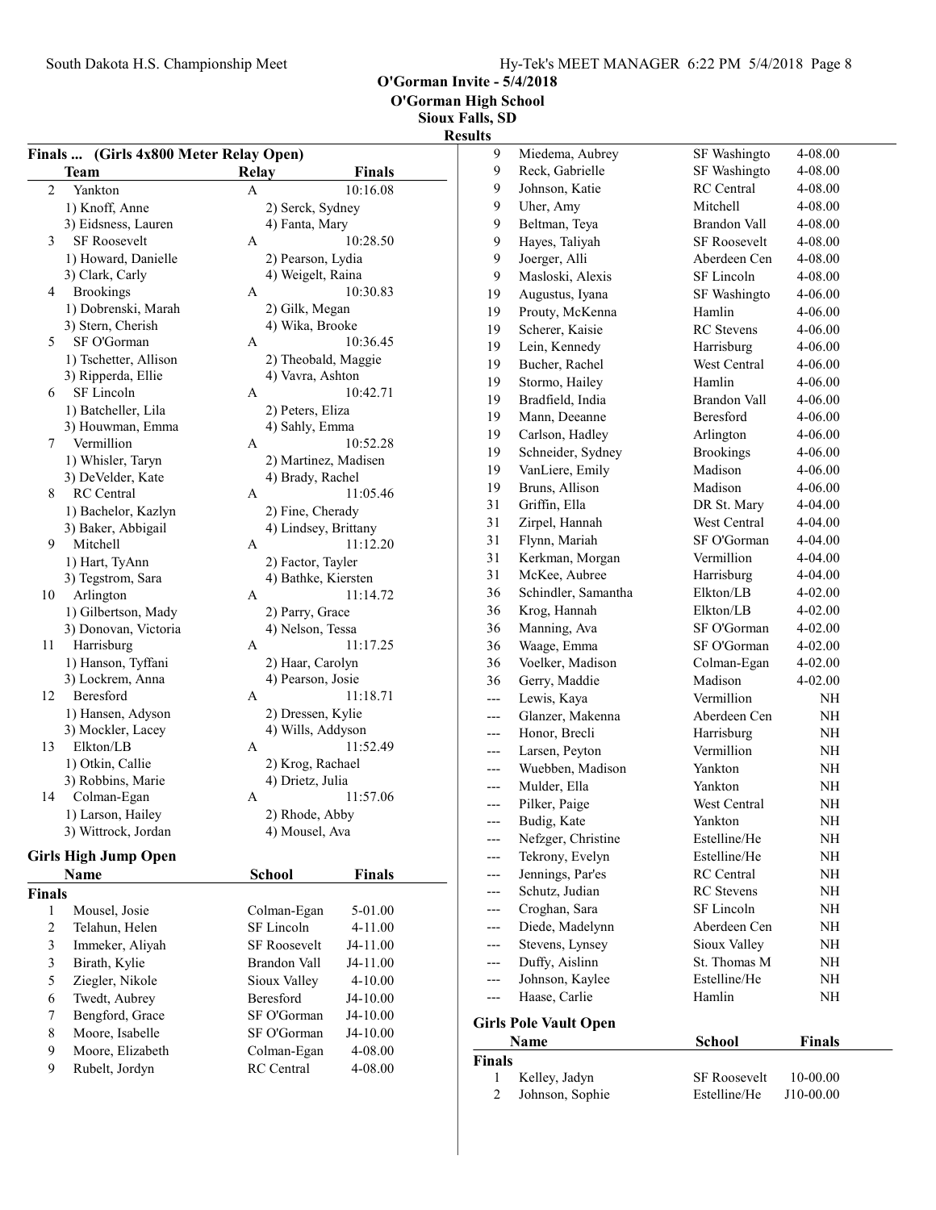## O'Gorman Invite - 5/4/2018
## O'Gorman High School
## Sioux Falls, SD
## Results

### Finals ... (Girls 4x800 Meter Relay Open)

| | Team | Relay | Finals |
|---|---|---|---|
| 2 | Yankton | A | 10:16.08 |
| | 1) Knoff, Anne | 2) Serck, Sydney | |
| | 3) Eidsness, Lauren | 4) Fanta, Mary | |
| 3 | SF Roosevelt | A | 10:28.50 |
| | 1) Howard, Danielle | 2) Pearson, Lydia | |
| | 3) Clark, Carly | 4) Weigelt, Raina | |
| 4 | Brookings | A | 10:30.83 |
| | 1) Dobrenski, Marah | 2) Gilk, Megan | |
| | 3) Stern, Cherish | 4) Wika, Brooke | |
| 5 | SF O'Gorman | A | 10:36.45 |
| | 1) Tschetter, Allison | 2) Theobald, Maggie | |
| | 3) Ripperda, Ellie | 4) Vavra, Ashton | |
| 6 | SF Lincoln | A | 10:42.71 |
| | 1) Batcheller, Lila | 2) Peters, Eliza | |
| | 3) Houwman, Emma | 4) Sahly, Emma | |
| 7 | Vermillion | A | 10:52.28 |
| | 1) Whisler, Taryn | 2) Martinez, Madisen | |
| | 3) DeVelder, Kate | 4) Brady, Rachel | |
| 8 | RC Central | A | 11:05.46 |
| | 1) Bachelor, Kazlyn | 2) Fine, Cherady | |
| | 3) Baker, Abbigail | 4) Lindsey, Brittany | |
| 9 | Mitchell | A | 11:12.20 |
| | 1) Hart, TyAnn | 2) Factor, Tayler | |
| | 3) Tegstrom, Sara | 4) Bathke, Kiersten | |
| 10 | Arlington | A | 11:14.72 |
| | 1) Gilbertson, Mady | 2) Parry, Grace | |
| | 3) Donovan, Victoria | 4) Nelson, Tessa | |
| 11 | Harrisburg | A | 11:17.25 |
| | 1) Hanson, Tyffani | 2) Haar, Carolyn | |
| | 3) Lockrem, Anna | 4) Pearson, Josie | |
| 12 | Beresford | A | 11:18.71 |
| | 1) Hansen, Adyson | 2) Dressen, Kylie | |
| | 3) Mockler, Lacey | 4) Wills, Addyson | |
| 13 | Elkton/LB | A | 11:52.49 |
| | 1) Otkin, Callie | 2) Krog, Rachael | |
| | 3) Robbins, Marie | 4) Drietz, Julia | |
| 14 | Colman-Egan | A | 11:57.06 |
| | 1) Larson, Hailey | 2) Rhode, Abby | |
| | 3) Wittrock, Jordan | 4) Mousel, Ava | |

### Girls High Jump Open

**Finals**

| | Name | School | Finals |
|---|---|---|---|
| 1 | Mousel, Josie | Colman-Egan | 5-01.00 |
| 2 | Telahun, Helen | SF Lincoln | 4-11.00 |
| 3 | Immeker, Aliyah | SF Roosevelt | J4-11.00 |
| 3 | Birath, Kylie | Brandon Vall | J4-11.00 |
| 5 | Ziegler, Nikole | Sioux Valley | 4-10.00 |
| 6 | Twedt, Aubrey | Beresford | J4-10.00 |
| 7 | Bengford, Grace | SF O'Gorman | J4-10.00 |
| 8 | Moore, Isabelle | SF O'Gorman | J4-10.00 |
| 9 | Moore, Elizabeth | Colman-Egan | 4-08.00 |
| 9 | Rubelt, Jordyn | RC Central | 4-08.00 |
| 9 | Miedema, Aubrey | SF Washingto | 4-08.00 |
| 9 | Reck, Gabrielle | SF Washingto | 4-08.00 |
| 9 | Johnson, Katie | RC Central | 4-08.00 |
| 9 | Uher, Amy | Mitchell | 4-08.00 |
| 9 | Beltman, Teya | Brandon Vall | 4-08.00 |
| 9 | Hayes, Taliyah | SF Roosevelt | 4-08.00 |
| 9 | Joerger, Alli | Aberdeen Cen | 4-08.00 |
| 9 | Masloski, Alexis | SF Lincoln | 4-08.00 |
| 19 | Augustus, Iyana | SF Washingto | 4-06.00 |
| 19 | Prouty, McKenna | Hamlin | 4-06.00 |
| 19 | Scherer, Kaisie | RC Stevens | 4-06.00 |
| 19 | Lein, Kennedy | Harrisburg | 4-06.00 |
| 19 | Bucher, Rachel | West Central | 4-06.00 |
| 19 | Stormo, Hailey | Hamlin | 4-06.00 |
| 19 | Bradfield, India | Brandon Vall | 4-06.00 |
| 19 | Mann, Deeanne | Beresford | 4-06.00 |
| 19 | Carlson, Hadley | Arlington | 4-06.00 |
| 19 | Schneider, Sydney | Brookings | 4-06.00 |
| 19 | VanLiere, Emily | Madison | 4-06.00 |
| 19 | Bruns, Allison | Madison | 4-06.00 |
| 31 | Griffin, Ella | DR St. Mary | 4-04.00 |
| 31 | Zirpel, Hannah | West Central | 4-04.00 |
| 31 | Flynn, Mariah | SF O'Gorman | 4-04.00 |
| 31 | Kerkman, Morgan | Vermillion | 4-04.00 |
| 31 | McKee, Aubree | Harrisburg | 4-04.00 |
| 36 | Schindler, Samantha | Elkton/LB | 4-02.00 |
| 36 | Krog, Hannah | Elkton/LB | 4-02.00 |
| 36 | Manning, Ava | SF O'Gorman | 4-02.00 |
| 36 | Waage, Emma | SF O'Gorman | 4-02.00 |
| 36 | Voelker, Madison | Colman-Egan | 4-02.00 |
| 36 | Gerry, Maddie | Madison | 4-02.00 |
| --- | Lewis, Kaya | Vermillion | NH |
| --- | Glanzer, Makenna | Aberdeen Cen | NH |
| --- | Honor, Brecli | Harrisburg | NH |
| --- | Larsen, Peyton | Vermillion | NH |
| --- | Wuebben, Madison | Yankton | NH |
| --- | Mulder, Ella | Yankton | NH |
| --- | Pilker, Paige | West Central | NH |
| --- | Budig, Kate | Yankton | NH |
| --- | Nefzger, Christine | Estelline/He | NH |
| --- | Tekrony, Evelyn | Estelline/He | NH |
| --- | Jennings, Par'es | RC Central | NH |
| --- | Schutz, Judian | RC Stevens | NH |
| --- | Croghan, Sara | SF Lincoln | NH |
| --- | Diede, Madelynn | Aberdeen Cen | NH |
| --- | Stevens, Lynsey | Sioux Valley | NH |
| --- | Duffy, Aislinn | St. Thomas M | NH |
| --- | Johnson, Kaylee | Estelline/He | NH |
| --- | Haase, Carlie | Hamlin | NH |

### Girls Pole Vault Open

**Finals**

| | Name | School | Finals |
|---|---|---|---|
| 1 | Kelley, Jadyn | SF Roosevelt | 10-00.00 |
| 2 | Johnson, Sophie | Estelline/He | J10-00.00 |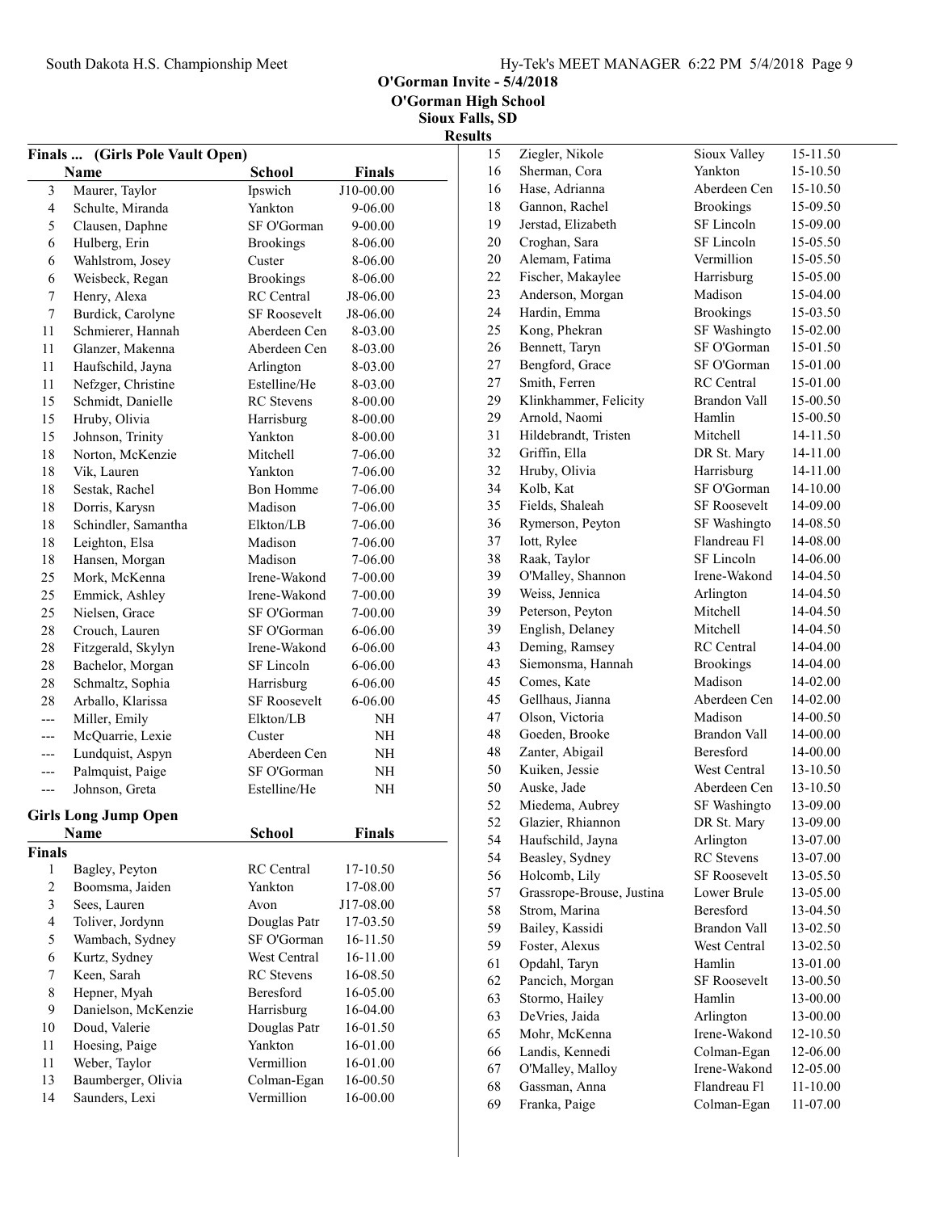## O'Gorman Invite - 5/4/2018
## O'Gorman High School
## Sioux Falls, SD
## Results

### Finals ... (Girls Pole Vault Open)

| | Name | School | Finals |
|---|---|---|---|
| 3 | Maurer, Taylor | Ipswich | J10-00.00 |
| 4 | Schulte, Miranda | Yankton | 9-06.00 |
| 5 | Clausen, Daphne | SF O'Gorman | 9-00.00 |
| 6 | Hulberg, Erin | Brookings | 8-06.00 |
| 6 | Wahlstrom, Josey | Custer | 8-06.00 |
| 6 | Weisbeck, Regan | Brookings | 8-06.00 |
| 7 | Henry, Alexa | RC Central | J8-06.00 |
| 7 | Burdick, Carolyne | SF Roosevelt | J8-06.00 |
| 11 | Schmierer, Hannah | Aberdeen Cen | 8-03.00 |
| 11 | Glanzer, Makenna | Aberdeen Cen | 8-03.00 |
| 11 | Haufschild, Jayna | Arlington | 8-03.00 |
| 11 | Nefzger, Christine | Estelline/He | 8-03.00 |
| 15 | Schmidt, Danielle | RC Stevens | 8-00.00 |
| 15 | Hruby, Olivia | Harrisburg | 8-00.00 |
| 15 | Johnson, Trinity | Yankton | 8-00.00 |
| 18 | Norton, McKenzie | Mitchell | 7-06.00 |
| 18 | Vik, Lauren | Yankton | 7-06.00 |
| 18 | Sestak, Rachel | Bon Homme | 7-06.00 |
| 18 | Dorris, Karysn | Madison | 7-06.00 |
| 18 | Schindler, Samantha | Elkton/LB | 7-06.00 |
| 18 | Leighton, Elsa | Madison | 7-06.00 |
| 18 | Hansen, Morgan | Madison | 7-06.00 |
| 25 | Mork, McKenna | Irene-Wakond | 7-00.00 |
| 25 | Emmick, Ashley | Irene-Wakond | 7-00.00 |
| 25 | Nielsen, Grace | SF O'Gorman | 7-00.00 |
| 28 | Crouch, Lauren | SF O'Gorman | 6-06.00 |
| 28 | Fitzgerald, Skylyn | Irene-Wakond | 6-06.00 |
| 28 | Bachelor, Morgan | SF Lincoln | 6-06.00 |
| 28 | Schmaltz, Sophia | Harrisburg | 6-06.00 |
| 28 | Arballo, Klarissa | SF Roosevelt | 6-06.00 |
| --- | Miller, Emily | Elkton/LB | NH |
| --- | McQuarrie, Lexie | Custer | NH |
| --- | Lundquist, Aspyn | Aberdeen Cen | NH |
| --- | Palmquist, Paige | SF O'Gorman | NH |
| --- | Johnson, Greta | Estelline/He | NH |

### Girls Long Jump Open

| | Name | School | Finals |
|---|---|---|---|
| **Finals** | | | |
| 1 | Bagley, Peyton | RC Central | 17-10.50 |
| 2 | Boomsma, Jaiden | Yankton | 17-08.00 |
| 3 | Sees, Lauren | Avon | J17-08.00 |
| 4 | Toliver, Jordynn | Douglas Patr | 17-03.50 |
| 5 | Wambach, Sydney | SF O'Gorman | 16-11.50 |
| 6 | Kurtz, Sydney | West Central | 16-11.00 |
| 7 | Keen, Sarah | RC Stevens | 16-08.50 |
| 8 | Hepner, Myah | Beresford | 16-05.00 |
| 9 | Danielson, McKenzie | Harrisburg | 16-04.00 |
| 10 | Doud, Valerie | Douglas Patr | 16-01.50 |
| 11 | Hoesing, Paige | Yankton | 16-01.00 |
| 11 | Weber, Taylor | Vermillion | 16-01.00 |
| 13 | Baumberger, Olivia | Colman-Egan | 16-00.50 |
| 14 | Saunders, Lexi | Vermillion | 16-00.00 |
| 15 | Ziegler, Nikole | Sioux Valley | 15-11.50 |
| 16 | Sherman, Cora | Yankton | 15-10.50 |
| 16 | Hase, Adrianna | Aberdeen Cen | 15-10.50 |
| 18 | Gannon, Rachel | Brookings | 15-09.50 |
| 19 | Jerstad, Elizabeth | SF Lincoln | 15-09.00 |
| 20 | Croghan, Sara | SF Lincoln | 15-05.50 |
| 20 | Alemam, Fatima | Vermillion | 15-05.50 |
| 22 | Fischer, Makaylee | Harrisburg | 15-05.00 |
| 23 | Anderson, Morgan | Madison | 15-04.00 |
| 24 | Hardin, Emma | Brookings | 15-03.50 |
| 25 | Kong, Phekran | SF Washingto | 15-02.00 |
| 26 | Bennett, Taryn | SF O'Gorman | 15-01.50 |
| 27 | Bengford, Grace | SF O'Gorman | 15-01.00 |
| 27 | Smith, Ferren | RC Central | 15-01.00 |
| 29 | Klinkhammer, Felicity | Brandon Vall | 15-00.50 |
| 29 | Arnold, Naomi | Hamlin | 15-00.50 |
| 31 | Hildebrandt, Tristen | Mitchell | 14-11.50 |
| 32 | Griffin, Ella | DR St. Mary | 14-11.00 |
| 32 | Hruby, Olivia | Harrisburg | 14-11.00 |
| 34 | Kolb, Kat | SF O'Gorman | 14-10.00 |
| 35 | Fields, Shaleah | SF Roosevelt | 14-09.00 |
| 36 | Rymerson, Peyton | SF Washingto | 14-08.50 |
| 37 | Iott, Rylee | Flandreau Fl | 14-08.00 |
| 38 | Raak, Taylor | SF Lincoln | 14-06.00 |
| 39 | O'Malley, Shannon | Irene-Wakond | 14-04.50 |
| 39 | Weiss, Jennica | Arlington | 14-04.50 |
| 39 | Peterson, Peyton | Mitchell | 14-04.50 |
| 39 | English, Delaney | Mitchell | 14-04.50 |
| 43 | Deming, Ramsey | RC Central | 14-04.00 |
| 43 | Siemonsma, Hannah | Brookings | 14-04.00 |
| 45 | Comes, Kate | Madison | 14-02.00 |
| 45 | Gellhaus, Jianna | Aberdeen Cen | 14-02.00 |
| 47 | Olson, Victoria | Madison | 14-00.50 |
| 48 | Goeden, Brooke | Brandon Vall | 14-00.00 |
| 48 | Zanter, Abigail | Beresford | 14-00.00 |
| 50 | Kuiken, Jessie | West Central | 13-10.50 |
| 50 | Auske, Jade | Aberdeen Cen | 13-10.50 |
| 52 | Miedema, Aubrey | SF Washingto | 13-09.00 |
| 52 | Glazier, Rhiannon | DR St. Mary | 13-09.00 |
| 54 | Haufschild, Jayna | Arlington | 13-07.00 |
| 54 | Beasley, Sydney | RC Stevens | 13-07.00 |
| 56 | Holcomb, Lily | SF Roosevelt | 13-05.50 |
| 57 | Grassrope-Brouse, Justina | Lower Brule | 13-05.00 |
| 58 | Strom, Marina | Beresford | 13-04.50 |
| 59 | Bailey, Kassidi | Brandon Vall | 13-02.50 |
| 59 | Foster, Alexus | West Central | 13-02.50 |
| 61 | Opdahl, Taryn | Hamlin | 13-01.00 |
| 62 | Pancich, Morgan | SF Roosevelt | 13-00.50 |
| 63 | Stormo, Hailey | Hamlin | 13-00.00 |
| 63 | DeVries, Jaida | Arlington | 13-00.00 |
| 65 | Mohr, McKenna | Irene-Wakond | 12-10.50 |
| 66 | Landis, Kennedi | Colman-Egan | 12-06.00 |
| 67 | O'Malley, Malloy | Irene-Wakond | 12-05.00 |
| 68 | Gassman, Anna | Flandreau Fl | 11-10.00 |
| 69 | Franka, Paige | Colman-Egan | 11-07.00 |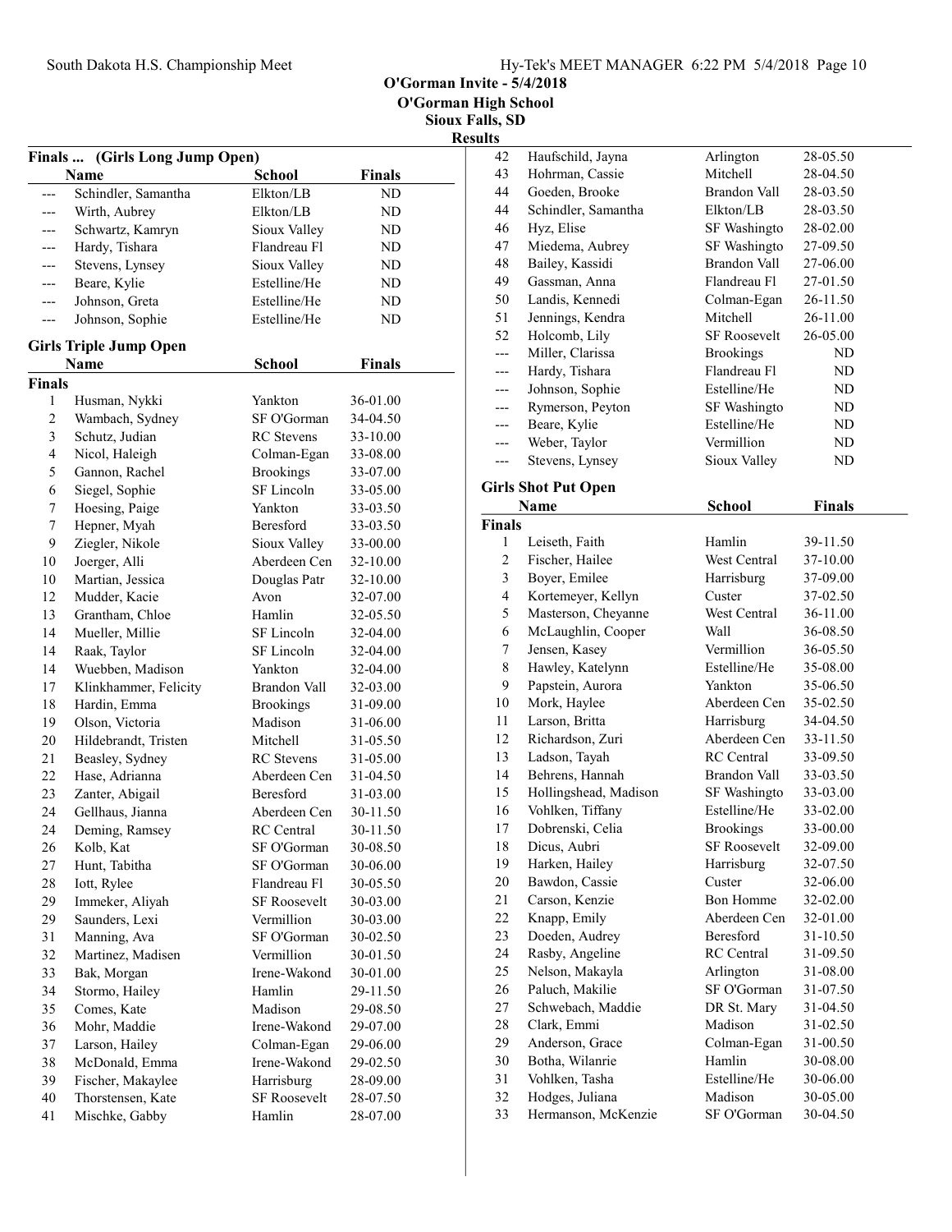# O'Gorman Invite - 5/4/2018

## O'Gorman High School

## Sioux Falls, SD

## Results

### Finals ... (Girls Long Jump Open)

| | Name | School | Finals |
|---|---|---|---|
| --- | Schindler, Samantha | Elkton/LB | ND |
| --- | Wirth, Aubrey | Elkton/LB | ND |
| --- | Schwartz, Kamryn | Sioux Valley | ND |
| --- | Hardy, Tishara | Flandreau Fl | ND |
| --- | Stevens, Lynsey | Sioux Valley | ND |
| --- | Beare, Kylie | Estelline/He | ND |
| --- | Johnson, Greta | Estelline/He | ND |
| --- | Johnson, Sophie | Estelline/He | ND |

### Girls Triple Jump Open

**Finals**

| | Name | School | Finals |
|---|---|---|---|
| 1 | Husman, Nykki | Yankton | 36-01.00 |
| 2 | Wambach, Sydney | SF O'Gorman | 34-04.50 |
| 3 | Schutz, Judian | RC Stevens | 33-10.00 |
| 4 | Nicol, Haleigh | Colman-Egan | 33-08.00 |
| 5 | Gannon, Rachel | Brookings | 33-07.00 |
| 6 | Siegel, Sophie | SF Lincoln | 33-05.00 |
| 7 | Hoesing, Paige | Yankton | 33-03.50 |
| 7 | Hepner, Myah | Beresford | 33-03.50 |
| 9 | Ziegler, Nikole | Sioux Valley | 33-00.00 |
| 10 | Joerger, Alli | Aberdeen Cen | 32-10.00 |
| 10 | Martian, Jessica | Douglas Patr | 32-10.00 |
| 12 | Mudder, Kacie | Avon | 32-07.00 |
| 13 | Grantham, Chloe | Hamlin | 32-05.50 |
| 14 | Mueller, Millie | SF Lincoln | 32-04.00 |
| 14 | Raak, Taylor | SF Lincoln | 32-04.00 |
| 14 | Wuebben, Madison | Yankton | 32-04.00 |
| 17 | Klinkhammer, Felicity | Brandon Vall | 32-03.00 |
| 18 | Hardin, Emma | Brookings | 31-09.00 |
| 19 | Olson, Victoria | Madison | 31-06.00 |
| 20 | Hildebrandt, Tristen | Mitchell | 31-05.50 |
| 21 | Beasley, Sydney | RC Stevens | 31-05.00 |
| 22 | Hase, Adrianna | Aberdeen Cen | 31-04.50 |
| 23 | Zanter, Abigail | Beresford | 31-03.00 |
| 24 | Gellhaus, Jianna | Aberdeen Cen | 30-11.50 |
| 24 | Deming, Ramsey | RC Central | 30-11.50 |
| 26 | Kolb, Kat | SF O'Gorman | 30-08.50 |
| 27 | Hunt, Tabitha | SF O'Gorman | 30-06.00 |
| 28 | Iott, Rylee | Flandreau Fl | 30-05.50 |
| 29 | Immeker, Aliyah | SF Roosevelt | 30-03.00 |
| 29 | Saunders, Lexi | Vermillion | 30-03.00 |
| 31 | Manning, Ava | SF O'Gorman | 30-02.50 |
| 32 | Martinez, Madisen | Vermillion | 30-01.50 |
| 33 | Bak, Morgan | Irene-Wakond | 30-01.00 |
| 34 | Stormo, Hailey | Hamlin | 29-11.50 |
| 35 | Comes, Kate | Madison | 29-08.50 |
| 36 | Mohr, Maddie | Irene-Wakond | 29-07.00 |
| 37 | Larson, Hailey | Colman-Egan | 29-06.00 |
| 38 | McDonald, Emma | Irene-Wakond | 29-02.50 |
| 39 | Fischer, Makaylee | Harrisburg | 28-09.00 |
| 40 | Thorstensen, Kate | SF Roosevelt | 28-07.50 |
| 41 | Mischke, Gabby | Hamlin | 28-07.00 |
| 42 | Haufschild, Jayna | Arlington | 28-05.50 |
| 43 | Hohrman, Cassie | Mitchell | 28-04.50 |
| 44 | Goeden, Brooke | Brandon Vall | 28-03.50 |
| 44 | Schindler, Samantha | Elkton/LB | 28-03.50 |
| 46 | Hyz, Elise | SF Washingto | 28-02.00 |
| 47 | Miedema, Aubrey | SF Washingto | 27-09.50 |
| 48 | Bailey, Kassidi | Brandon Vall | 27-06.00 |
| 49 | Gassman, Anna | Flandreau Fl | 27-01.50 |
| 50 | Landis, Kennedi | Colman-Egan | 26-11.50 |
| 51 | Jennings, Kendra | Mitchell | 26-11.00 |
| 52 | Holcomb, Lily | SF Roosevelt | 26-05.00 |
| --- | Miller, Clarissa | Brookings | ND |
| --- | Hardy, Tishara | Flandreau Fl | ND |
| --- | Johnson, Sophie | Estelline/He | ND |
| --- | Rymerson, Peyton | SF Washingto | ND |
| --- | Beare, Kylie | Estelline/He | ND |
| --- | Weber, Taylor | Vermillion | ND |
| --- | Stevens, Lynsey | Sioux Valley | ND |

### Girls Shot Put Open

**Finals**

| | Name | School | Finals |
|---|---|---|---|
| 1 | Leiseth, Faith | Hamlin | 39-11.50 |
| 2 | Fischer, Hailee | West Central | 37-10.00 |
| 3 | Boyer, Emilee | Harrisburg | 37-09.00 |
| 4 | Kortemeyer, Kellyn | Custer | 37-02.50 |
| 5 | Masterson, Cheyanne | West Central | 36-11.00 |
| 6 | McLaughlin, Cooper | Wall | 36-08.50 |
| 7 | Jensen, Kasey | Vermillion | 36-05.50 |
| 8 | Hawley, Katelynn | Estelline/He | 35-08.00 |
| 9 | Papstein, Aurora | Yankton | 35-06.50 |
| 10 | Mork, Haylee | Aberdeen Cen | 35-02.50 |
| 11 | Larson, Britta | Harrisburg | 34-04.50 |
| 12 | Richardson, Zuri | Aberdeen Cen | 33-11.50 |
| 13 | Ladson, Tayah | RC Central | 33-09.50 |
| 14 | Behrens, Hannah | Brandon Vall | 33-03.50 |
| 15 | Hollingshead, Madison | SF Washingto | 33-03.00 |
| 16 | Vohlken, Tiffany | Estelline/He | 33-02.00 |
| 17 | Dobrenski, Celia | Brookings | 33-00.00 |
| 18 | Dicus, Aubri | SF Roosevelt | 32-09.00 |
| 19 | Harken, Hailey | Harrisburg | 32-07.50 |
| 20 | Bawdon, Cassie | Custer | 32-06.00 |
| 21 | Carson, Kenzie | Bon Homme | 32-02.00 |
| 22 | Knapp, Emily | Aberdeen Cen | 32-01.00 |
| 23 | Doeden, Audrey | Beresford | 31-10.50 |
| 24 | Rasby, Angeline | RC Central | 31-09.50 |
| 25 | Nelson, Makayla | Arlington | 31-08.00 |
| 26 | Paluch, Makilie | SF O'Gorman | 31-07.50 |
| 27 | Schwebach, Maddie | DR St. Mary | 31-04.50 |
| 28 | Clark, Emmi | Madison | 31-02.50 |
| 29 | Anderson, Grace | Colman-Egan | 31-00.50 |
| 30 | Botha, Wilanrie | Hamlin | 30-08.00 |
| 31 | Vohlken, Tasha | Estelline/He | 30-06.00 |
| 32 | Hodges, Juliana | Madison | 30-05.00 |
| 33 | Hermanson, McKenzie | SF O'Gorman | 30-04.50 |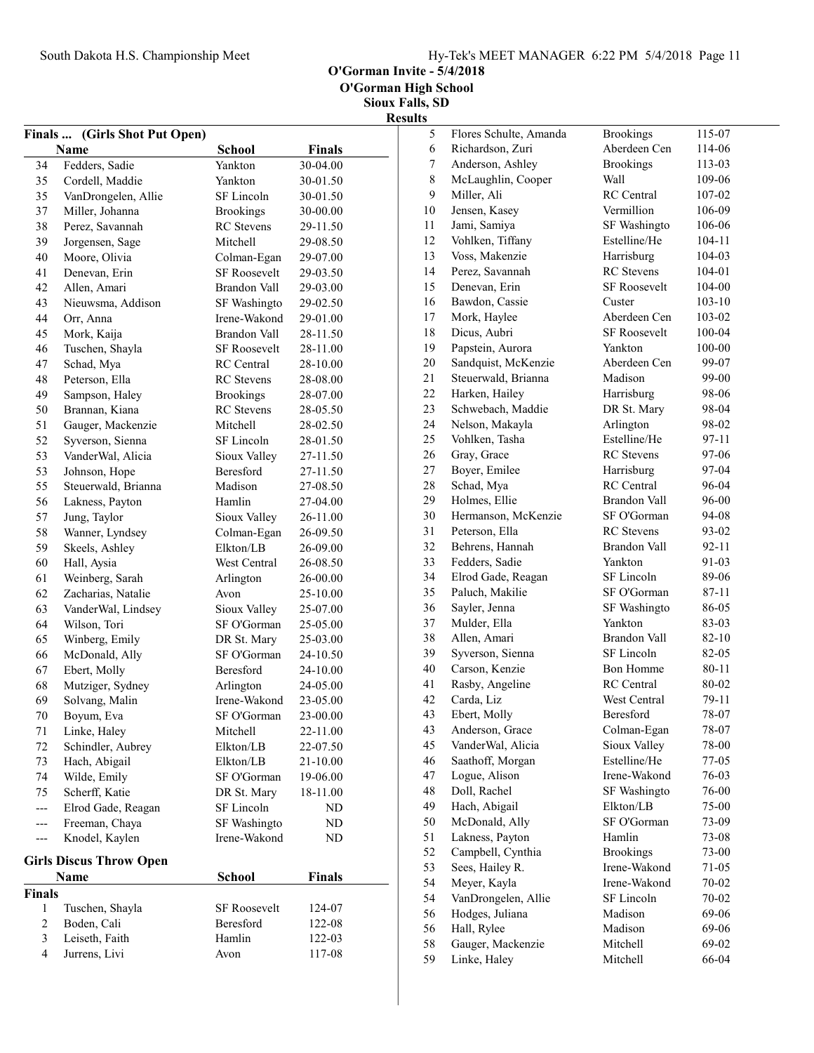O'Gorman Invite - 5/4/2018
O'Gorman High School
Sioux Falls, SD

Results

## Finals ... (Girls Shot Put Open)

| | Name | School | Finals |
|---|---|---|---|
| 34 | Fedders, Sadie | Yankton | 30-04.00 |
| 35 | Cordell, Maddie | Yankton | 30-01.50 |
| 35 | VanDrongelen, Allie | SF Lincoln | 30-01.50 |
| 37 | Miller, Johanna | Brookings | 30-00.00 |
| 38 | Perez, Savannah | RC Stevens | 29-11.50 |
| 39 | Jorgensen, Sage | Mitchell | 29-08.50 |
| 40 | Moore, Olivia | Colman-Egan | 29-07.00 |
| 41 | Denevan, Erin | SF Roosevelt | 29-03.50 |
| 42 | Allen, Amari | Brandon Vall | 29-03.00 |
| 43 | Nieuwsma, Addison | SF Washingto | 29-02.50 |
| 44 | Orr, Anna | Irene-Wakond | 29-01.00 |
| 45 | Mork, Kaija | Brandon Vall | 28-11.50 |
| 46 | Tuschen, Shayla | SF Roosevelt | 28-11.00 |
| 47 | Schad, Mya | RC Central | 28-10.00 |
| 48 | Peterson, Ella | RC Stevens | 28-08.00 |
| 49 | Sampson, Haley | Brookings | 28-07.00 |
| 50 | Brannan, Kiana | RC Stevens | 28-05.50 |
| 51 | Gauger, Mackenzie | Mitchell | 28-02.50 |
| 52 | Syverson, Sienna | SF Lincoln | 28-01.50 |
| 53 | VanderWal, Alicia | Sioux Valley | 27-11.50 |
| 53 | Johnson, Hope | Beresford | 27-11.50 |
| 55 | Steuerwald, Brianna | Madison | 27-08.50 |
| 56 | Lakness, Payton | Hamlin | 27-04.00 |
| 57 | Jung, Taylor | Sioux Valley | 26-11.00 |
| 58 | Wanner, Lyndsey | Colman-Egan | 26-09.50 |
| 59 | Skeels, Ashley | Elkton/LB | 26-09.00 |
| 60 | Hall, Aysia | West Central | 26-08.50 |
| 61 | Weinberg, Sarah | Arlington | 26-00.00 |
| 62 | Zacharias, Natalie | Avon | 25-10.00 |
| 63 | VanderWal, Lindsey | Sioux Valley | 25-07.00 |
| 64 | Wilson, Tori | SF O'Gorman | 25-05.00 |
| 65 | Winberg, Emily | DR St. Mary | 25-03.00 |
| 66 | McDonald, Ally | SF O'Gorman | 24-10.50 |
| 67 | Ebert, Molly | Beresford | 24-10.00 |
| 68 | Mutziger, Sydney | Arlington | 24-05.00 |
| 69 | Solvang, Malin | Irene-Wakond | 23-05.00 |
| 70 | Boyum, Eva | SF O'Gorman | 23-00.00 |
| 71 | Linke, Haley | Mitchell | 22-11.00 |
| 72 | Schindler, Aubrey | Elkton/LB | 22-07.50 |
| 73 | Hach, Abigail | Elkton/LB | 21-10.00 |
| 74 | Wilde, Emily | SF O'Gorman | 19-06.00 |
| 75 | Scherff, Katie | DR St. Mary | 18-11.00 |
| --- | Elrod Gade, Reagan | SF Lincoln | ND |
| --- | Freeman, Chaya | SF Washingto | ND |
| --- | Knodel, Kaylen | Irene-Wakond | ND |

## Girls Discus Throw Open

**Finals**

| | Name | School | Finals |
|---|---|---|---|
| 1 | Tuschen, Shayla | SF Roosevelt | 124-07 |
| 2 | Boden, Cali | Beresford | 122-08 |
| 3 | Leiseth, Faith | Hamlin | 122-03 |
| 4 | Jurrens, Livi | Avon | 117-08 |
| 5 | Flores Schulte, Amanda | Brookings | 115-07 |
| 6 | Richardson, Zuri | Aberdeen Cen | 114-06 |
| 7 | Anderson, Ashley | Brookings | 113-03 |
| 8 | McLaughlin, Cooper | Wall | 109-06 |
| 9 | Miller, Ali | RC Central | 107-02 |
| 10 | Jensen, Kasey | Vermillion | 106-09 |
| 11 | Jami, Samiya | SF Washingto | 106-06 |
| 12 | Vohlken, Tiffany | Estelline/He | 104-11 |
| 13 | Voss, Makenzie | Harrisburg | 104-03 |
| 14 | Perez, Savannah | RC Stevens | 104-01 |
| 15 | Denevan, Erin | SF Roosevelt | 104-00 |
| 16 | Bawdon, Cassie | Custer | 103-10 |
| 17 | Mork, Haylee | Aberdeen Cen | 103-02 |
| 18 | Dicus, Aubri | SF Roosevelt | 100-04 |
| 19 | Papstein, Aurora | Yankton | 100-00 |
| 20 | Sandquist, McKenzie | Aberdeen Cen | 99-07 |
| 21 | Steuerwald, Brianna | Madison | 99-00 |
| 22 | Harken, Hailey | Harrisburg | 98-06 |
| 23 | Schwebach, Maddie | DR St. Mary | 98-04 |
| 24 | Nelson, Makayla | Arlington | 98-02 |
| 25 | Vohlken, Tasha | Estelline/He | 97-11 |
| 26 | Gray, Grace | RC Stevens | 97-06 |
| 27 | Boyer, Emilee | Harrisburg | 97-04 |
| 28 | Schad, Mya | RC Central | 96-04 |
| 29 | Holmes, Ellie | Brandon Vall | 96-00 |
| 30 | Hermanson, McKenzie | SF O'Gorman | 94-08 |
| 31 | Peterson, Ella | RC Stevens | 93-02 |
| 32 | Behrens, Hannah | Brandon Vall | 92-11 |
| 33 | Fedders, Sadie | Yankton | 91-03 |
| 34 | Elrod Gade, Reagan | SF Lincoln | 89-06 |
| 35 | Paluch, Makilie | SF O'Gorman | 87-11 |
| 36 | Sayler, Jenna | SF Washingto | 86-05 |
| 37 | Mulder, Ella | Yankton | 83-03 |
| 38 | Allen, Amari | Brandon Vall | 82-10 |
| 39 | Syverson, Sienna | SF Lincoln | 82-05 |
| 40 | Carson, Kenzie | Bon Homme | 80-11 |
| 41 | Rasby, Angeline | RC Central | 80-02 |
| 42 | Carda, Liz | West Central | 79-11 |
| 43 | Ebert, Molly | Beresford | 78-07 |
| 43 | Anderson, Grace | Colman-Egan | 78-07 |
| 45 | VanderWal, Alicia | Sioux Valley | 78-00 |
| 46 | Saathoff, Morgan | Estelline/He | 77-05 |
| 47 | Logue, Alison | Irene-Wakond | 76-03 |
| 48 | Doll, Rachel | SF Washingto | 76-00 |
| 49 | Hach, Abigail | Elkton/LB | 75-00 |
| 50 | McDonald, Ally | SF O'Gorman | 73-09 |
| 51 | Lakness, Payton | Hamlin | 73-08 |
| 52 | Campbell, Cynthia | Brookings | 73-00 |
| 53 | Sees, Hailey R. | Irene-Wakond | 71-05 |
| 54 | Meyer, Kayla | Irene-Wakond | 70-02 |
| 54 | VanDrongelen, Allie | SF Lincoln | 70-02 |
| 56 | Hodges, Juliana | Madison | 69-06 |
| 56 | Hall, Rylee | Madison | 69-06 |
| 58 | Gauger, Mackenzie | Mitchell | 69-02 |
| 59 | Linke, Haley | Mitchell | 66-04 |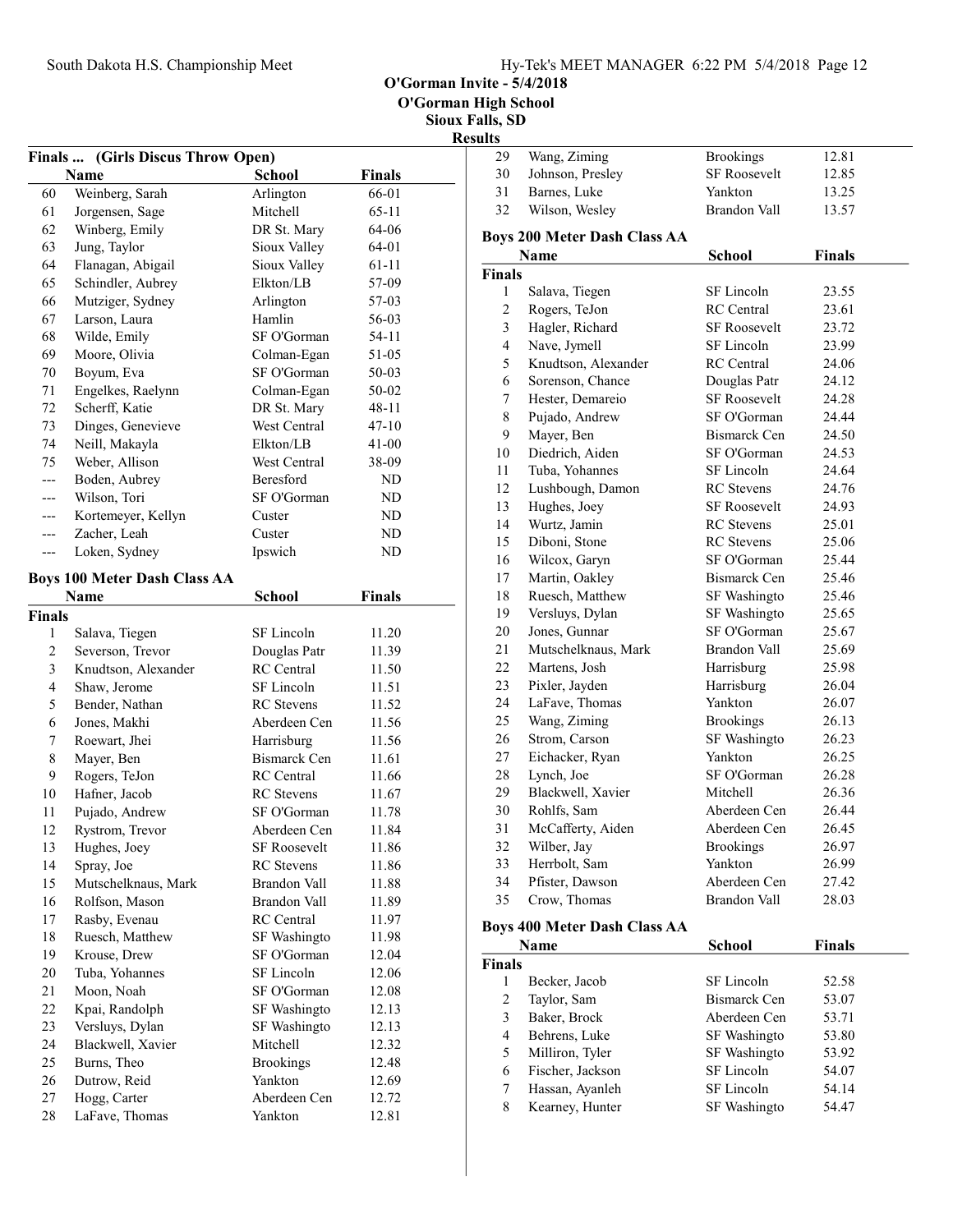# O'Gorman Invite - 5/4/2018
## O'Gorman High School
### Sioux Falls, SD
### Results

**Finals ... (Girls Discus Throw Open)**

| | Name | School | Finals |
|---|---|---|---|
| 60 | Weinberg, Sarah | Arlington | 66-01 |
| 61 | Jorgensen, Sage | Mitchell | 65-11 |
| 62 | Winberg, Emily | DR St. Mary | 64-06 |
| 63 | Jung, Taylor | Sioux Valley | 64-01 |
| 64 | Flanagan, Abigail | Sioux Valley | 61-11 |
| 65 | Schindler, Aubrey | Elkton/LB | 57-09 |
| 66 | Mutziger, Sydney | Arlington | 57-03 |
| 67 | Larson, Laura | Hamlin | 56-03 |
| 68 | Wilde, Emily | SF O'Gorman | 54-11 |
| 69 | Moore, Olivia | Colman-Egan | 51-05 |
| 70 | Boyum, Eva | SF O'Gorman | 50-03 |
| 71 | Engelkes, Raelynn | Colman-Egan | 50-02 |
| 72 | Scherff, Katie | DR St. Mary | 48-11 |
| 73 | Dinges, Genevieve | West Central | 47-10 |
| 74 | Neill, Makayla | Elkton/LB | 41-00 |
| 75 | Weber, Allison | West Central | 38-09 |
| --- | Boden, Aubrey | Beresford | ND |
| --- | Wilson, Tori | SF O'Gorman | ND |
| --- | Kortemeyer, Kellyn | Custer | ND |
| --- | Zacher, Leah | Custer | ND |
| --- | Loken, Sydney | Ipswich | ND |

**Boys 100 Meter Dash Class AA**

| | Name | School | Finals |
|---|---|---|---|
| **Finals** | | | |
| 1 | Salava, Tiegen | SF Lincoln | 11.20 |
| 2 | Severson, Trevor | Douglas Patr | 11.39 |
| 3 | Knudtson, Alexander | RC Central | 11.50 |
| 4 | Shaw, Jerome | SF Lincoln | 11.51 |
| 5 | Bender, Nathan | RC Stevens | 11.52 |
| 6 | Jones, Makhi | Aberdeen Cen | 11.56 |
| 7 | Roewart, Jhei | Harrisburg | 11.56 |
| 8 | Mayer, Ben | Bismarck Cen | 11.61 |
| 9 | Rogers, TeJon | RC Central | 11.66 |
| 10 | Hafner, Jacob | RC Stevens | 11.67 |
| 11 | Pujado, Andrew | SF O'Gorman | 11.78 |
| 12 | Rystrom, Trevor | Aberdeen Cen | 11.84 |
| 13 | Hughes, Joey | SF Roosevelt | 11.86 |
| 14 | Spray, Joe | RC Stevens | 11.86 |
| 15 | Mutschelknaus, Mark | Brandon Vall | 11.88 |
| 16 | Rolfson, Mason | Brandon Vall | 11.89 |
| 17 | Rasby, Evenau | RC Central | 11.97 |
| 18 | Ruesch, Matthew | SF Washingto | 11.98 |
| 19 | Krouse, Drew | SF O'Gorman | 12.04 |
| 20 | Tuba, Yohannes | SF Lincoln | 12.06 |
| 21 | Moon, Noah | SF O'Gorman | 12.08 |
| 22 | Kpai, Randolph | SF Washingto | 12.13 |
| 23 | Versluys, Dylan | SF Washingto | 12.13 |
| 24 | Blackwell, Xavier | Mitchell | 12.32 |
| 25 | Burns, Theo | Brookings | 12.48 |
| 26 | Dutrow, Reid | Yankton | 12.69 |
| 27 | Hogg, Carter | Aberdeen Cen | 12.72 |
| 28 | LaFave, Thomas | Yankton | 12.81 |
| 29 | Wang, Ziming | Brookings | 12.81 |
| 30 | Johnson, Presley | SF Roosevelt | 12.85 |
| 31 | Barnes, Luke | Yankton | 13.25 |
| 32 | Wilson, Wesley | Brandon Vall | 13.57 |

**Boys 200 Meter Dash Class AA**

| | Name | School | Finals |
|---|---|---|---|
| **Finals** | | | |
| 1 | Salava, Tiegen | SF Lincoln | 23.55 |
| 2 | Rogers, TeJon | RC Central | 23.61 |
| 3 | Hagler, Richard | SF Roosevelt | 23.72 |
| 4 | Nave, Jymell | SF Lincoln | 23.99 |
| 5 | Knudtson, Alexander | RC Central | 24.06 |
| 6 | Sorenson, Chance | Douglas Patr | 24.12 |
| 7 | Hester, Demareio | SF Roosevelt | 24.28 |
| 8 | Pujado, Andrew | SF O'Gorman | 24.44 |
| 9 | Mayer, Ben | Bismarck Cen | 24.50 |
| 10 | Diedrich, Aiden | SF O'Gorman | 24.53 |
| 11 | Tuba, Yohannes | SF Lincoln | 24.64 |
| 12 | Lushbough, Damon | RC Stevens | 24.76 |
| 13 | Hughes, Joey | SF Roosevelt | 24.93 |
| 14 | Wurtz, Jamin | RC Stevens | 25.01 |
| 15 | Diboni, Stone | RC Stevens | 25.06 |
| 16 | Wilcox, Garyn | SF O'Gorman | 25.44 |
| 17 | Martin, Oakley | Bismarck Cen | 25.46 |
| 18 | Ruesch, Matthew | SF Washingto | 25.46 |
| 19 | Versluys, Dylan | SF Washingto | 25.65 |
| 20 | Jones, Gunnar | SF O'Gorman | 25.67 |
| 21 | Mutschelknaus, Mark | Brandon Vall | 25.69 |
| 22 | Martens, Josh | Harrisburg | 25.98 |
| 23 | Pixler, Jayden | Harrisburg | 26.04 |
| 24 | LaFave, Thomas | Yankton | 26.07 |
| 25 | Wang, Ziming | Brookings | 26.13 |
| 26 | Strom, Carson | SF Washingto | 26.23 |
| 27 | Eichacker, Ryan | Yankton | 26.25 |
| 28 | Lynch, Joe | SF O'Gorman | 26.28 |
| 29 | Blackwell, Xavier | Mitchell | 26.36 |
| 30 | Rohlfs, Sam | Aberdeen Cen | 26.44 |
| 31 | McCafferty, Aiden | Aberdeen Cen | 26.45 |
| 32 | Wilber, Jay | Brookings | 26.97 |
| 33 | Herrbolt, Sam | Yankton | 26.99 |
| 34 | Pfister, Dawson | Aberdeen Cen | 27.42 |
| 35 | Crow, Thomas | Brandon Vall | 28.03 |

**Boys 400 Meter Dash Class AA**

| | Name | School | Finals |
|---|---|---|---|
| **Finals** | | | |
| 1 | Becker, Jacob | SF Lincoln | 52.58 |
| 2 | Taylor, Sam | Bismarck Cen | 53.07 |
| 3 | Baker, Brock | Aberdeen Cen | 53.71 |
| 4 | Behrens, Luke | SF Washingto | 53.80 |
| 5 | Milliron, Tyler | SF Washingto | 53.92 |
| 6 | Fischer, Jackson | SF Lincoln | 54.07 |
| 7 | Hassan, Ayanleh | SF Lincoln | 54.14 |
| 8 | Kearney, Hunter | SF Washingto | 54.47 |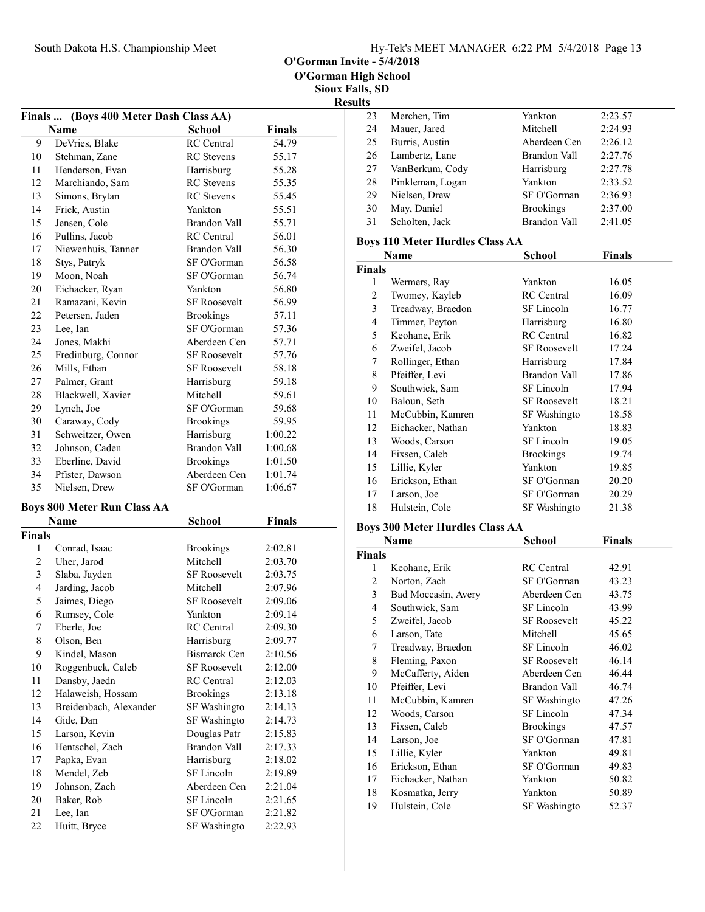O'Gorman Invite - 5/4/2018
O'Gorman High School
Sioux Falls, SD

**Results**

## Finals ... (Boys 400 Meter Dash Class AA)

| | Name | School | Finals |
|---|---|---|---|
| 9 | DeVries, Blake | RC Central | 54.79 |
| 10 | Stehman, Zane | RC Stevens | 55.17 |
| 11 | Henderson, Evan | Harrisburg | 55.28 |
| 12 | Marchiando, Sam | RC Stevens | 55.35 |
| 13 | Simons, Brytan | RC Stevens | 55.45 |
| 14 | Frick, Austin | Yankton | 55.51 |
| 15 | Jensen, Cole | Brandon Vall | 55.71 |
| 16 | Pullins, Jacob | RC Central | 56.01 |
| 17 | Niewenhuis, Tanner | Brandon Vall | 56.30 |
| 18 | Stys, Patryk | SF O'Gorman | 56.58 |
| 19 | Moon, Noah | SF O'Gorman | 56.74 |
| 20 | Eichacker, Ryan | Yankton | 56.80 |
| 21 | Ramazani, Kevin | SF Roosevelt | 56.99 |
| 22 | Petersen, Jaden | Brookings | 57.11 |
| 23 | Lee, Ian | SF O'Gorman | 57.36 |
| 24 | Jones, Makhi | Aberdeen Cen | 57.71 |
| 25 | Fredinburg, Connor | SF Roosevelt | 57.76 |
| 26 | Mills, Ethan | SF Roosevelt | 58.18 |
| 27 | Palmer, Grant | Harrisburg | 59.18 |
| 28 | Blackwell, Xavier | Mitchell | 59.61 |
| 29 | Lynch, Joe | SF O'Gorman | 59.68 |
| 30 | Caraway, Cody | Brookings | 59.95 |
| 31 | Schweitzer, Owen | Harrisburg | 1:00.22 |
| 32 | Johnson, Caden | Brandon Vall | 1:00.68 |
| 33 | Eberline, David | Brookings | 1:01.50 |
| 34 | Pfister, Dawson | Aberdeen Cen | 1:01.74 |
| 35 | Nielsen, Drew | SF O'Gorman | 1:06.67 |

## Boys 800 Meter Run Class AA

| | Name | School | Finals |
|---|---|---|---|
| **Finals** | | | |
| 1 | Conrad, Isaac | Brookings | 2:02.81 |
| 2 | Uher, Jarod | Mitchell | 2:03.70 |
| 3 | Slaba, Jayden | SF Roosevelt | 2:03.75 |
| 4 | Jarding, Jacob | Mitchell | 2:07.96 |
| 5 | Jaimes, Diego | SF Roosevelt | 2:09.06 |
| 6 | Rumsey, Cole | Yankton | 2:09.14 |
| 7 | Eberle, Joe | RC Central | 2:09.30 |
| 8 | Olson, Ben | Harrisburg | 2:09.77 |
| 9 | Kindel, Mason | Bismarck Cen | 2:10.56 |
| 10 | Roggenbuck, Caleb | SF Roosevelt | 2:12.00 |
| 11 | Dansby, Jaedn | RC Central | 2:12.03 |
| 12 | Halaweish, Hossam | Brookings | 2:13.18 |
| 13 | Breidenbach, Alexander | SF Washingto | 2:14.13 |
| 14 | Gide, Dan | SF Washingto | 2:14.73 |
| 15 | Larson, Kevin | Douglas Patr | 2:15.83 |
| 16 | Hentschel, Zach | Brandon Vall | 2:17.33 |
| 17 | Papka, Evan | Harrisburg | 2:18.02 |
| 18 | Mendel, Zeb | SF Lincoln | 2:19.89 |
| 19 | Johnson, Zach | Aberdeen Cen | 2:21.04 |
| 20 | Baker, Rob | SF Lincoln | 2:21.65 |
| 21 | Lee, Ian | SF O'Gorman | 2:21.82 |
| 22 | Huitt, Bryce | SF Washingto | 2:22.93 |
| 23 | Merchen, Tim | Yankton | 2:23.57 |
| 24 | Mauer, Jared | Mitchell | 2:24.93 |
| 25 | Burris, Austin | Aberdeen Cen | 2:26.12 |
| 26 | Lambertz, Lane | Brandon Vall | 2:27.76 |
| 27 | VanBerkum, Cody | Harrisburg | 2:27.78 |
| 28 | Pinkleman, Logan | Yankton | 2:33.52 |
| 29 | Nielsen, Drew | SF O'Gorman | 2:36.93 |
| 30 | May, Daniel | Brookings | 2:37.00 |
| 31 | Scholten, Jack | Brandon Vall | 2:41.05 |

## Boys 110 Meter Hurdles Class AA

| | Name | School | Finals |
|---|---|---|---|
| **Finals** | | | |
| 1 | Wermers, Ray | Yankton | 16.05 |
| 2 | Twomey, Kayleb | RC Central | 16.09 |
| 3 | Treadway, Braedon | SF Lincoln | 16.77 |
| 4 | Timmer, Peyton | Harrisburg | 16.80 |
| 5 | Keohane, Erik | RC Central | 16.82 |
| 6 | Zweifel, Jacob | SF Roosevelt | 17.24 |
| 7 | Rollinger, Ethan | Harrisburg | 17.84 |
| 8 | Pfeiffer, Levi | Brandon Vall | 17.86 |
| 9 | Southwick, Sam | SF Lincoln | 17.94 |
| 10 | Baloun, Seth | SF Roosevelt | 18.21 |
| 11 | McCubbin, Kamren | SF Washingto | 18.58 |
| 12 | Eichacker, Nathan | Yankton | 18.83 |
| 13 | Woods, Carson | SF Lincoln | 19.05 |
| 14 | Fixsen, Caleb | Brookings | 19.74 |
| 15 | Lillie, Kyler | Yankton | 19.85 |
| 16 | Erickson, Ethan | SF O'Gorman | 20.20 |
| 17 | Larson, Joe | SF O'Gorman | 20.29 |
| 18 | Hulstein, Cole | SF Washingto | 21.38 |

## Boys 300 Meter Hurdles Class AA

| | Name | School | Finals |
|---|---|---|---|
| **Finals** | | | |
| 1 | Keohane, Erik | RC Central | 42.91 |
| 2 | Norton, Zach | SF O'Gorman | 43.23 |
| 3 | Bad Moccasin, Avery | Aberdeen Cen | 43.75 |
| 4 | Southwick, Sam | SF Lincoln | 43.99 |
| 5 | Zweifel, Jacob | SF Roosevelt | 45.22 |
| 6 | Larson, Tate | Mitchell | 45.65 |
| 7 | Treadway, Braedon | SF Lincoln | 46.02 |
| 8 | Fleming, Paxon | SF Roosevelt | 46.14 |
| 9 | McCafferty, Aiden | Aberdeen Cen | 46.44 |
| 10 | Pfeiffer, Levi | Brandon Vall | 46.74 |
| 11 | McCubbin, Kamren | SF Washingto | 47.26 |
| 12 | Woods, Carson | SF Lincoln | 47.34 |
| 13 | Fixsen, Caleb | Brookings | 47.57 |
| 14 | Larson, Joe | SF O'Gorman | 47.81 |
| 15 | Lillie, Kyler | Yankton | 49.81 |
| 16 | Erickson, Ethan | SF O'Gorman | 49.83 |
| 17 | Eichacker, Nathan | Yankton | 50.82 |
| 18 | Kosmatka, Jerry | Yankton | 50.89 |
| 19 | Hulstein, Cole | SF Washingto | 52.37 |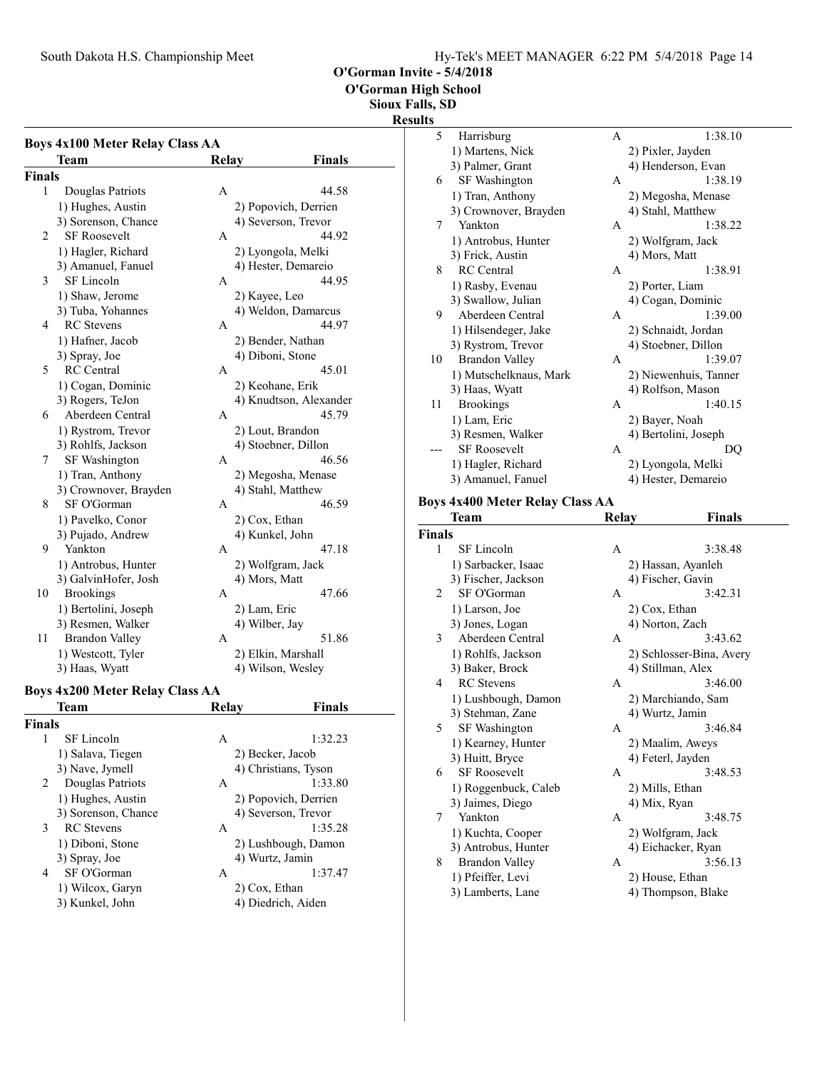O'Gorman Invite - 5/4/2018

O'Gorman High School

Sioux Falls, SD

**Results**

### Boys 4x100 Meter Relay Class AA

| | Team | Relay | Finals |
|---|---|---|---|
| **Finals** | | | |
| 1 | Douglas Patriots | A | 44.58 |
| | 1) Hughes, Austin | 2) Popovich, Derrien | |
| | 3) Sorenson, Chance | 4) Severson, Trevor | |
| 2 | SF Roosevelt | A | 44.92 |
| | 1) Hagler, Richard | 2) Lyongola, Melki | |
| | 3) Amanuel, Fanuel | 4) Hester, Demareio | |
| 3 | SF Lincoln | A | 44.95 |
| | 1) Shaw, Jerome | 2) Kayee, Leo | |
| | 3) Tuba, Yohannes | 4) Weldon, Damarcus | |
| 4 | RC Stevens | A | 44.97 |
| | 1) Hafner, Jacob | 2) Bender, Nathan | |
| | 3) Spray, Joe | 4) Diboni, Stone | |
| 5 | RC Central | A | 45.01 |
| | 1) Cogan, Dominic | 2) Keohane, Erik | |
| | 3) Rogers, TeJon | 4) Knudtson, Alexander | |
| 6 | Aberdeen Central | A | 45.79 |
| | 1) Rystrom, Trevor | 2) Lout, Brandon | |
| | 3) Rohlfs, Jackson | 4) Stoebner, Dillon | |
| 7 | SF Washington | A | 46.56 |
| | 1) Tran, Anthony | 2) Megosha, Menase | |
| | 3) Crownover, Brayden | 4) Stahl, Matthew | |
| 8 | SF O'Gorman | A | 46.59 |
| | 1) Pavelko, Conor | 2) Cox, Ethan | |
| | 3) Pujado, Andrew | 4) Kunkel, John | |
| 9 | Yankton | A | 47.18 |
| | 1) Antrobus, Hunter | 2) Wolfgram, Jack | |
| | 3) GalvinHofer, Josh | 4) Mors, Matt | |
| 10 | Brookings | A | 47.66 |
| | 1) Bertolini, Joseph | 2) Lam, Eric | |
| | 3) Resmen, Walker | 4) Wilber, Jay | |
| 11 | Brandon Valley | A | 51.86 |
| | 1) Westcott, Tyler | 2) Elkin, Marshall | |
| | 3) Haas, Wyatt | 4) Wilson, Wesley | |

### Boys 4x200 Meter Relay Class AA

| | Team | Relay | Finals |
|---|---|---|---|
| **Finals** | | | |
| 1 | SF Lincoln | A | 1:32.23 |
| | 1) Salava, Tiegen | 2) Becker, Jacob | |
| | 3) Nave, Jymell | 4) Christians, Tyson | |
| 2 | Douglas Patriots | A | 1:33.80 |
| | 1) Hughes, Austin | 2) Popovich, Derrien | |
| | 3) Sorenson, Chance | 4) Severson, Trevor | |
| 3 | RC Stevens | A | 1:35.28 |
| | 1) Diboni, Stone | 2) Lushbough, Damon | |
| | 3) Spray, Joe | 4) Wurtz, Jamin | |
| 4 | SF O'Gorman | A | 1:37.47 |
| | 1) Wilcox, Garyn | 2) Cox, Ethan | |
| | 3) Kunkel, John | 4) Diedrich, Aiden | |
| 5 | Harrisburg | A | 1:38.10 |
| | 1) Martens, Nick | 2) Pixler, Jayden | |
| | 3) Palmer, Grant | 4) Henderson, Evan | |
| 6 | SF Washington | A | 1:38.19 |
| | 1) Tran, Anthony | 2) Megosha, Menase | |
| | 3) Crownover, Brayden | 4) Stahl, Matthew | |
| 7 | Yankton | A | 1:38.22 |
| | 1) Antrobus, Hunter | 2) Wolfgram, Jack | |
| | 3) Frick, Austin | 4) Mors, Matt | |
| 8 | RC Central | A | 1:38.91 |
| | 1) Rasby, Evenau | 2) Porter, Liam | |
| | 3) Swallow, Julian | 4) Cogan, Dominic | |
| 9 | Aberdeen Central | A | 1:39.00 |
| | 1) Hilsendeger, Jake | 2) Schnaidt, Jordan | |
| | 3) Rystrom, Trevor | 4) Stoebner, Dillon | |
| 10 | Brandon Valley | A | 1:39.07 |
| | 1) Mutschelknaus, Mark | 2) Niewenhuis, Tanner | |
| | 3) Haas, Wyatt | 4) Rolfson, Mason | |
| 11 | Brookings | A | 1:40.15 |
| | 1) Lam, Eric | 2) Bayer, Noah | |
| | 3) Resmen, Walker | 4) Bertolini, Joseph | |
| --- | SF Roosevelt | A | DQ |
| | 1) Hagler, Richard | 2) Lyongola, Melki | |
| | 3) Amanuel, Fanuel | 4) Hester, Demareio | |

### Boys 4x400 Meter Relay Class AA

| | Team | Relay | Finals |
|---|---|---|---|
| **Finals** | | | |
| 1 | SF Lincoln | A | 3:38.48 |
| | 1) Sarbacker, Isaac | 2) Hassan, Ayanleh | |
| | 3) Fischer, Jackson | 4) Fischer, Gavin | |
| 2 | SF O'Gorman | A | 3:42.31 |
| | 1) Larson, Joe | 2) Cox, Ethan | |
| | 3) Jones, Logan | 4) Norton, Zach | |
| 3 | Aberdeen Central | A | 3:43.62 |
| | 1) Rohlfs, Jackson | 2) Schlosser-Bina, Avery | |
| | 3) Baker, Brock | 4) Stillman, Alex | |
| 4 | RC Stevens | A | 3:46.00 |
| | 1) Lushbough, Damon | 2) Marchiando, Sam | |
| | 3) Stehman, Zane | 4) Wurtz, Jamin | |
| 5 | SF Washington | A | 3:46.84 |
| | 1) Kearney, Hunter | 2) Maalim, Aweys | |
| | 3) Huitt, Bryce | 4) Feterl, Jayden | |
| 6 | SF Roosevelt | A | 3:48.53 |
| | 1) Roggenbuck, Caleb | 2) Mills, Ethan | |
| | 3) Jaimes, Diego | 4) Mix, Ryan | |
| 7 | Yankton | A | 3:48.75 |
| | 1) Kuchta, Cooper | 2) Wolfgram, Jack | |
| | 3) Antrobus, Hunter | 4) Eichacker, Ryan | |
| 8 | Brandon Valley | A | 3:56.13 |
| | 1) Pfeiffer, Levi | 2) House, Ethan | |
| | 3) Lamberts, Lane | 4) Thompson, Blake | |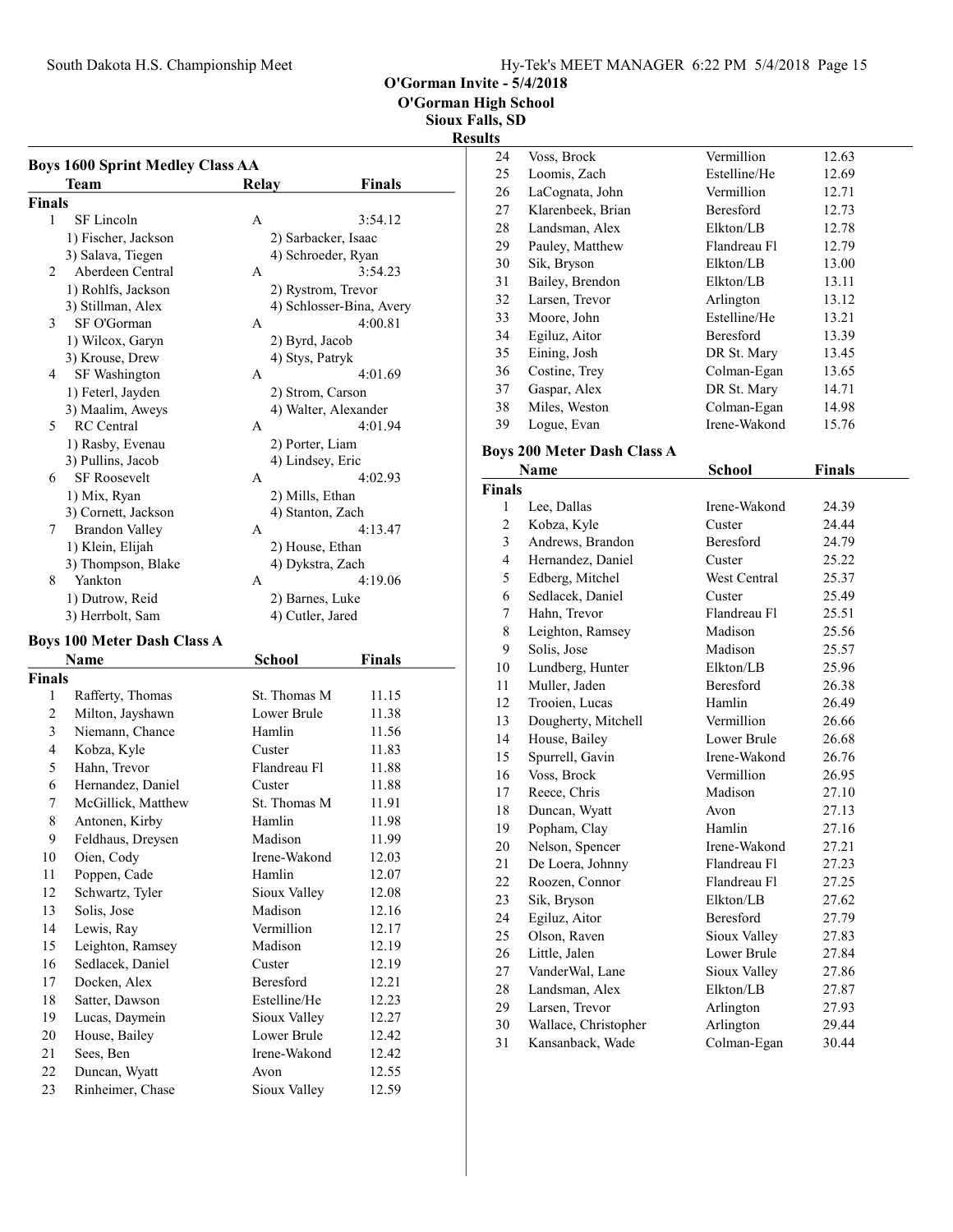# O'Gorman Invite - 5/4/2018
## O'Gorman High School
## Sioux Falls, SD
## Results

### Boys 1600 Sprint Medley Class AA

| | Team | Relay | Finals |
|---|---|---|---|
| **Finals** | | | |
| 1 | SF Lincoln | A | 3:54.12 |
| | 1) Fischer, Jackson | 2) Sarbacker, Isaac | |
| | 3) Salava, Tiegen | 4) Schroeder, Ryan | |
| 2 | Aberdeen Central | A | 3:54.23 |
| | 1) Rohlfs, Jackson | 2) Rystrom, Trevor | |
| | 3) Stillman, Alex | 4) Schlosser-Bina, Avery | |
| 3 | SF O'Gorman | A | 4:00.81 |
| | 1) Wilcox, Garyn | 2) Byrd, Jacob | |
| | 3) Krouse, Drew | 4) Stys, Patryk | |
| 4 | SF Washington | A | 4:01.69 |
| | 1) Feterl, Jayden | 2) Strom, Carson | |
| | 3) Maalim, Aweys | 4) Walter, Alexander | |
| 5 | RC Central | A | 4:01.94 |
| | 1) Rasby, Evenau | 2) Porter, Liam | |
| | 3) Pullins, Jacob | 4) Lindsey, Eric | |
| 6 | SF Roosevelt | A | 4:02.93 |
| | 1) Mix, Ryan | 2) Mills, Ethan | |
| | 3) Cornett, Jackson | 4) Stanton, Zach | |
| 7 | Brandon Valley | A | 4:13.47 |
| | 1) Klein, Elijah | 2) House, Ethan | |
| | 3) Thompson, Blake | 4) Dykstra, Zach | |
| 8 | Yankton | A | 4:19.06 |
| | 1) Dutrow, Reid | 2) Barnes, Luke | |
| | 3) Herrbolt, Sam | 4) Cutler, Jared | |

### Boys 100 Meter Dash Class A

| | Name | School | Finals |
|---|---|---|---|
| **Finals** | | | |
| 1 | Rafferty, Thomas | St. Thomas M | 11.15 |
| 2 | Milton, Jayshawn | Lower Brule | 11.38 |
| 3 | Niemann, Chance | Hamlin | 11.56 |
| 4 | Kobza, Kyle | Custer | 11.83 |
| 5 | Hahn, Trevor | Flandreau Fl | 11.88 |
| 6 | Hernandez, Daniel | Custer | 11.88 |
| 7 | McGillick, Matthew | St. Thomas M | 11.91 |
| 8 | Antonen, Kirby | Hamlin | 11.98 |
| 9 | Feldhaus, Dreysen | Madison | 11.99 |
| 10 | Oien, Cody | Irene-Wakond | 12.03 |
| 11 | Poppen, Cade | Hamlin | 12.07 |
| 12 | Schwartz, Tyler | Sioux Valley | 12.08 |
| 13 | Solis, Jose | Madison | 12.16 |
| 14 | Lewis, Ray | Vermillion | 12.17 |
| 15 | Leighton, Ramsey | Madison | 12.19 |
| 16 | Sedlacek, Daniel | Custer | 12.19 |
| 17 | Docken, Alex | Beresford | 12.21 |
| 18 | Satter, Dawson | Estelline/He | 12.23 |
| 19 | Lucas, Daymein | Sioux Valley | 12.27 |
| 20 | House, Bailey | Lower Brule | 12.42 |
| 21 | Sees, Ben | Irene-Wakond | 12.42 |
| 22 | Duncan, Wyatt | Avon | 12.55 |
| 23 | Rinheimer, Chase | Sioux Valley | 12.59 |
| 24 | Voss, Brock | Vermillion | 12.63 |
| 25 | Loomis, Zach | Estelline/He | 12.69 |
| 26 | LaCognata, John | Vermillion | 12.71 |
| 27 | Klarenbeek, Brian | Beresford | 12.73 |
| 28 | Landsman, Alex | Elkton/LB | 12.78 |
| 29 | Pauley, Matthew | Flandreau Fl | 12.79 |
| 30 | Sik, Bryson | Elkton/LB | 13.00 |
| 31 | Bailey, Brendon | Elkton/LB | 13.11 |
| 32 | Larsen, Trevor | Arlington | 13.12 |
| 33 | Moore, John | Estelline/He | 13.21 |
| 34 | Egiluz, Aitor | Beresford | 13.39 |
| 35 | Eining, Josh | DR St. Mary | 13.45 |
| 36 | Costine, Trey | Colman-Egan | 13.65 |
| 37 | Gaspar, Alex | DR St. Mary | 14.71 |
| 38 | Miles, Weston | Colman-Egan | 14.98 |
| 39 | Logue, Evan | Irene-Wakond | 15.76 |

### Boys 200 Meter Dash Class A

| | Name | School | Finals |
|---|---|---|---|
| **Finals** | | | |
| 1 | Lee, Dallas | Irene-Wakond | 24.39 |
| 2 | Kobza, Kyle | Custer | 24.44 |
| 3 | Andrews, Brandon | Beresford | 24.79 |
| 4 | Hernandez, Daniel | Custer | 25.22 |
| 5 | Edberg, Mitchel | West Central | 25.37 |
| 6 | Sedlacek, Daniel | Custer | 25.49 |
| 7 | Hahn, Trevor | Flandreau Fl | 25.51 |
| 8 | Leighton, Ramsey | Madison | 25.56 |
| 9 | Solis, Jose | Madison | 25.57 |
| 10 | Lundberg, Hunter | Elkton/LB | 25.96 |
| 11 | Muller, Jaden | Beresford | 26.38 |
| 12 | Trooien, Lucas | Hamlin | 26.49 |
| 13 | Dougherty, Mitchell | Vermillion | 26.66 |
| 14 | House, Bailey | Lower Brule | 26.68 |
| 15 | Spurrell, Gavin | Irene-Wakond | 26.76 |
| 16 | Voss, Brock | Vermillion | 26.95 |
| 17 | Reece, Chris | Madison | 27.10 |
| 18 | Duncan, Wyatt | Avon | 27.13 |
| 19 | Popham, Clay | Hamlin | 27.16 |
| 20 | Nelson, Spencer | Irene-Wakond | 27.21 |
| 21 | De Loera, Johnny | Flandreau Fl | 27.23 |
| 22 | Roozen, Connor | Flandreau Fl | 27.25 |
| 23 | Sik, Bryson | Elkton/LB | 27.62 |
| 24 | Egiluz, Aitor | Beresford | 27.79 |
| 25 | Olson, Raven | Sioux Valley | 27.83 |
| 26 | Little, Jalen | Lower Brule | 27.84 |
| 27 | VanderWal, Lane | Sioux Valley | 27.86 |
| 28 | Landsman, Alex | Elkton/LB | 27.87 |
| 29 | Larsen, Trevor | Arlington | 27.93 |
| 30 | Wallace, Christopher | Arlington | 29.44 |
| 31 | Kansanback, Wade | Colman-Egan | 30.44 |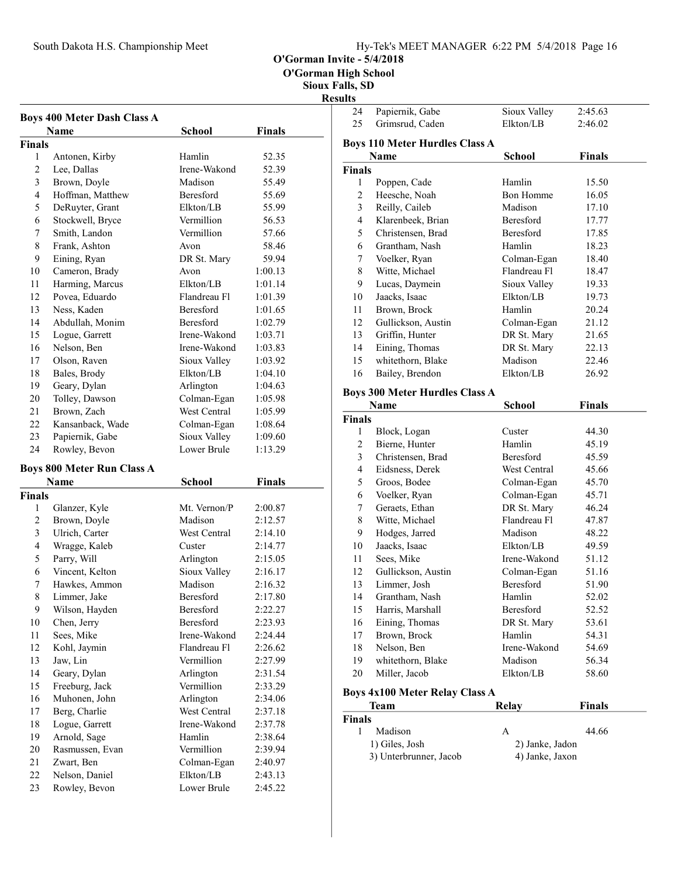O'Gorman Invite - 5/4/2018
O'Gorman High School
Sioux Falls, SD

**Results**

### Boys 400 Meter Dash Class A

| | Name | School | Finals |
|---|---|---|---|
| **Finals** | | | |
| 1 | Antonen, Kirby | Hamlin | 52.35 |
| 2 | Lee, Dallas | Irene-Wakond | 52.39 |
| 3 | Brown, Doyle | Madison | 55.49 |
| 4 | Hoffman, Matthew | Beresford | 55.69 |
| 5 | DeRuyter, Grant | Elkton/LB | 55.99 |
| 6 | Stockwell, Bryce | Vermillion | 56.53 |
| 7 | Smith, Landon | Vermillion | 57.66 |
| 8 | Frank, Ashton | Avon | 58.46 |
| 9 | Eining, Ryan | DR St. Mary | 59.94 |
| 10 | Cameron, Brady | Avon | 1:00.13 |
| 11 | Harming, Marcus | Elkton/LB | 1:01.14 |
| 12 | Povea, Eduardo | Flandreau Fl | 1:01.39 |
| 13 | Ness, Kaden | Beresford | 1:01.65 |
| 14 | Abdullah, Monim | Beresford | 1:02.79 |
| 15 | Logue, Garrett | Irene-Wakond | 1:03.71 |
| 16 | Nelson, Ben | Irene-Wakond | 1:03.83 |
| 17 | Olson, Raven | Sioux Valley | 1:03.92 |
| 18 | Bales, Brody | Elkton/LB | 1:04.10 |
| 19 | Geary, Dylan | Arlington | 1:04.63 |
| 20 | Tolley, Dawson | Colman-Egan | 1:05.98 |
| 21 | Brown, Zach | West Central | 1:05.99 |
| 22 | Kansanback, Wade | Colman-Egan | 1:08.64 |
| 23 | Papiernik, Gabe | Sioux Valley | 1:09.60 |
| 24 | Rowley, Bevon | Lower Brule | 1:13.29 |

### Boys 800 Meter Run Class A

| | Name | School | Finals |
|---|---|---|---|
| **Finals** | | | |
| 1 | Glanzer, Kyle | Mt. Vernon/P | 2:00.87 |
| 2 | Brown, Doyle | Madison | 2:12.57 |
| 3 | Ulrich, Carter | West Central | 2:14.10 |
| 4 | Wragge, Kaleb | Custer | 2:14.77 |
| 5 | Parry, Will | Arlington | 2:15.05 |
| 6 | Vincent, Kelton | Sioux Valley | 2:16.17 |
| 7 | Hawkes, Ammon | Madison | 2:16.32 |
| 8 | Limmer, Jake | Beresford | 2:17.80 |
| 9 | Wilson, Hayden | Beresford | 2:22.27 |
| 10 | Chen, Jerry | Beresford | 2:23.93 |
| 11 | Sees, Mike | Irene-Wakond | 2:24.44 |
| 12 | Kohl, Jaymin | Flandreau Fl | 2:26.62 |
| 13 | Jaw, Lin | Vermillion | 2:27.99 |
| 14 | Geary, Dylan | Arlington | 2:31.54 |
| 15 | Freeburg, Jack | Vermillion | 2:33.29 |
| 16 | Muhonen, John | Arlington | 2:34.06 |
| 17 | Berg, Charlie | West Central | 2:37.18 |
| 18 | Logue, Garrett | Irene-Wakond | 2:37.78 |
| 19 | Arnold, Sage | Hamlin | 2:38.64 |
| 20 | Rasmussen, Evan | Vermillion | 2:39.94 |
| 21 | Zwart, Ben | Colman-Egan | 2:40.97 |
| 22 | Nelson, Daniel | Elkton/LB | 2:43.13 |
| 23 | Rowley, Bevon | Lower Brule | 2:45.22 |
| 24 | Papiernik, Gabe | Sioux Valley | 2:45.63 |
| 25 | Grimsrud, Caden | Elkton/LB | 2:46.02 |

### Boys 110 Meter Hurdles Class A

| | Name | School | Finals |
|---|---|---|---|
| **Finals** | | | |
| 1 | Poppen, Cade | Hamlin | 15.50 |
| 2 | Heesche, Noah | Bon Homme | 16.05 |
| 3 | Reilly, Caileb | Madison | 17.10 |
| 4 | Klarenbeek, Brian | Beresford | 17.77 |
| 5 | Christensen, Brad | Beresford | 17.85 |
| 6 | Grantham, Nash | Hamlin | 18.23 |
| 7 | Voelker, Ryan | Colman-Egan | 18.40 |
| 8 | Witte, Michael | Flandreau Fl | 18.47 |
| 9 | Lucas, Daymein | Sioux Valley | 19.33 |
| 10 | Jaacks, Isaac | Elkton/LB | 19.73 |
| 11 | Brown, Brock | Hamlin | 20.24 |
| 12 | Gullickson, Austin | Colman-Egan | 21.12 |
| 13 | Griffin, Hunter | DR St. Mary | 21.65 |
| 14 | Eining, Thomas | DR St. Mary | 22.13 |
| 15 | whitethorn, Blake | Madison | 22.46 |
| 16 | Bailey, Brendon | Elkton/LB | 26.92 |

### Boys 300 Meter Hurdles Class A

| | Name | School | Finals |
|---|---|---|---|
| **Finals** | | | |
| 1 | Block, Logan | Custer | 44.30 |
| 2 | Bierne, Hunter | Hamlin | 45.19 |
| 3 | Christensen, Brad | Beresford | 45.59 |
| 4 | Eidsness, Derek | West Central | 45.66 |
| 5 | Groos, Bodee | Colman-Egan | 45.70 |
| 6 | Voelker, Ryan | Colman-Egan | 45.71 |
| 7 | Geraets, Ethan | DR St. Mary | 46.24 |
| 8 | Witte, Michael | Flandreau Fl | 47.87 |
| 9 | Hodges, Jarred | Madison | 48.22 |
| 10 | Jaacks, Isaac | Elkton/LB | 49.59 |
| 11 | Sees, Mike | Irene-Wakond | 51.12 |
| 12 | Gullickson, Austin | Colman-Egan | 51.16 |
| 13 | Limmer, Josh | Beresford | 51.90 |
| 14 | Grantham, Nash | Hamlin | 52.02 |
| 15 | Harris, Marshall | Beresford | 52.52 |
| 16 | Eining, Thomas | DR St. Mary | 53.61 |
| 17 | Brown, Brock | Hamlin | 54.31 |
| 18 | Nelson, Ben | Irene-Wakond | 54.69 |
| 19 | whitethorn, Blake | Madison | 56.34 |
| 20 | Miller, Jacob | Elkton/LB | 58.60 |

### Boys 4x100 Meter Relay Class A

| | Team | Relay | Finals |
|---|---|---|---|
| **Finals** | | | |
| 1 | Madison | A | 44.66 |
| | 1) Giles, Josh | 2) Janke, Jadon | |
| | 3) Unterbrunner, Jacob | 4) Janke, Jaxon | |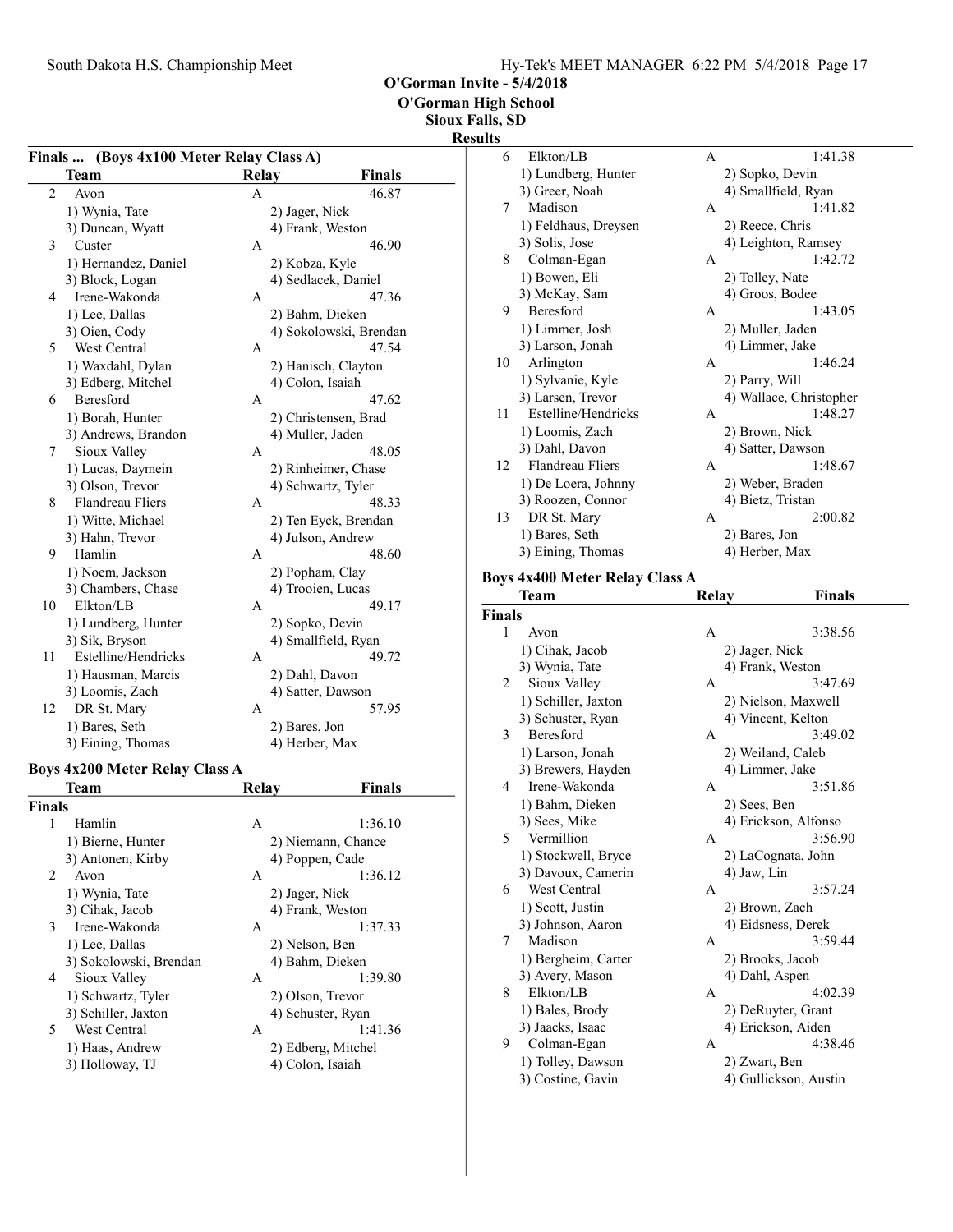# O'Gorman Invite - 5/4/2018

**O'Gorman High School**
**Sioux Falls, SD**

**Results**

## Finals ... (Boys 4x100 Meter Relay Class A)

| | Team | Relay | Finals |
|---|---|---|---|
| 2 | Avon | A | 46.87 |
| | 1) Wynia, Tate | 2) Jager, Nick | |
| | 3) Duncan, Wyatt | 4) Frank, Weston | |
| 3 | Custer | A | 46.90 |
| | 1) Hernandez, Daniel | 2) Kobza, Kyle | |
| | 3) Block, Logan | 4) Sedlacek, Daniel | |
| 4 | Irene-Wakonda | A | 47.36 |
| | 1) Lee, Dallas | 2) Bahm, Dieken | |
| | 3) Oien, Cody | 4) Sokolowski, Brendan | |
| 5 | West Central | A | 47.54 |
| | 1) Waxdahl, Dylan | 2) Hanisch, Clayton | |
| | 3) Edberg, Mitchel | 4) Colon, Isaiah | |
| 6 | Beresford | A | 47.62 |
| | 1) Borah, Hunter | 2) Christensen, Brad | |
| | 3) Andrews, Brandon | 4) Muller, Jaden | |
| 7 | Sioux Valley | A | 48.05 |
| | 1) Lucas, Daymein | 2) Rinheimer, Chase | |
| | 3) Olson, Trevor | 4) Schwartz, Tyler | |
| 8 | Flandreau Fliers | A | 48.33 |
| | 1) Witte, Michael | 2) Ten Eyck, Brendan | |
| | 3) Hahn, Trevor | 4) Julson, Andrew | |
| 9 | Hamlin | A | 48.60 |
| | 1) Noem, Jackson | 2) Popham, Clay | |
| | 3) Chambers, Chase | 4) Trooien, Lucas | |
| 10 | Elkton/LB | A | 49.17 |
| | 1) Lundberg, Hunter | 2) Sopko, Devin | |
| | 3) Sik, Bryson | 4) Smallfield, Ryan | |
| 11 | Estelline/Hendricks | A | 49.72 |
| | 1) Hausman, Marcis | 2) Dahl, Davon | |
| | 3) Loomis, Zach | 4) Satter, Dawson | |
| 12 | DR St. Mary | A | 57.95 |
| | 1) Bares, Seth | 2) Bares, Jon | |
| | 3) Eining, Thomas | 4) Herber, Max | |

## Boys 4x200 Meter Relay Class A

| | Team | Relay | Finals |
|---|---|---|---|
| **Finals** | | | |
| 1 | Hamlin | A | 1:36.10 |
| | 1) Bierne, Hunter | 2) Niemann, Chance | |
| | 3) Antonen, Kirby | 4) Poppen, Cade | |
| 2 | Avon | A | 1:36.12 |
| | 1) Wynia, Tate | 2) Jager, Nick | |
| | 3) Cihak, Jacob | 4) Frank, Weston | |
| 3 | Irene-Wakonda | A | 1:37.33 |
| | 1) Lee, Dallas | 2) Nelson, Ben | |
| | 3) Sokolowski, Brendan | 4) Bahm, Dieken | |
| 4 | Sioux Valley | A | 1:39.80 |
| | 1) Schwartz, Tyler | 2) Olson, Trevor | |
| | 3) Schiller, Jaxton | 4) Schuster, Ryan | |
| 5 | West Central | A | 1:41.36 |
| | 1) Haas, Andrew | 2) Edberg, Mitchel | |
| | 3) Holloway, TJ | 4) Colon, Isaiah | |
| 6 | Elkton/LB | A | 1:41.38 |
| | 1) Lundberg, Hunter | 2) Sopko, Devin | |
| | 3) Greer, Noah | 4) Smallfield, Ryan | |
| 7 | Madison | A | 1:41.82 |
| | 1) Feldhaus, Dreysen | 2) Reece, Chris | |
| | 3) Solis, Jose | 4) Leighton, Ramsey | |
| 8 | Colman-Egan | A | 1:42.72 |
| | 1) Bowen, Eli | 2) Tolley, Nate | |
| | 3) McKay, Sam | 4) Groos, Bodee | |
| 9 | Beresford | A | 1:43.05 |
| | 1) Limmer, Josh | 2) Muller, Jaden | |
| | 3) Larson, Jonah | 4) Limmer, Jake | |
| 10 | Arlington | A | 1:46.24 |
| | 1) Sylvanie, Kyle | 2) Parry, Will | |
| | 3) Larsen, Trevor | 4) Wallace, Christopher | |
| 11 | Estelline/Hendricks | A | 1:48.27 |
| | 1) Loomis, Zach | 2) Brown, Nick | |
| | 3) Dahl, Davon | 4) Satter, Dawson | |
| 12 | Flandreau Fliers | A | 1:48.67 |
| | 1) De Loera, Johnny | 2) Weber, Braden | |
| | 3) Roozen, Connor | 4) Bietz, Tristan | |
| 13 | DR St. Mary | A | 2:00.82 |
| | 1) Bares, Seth | 2) Bares, Jon | |
| | 3) Eining, Thomas | 4) Herber, Max | |

## Boys 4x400 Meter Relay Class A

| | Team | Relay | Finals |
|---|---|---|---|
| **Finals** | | | |
| 1 | Avon | A | 3:38.56 |
| | 1) Cihak, Jacob | 2) Jager, Nick | |
| | 3) Wynia, Tate | 4) Frank, Weston | |
| 2 | Sioux Valley | A | 3:47.69 |
| | 1) Schiller, Jaxton | 2) Nielson, Maxwell | |
| | 3) Schuster, Ryan | 4) Vincent, Kelton | |
| 3 | Beresford | A | 3:49.02 |
| | 1) Larson, Jonah | 2) Weiland, Caleb | |
| | 3) Brewers, Hayden | 4) Limmer, Jake | |
| 4 | Irene-Wakonda | A | 3:51.86 |
| | 1) Bahm, Dieken | 2) Sees, Ben | |
| | 3) Sees, Mike | 4) Erickson, Alfonso | |
| 5 | Vermillion | A | 3:56.90 |
| | 1) Stockwell, Bryce | 2) LaCognata, John | |
| | 3) Davoux, Camerin | 4) Jaw, Lin | |
| 6 | West Central | A | 3:57.24 |
| | 1) Scott, Justin | 2) Brown, Zach | |
| | 3) Johnson, Aaron | 4) Eidsness, Derek | |
| 7 | Madison | A | 3:59.44 |
| | 1) Bergheim, Carter | 2) Brooks, Jacob | |
| | 3) Avery, Mason | 4) Dahl, Aspen | |
| 8 | Elkton/LB | A | 4:02.39 |
| | 1) Bales, Brody | 2) DeRuyter, Grant | |
| | 3) Jaacks, Isaac | 4) Erickson, Aiden | |
| 9 | Colman-Egan | A | 4:38.46 |
| | 1) Tolley, Dawson | 2) Zwart, Ben | |
| | 3) Costine, Gavin | 4) Gullickson, Austin | |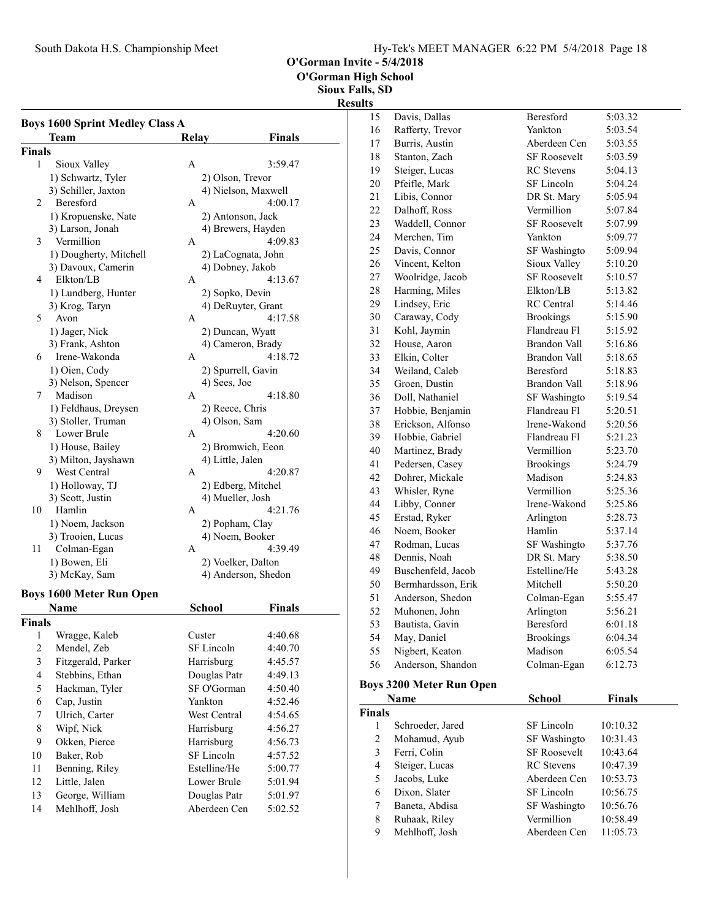# O'Gorman Invite - 5/4/2018

**O'Gorman High School**

**Sioux Falls, SD**

**Results**

## Boys 1600 Sprint Medley Class A

| | Team | Relay | Finals |
|---|---|---|---|
| **Finals** | | | |
| 1 | Sioux Valley | A | 3:59.47 |
| | 1) Schwartz, Tyler | 2) Olson, Trevor | |
| | 3) Schiller, Jaxton | 4) Nielson, Maxwell | |
| 2 | Beresford | A | 4:00.17 |
| | 1) Kropuenske, Nate | 2) Antonson, Jack | |
| | 3) Larson, Jonah | 4) Brewers, Hayden | |
| 3 | Vermillion | A | 4:09.83 |
| | 1) Dougherty, Mitchell | 2) LaCognata, John | |
| | 3) Davoux, Camerin | 4) Dobney, Jakob | |
| 4 | Elkton/LB | A | 4:13.67 |
| | 1) Lundberg, Hunter | 2) Sopko, Devin | |
| | 3) Krog, Taryn | 4) DeRuyter, Grant | |
| 5 | Avon | A | 4:17.58 |
| | 1) Jager, Nick | 2) Duncan, Wyatt | |
| | 3) Frank, Ashton | 4) Cameron, Brady | |
| 6 | Irene-Wakonda | A | 4:18.72 |
| | 1) Oien, Cody | 2) Spurrell, Gavin | |
| | 3) Nelson, Spencer | 4) Sees, Joe | |
| 7 | Madison | A | 4:18.80 |
| | 1) Feldhaus, Dreysen | 2) Reece, Chris | |
| | 3) Stoller, Truman | 4) Olson, Sam | |
| 8 | Lower Brule | A | 4:20.60 |
| | 1) House, Bailey | 2) Bromwich, Eeon | |
| | 3) Milton, Jayshawn | 4) Little, Jalen | |
| 9 | West Central | A | 4:20.87 |
| | 1) Holloway, TJ | 2) Edberg, Mitchel | |
| | 3) Scott, Justin | 4) Mueller, Josh | |
| 10 | Hamlin | A | 4:21.76 |
| | 1) Noem, Jackson | 2) Popham, Clay | |
| | 3) Trooien, Lucas | 4) Noem, Booker | |
| 11 | Colman-Egan | A | 4:39.49 |
| | 1) Bowen, Eli | 2) Voelker, Dalton | |
| | 3) McKay, Sam | 4) Anderson, Shedon | |

## Boys 1600 Meter Run Open

| | Name | School | Finals |
|---|---|---|---|
| **Finals** | | | |
| 1 | Wragge, Kaleb | Custer | 4:40.68 |
| 2 | Mendel, Zeb | SF Lincoln | 4:40.70 |
| 3 | Fitzgerald, Parker | Harrisburg | 4:45.57 |
| 4 | Stebbins, Ethan | Douglas Patr | 4:49.13 |
| 5 | Hackman, Tyler | SF O'Gorman | 4:50.40 |
| 6 | Cap, Justin | Yankton | 4:52.46 |
| 7 | Ulrich, Carter | West Central | 4:54.65 |
| 8 | Wipf, Nick | Harrisburg | 4:56.27 |
| 9 | Okken, Pierce | Harrisburg | 4:56.73 |
| 10 | Baker, Rob | SF Lincoln | 4:57.52 |
| 11 | Benning, Riley | Estelline/He | 5:00.77 |
| 12 | Little, Jalen | Lower Brule | 5:01.94 |
| 13 | George, William | Douglas Patr | 5:01.97 |
| 14 | Mehlhoff, Josh | Aberdeen Cen | 5:02.52 |
| 15 | Davis, Dallas | Beresford | 5:03.32 |
| 16 | Rafferty, Trevor | Yankton | 5:03.54 |
| 17 | Burris, Austin | Aberdeen Cen | 5:03.55 |
| 18 | Stanton, Zach | SF Roosevelt | 5:03.59 |
| 19 | Steiger, Lucas | RC Stevens | 5:04.13 |
| 20 | Pfeifle, Mark | SF Lincoln | 5:04.24 |
| 21 | Libis, Connor | DR St. Mary | 5:05.94 |
| 22 | Dalhoff, Ross | Vermillion | 5:07.84 |
| 23 | Waddell, Connor | SF Roosevelt | 5:07.99 |
| 24 | Merchen, Tim | Yankton | 5:09.77 |
| 25 | Davis, Connor | SF Washingto | 5:09.94 |
| 26 | Vincent, Kelton | Sioux Valley | 5:10.20 |
| 27 | Woolridge, Jacob | SF Roosevelt | 5:10.57 |
| 28 | Harming, Miles | Elkton/LB | 5:13.82 |
| 29 | Lindsey, Eric | RC Central | 5:14.46 |
| 30 | Caraway, Cody | Brookings | 5:15.90 |
| 31 | Kohl, Jaymin | Flandreau Fl | 5:15.92 |
| 32 | House, Aaron | Brandon Vall | 5:16.86 |
| 33 | Elkin, Colter | Brandon Vall | 5:18.65 |
| 34 | Weiland, Caleb | Beresford | 5:18.83 |
| 35 | Groen, Dustin | Brandon Vall | 5:18.96 |
| 36 | Doll, Nathaniel | SF Washingto | 5:19.54 |
| 37 | Hobbie, Benjamin | Flandreau Fl | 5:20.51 |
| 38 | Erickson, Alfonso | Irene-Wakond | 5:20.56 |
| 39 | Hobbie, Gabriel | Flandreau Fl | 5:21.23 |
| 40 | Martinez, Brady | Vermillion | 5:23.70 |
| 41 | Pedersen, Casey | Brookings | 5:24.79 |
| 42 | Dohrer, Mickale | Madison | 5:24.83 |
| 43 | Whisler, Ryne | Vermillion | 5:25.36 |
| 44 | Libby, Conner | Irene-Wakond | 5:25.86 |
| 45 | Erstad, Ryker | Arlington | 5:28.73 |
| 46 | Noem, Booker | Hamlin | 5:37.14 |
| 47 | Rodman, Lucas | SF Washingto | 5:37.76 |
| 48 | Dennis, Noah | DR St. Mary | 5:38.50 |
| 49 | Buschenfeld, Jacob | Estelline/He | 5:43.28 |
| 50 | Bermhardsson, Erik | Mitchell | 5:50.20 |
| 51 | Anderson, Shedon | Colman-Egan | 5:55.47 |
| 52 | Muhonen, John | Arlington | 5:56.21 |
| 53 | Bautista, Gavin | Beresford | 6:01.18 |
| 54 | May, Daniel | Brookings | 6:04.34 |
| 55 | Nigbert, Keaton | Madison | 6:05.54 |
| 56 | Anderson, Shandon | Colman-Egan | 6:12.73 |

## Boys 3200 Meter Run Open

| | Name | School | Finals |
|---|---|---|---|
| **Finals** | | | |
| 1 | Schroeder, Jared | SF Lincoln | 10:10.32 |
| 2 | Mohamud, Ayub | SF Washingto | 10:31.43 |
| 3 | Ferri, Colin | SF Roosevelt | 10:43.64 |
| 4 | Steiger, Lucas | RC Stevens | 10:47.39 |
| 5 | Jacobs, Luke | Aberdeen Cen | 10:53.73 |
| 6 | Dixon, Slater | SF Lincoln | 10:56.75 |
| 7 | Baneta, Abdisa | SF Washingto | 10:56.76 |
| 8 | Ruhaak, Riley | Vermillion | 10:58.49 |
| 9 | Mehlhoff, Josh | Aberdeen Cen | 11:05.73 |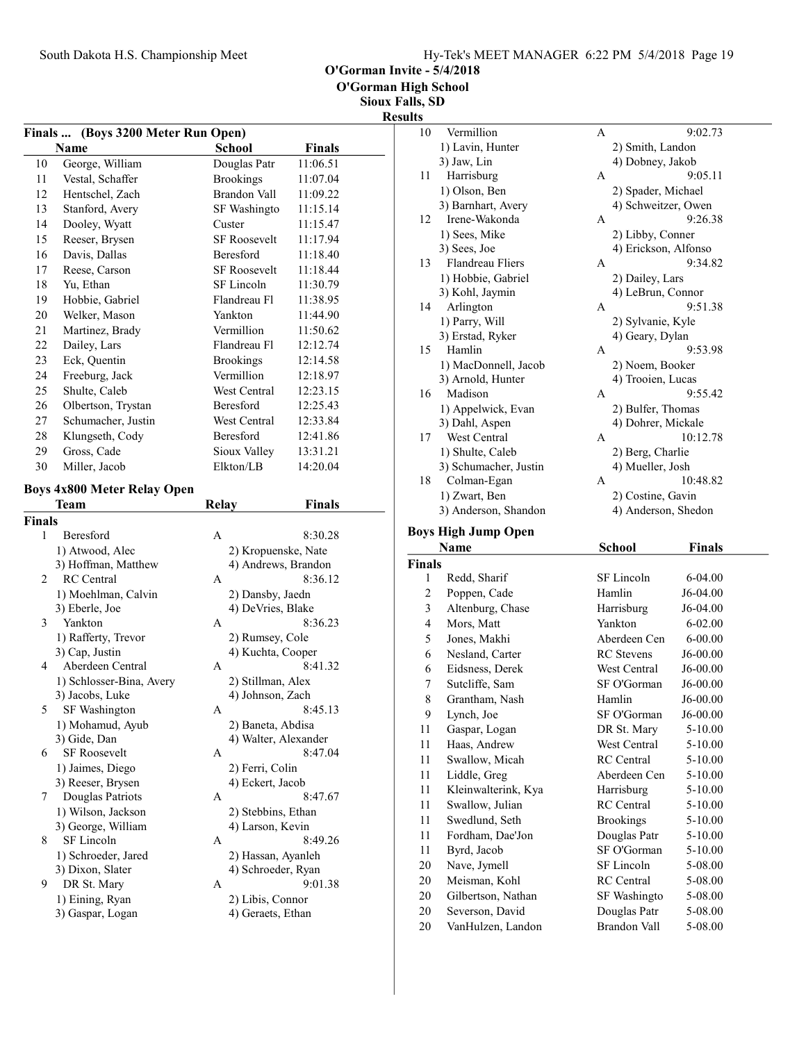## O'Gorman Invite - 5/4/2018
## O'Gorman High School
## Sioux Falls, SD
## Results

### Finals ... (Boys 3200 Meter Run Open)

| | Name | School | Finals |
|---|---|---|---|
| 10 | George, William | Douglas Patr | 11:06.51 |
| 11 | Vestal, Schaffer | Brookings | 11:07.04 |
| 12 | Hentschel, Zach | Brandon Vall | 11:09.22 |
| 13 | Stanford, Avery | SF Washingto | 11:15.14 |
| 14 | Dooley, Wyatt | Custer | 11:15.47 |
| 15 | Reeser, Brysen | SF Roosevelt | 11:17.94 |
| 16 | Davis, Dallas | Beresford | 11:18.40 |
| 17 | Reese, Carson | SF Roosevelt | 11:18.44 |
| 18 | Yu, Ethan | SF Lincoln | 11:30.79 |
| 19 | Hobbie, Gabriel | Flandreau Fl | 11:38.95 |
| 20 | Welker, Mason | Yankton | 11:44.90 |
| 21 | Martinez, Brady | Vermillion | 11:50.62 |
| 22 | Dailey, Lars | Flandreau Fl | 12:12.74 |
| 23 | Eck, Quentin | Brookings | 12:14.58 |
| 24 | Freeburg, Jack | Vermillion | 12:18.97 |
| 25 | Shulte, Caleb | West Central | 12:23.15 |
| 26 | Olbertson, Trystan | Beresford | 12:25.43 |
| 27 | Schumacher, Justin | West Central | 12:33.84 |
| 28 | Klungseth, Cody | Beresford | 12:41.86 |
| 29 | Gross, Cade | Sioux Valley | 13:31.21 |
| 30 | Miller, Jacob | Elkton/LB | 14:20.04 |

### Boys 4x800 Meter Relay Open

| | Team | Relay | Finals |
|---|---|---|---|
| **Finals** | | | |
| 1 | Beresford | A | 8:30.28 |
| | 1) Atwood, Alec | 2) Kropuenske, Nate | |
| | 3) Hoffman, Matthew | 4) Andrews, Brandon | |
| 2 | RC Central | A | 8:36.12 |
| | 1) Moehlman, Calvin | 2) Dansby, Jaedn | |
| | 3) Eberle, Joe | 4) DeVries, Blake | |
| 3 | Yankton | A | 8:36.23 |
| | 1) Rafferty, Trevor | 2) Rumsey, Cole | |
| | 3) Cap, Justin | 4) Kuchta, Cooper | |
| 4 | Aberdeen Central | A | 8:41.32 |
| | 1) Schlosser-Bina, Avery | 2) Stillman, Alex | |
| | 3) Jacobs, Luke | 4) Johnson, Zach | |
| 5 | SF Washington | A | 8:45.13 |
| | 1) Mohamud, Ayub | 2) Baneta, Abdisa | |
| | 3) Gide, Dan | 4) Walter, Alexander | |
| 6 | SF Roosevelt | A | 8:47.04 |
| | 1) Jaimes, Diego | 2) Ferri, Colin | |
| | 3) Reeser, Brysen | 4) Eckert, Jacob | |
| 7 | Douglas Patriots | A | 8:47.67 |
| | 1) Wilson, Jackson | 2) Stebbins, Ethan | |
| | 3) George, William | 4) Larson, Kevin | |
| 8 | SF Lincoln | A | 8:49.26 |
| | 1) Schroeder, Jared | 2) Hassan, Ayanleh | |
| | 3) Dixon, Slater | 4) Schroeder, Ryan | |
| 9 | DR St. Mary | A | 9:01.38 |
| | 1) Eining, Ryan | 2) Libis, Connor | |
| | 3) Gaspar, Logan | 4) Geraets, Ethan | |
| 10 | Vermillion | A | 9:02.73 |
| | 1) Lavin, Hunter | 2) Smith, Landon | |
| | 3) Jaw, Lin | 4) Dobney, Jakob | |
| 11 | Harrisburg | A | 9:05.11 |
| | 1) Olson, Ben | 2) Spader, Michael | |
| | 3) Barnhart, Avery | 4) Schweitzer, Owen | |
| 12 | Irene-Wakonda | A | 9:26.38 |
| | 1) Sees, Mike | 2) Libby, Conner | |
| | 3) Sees, Joe | 4) Erickson, Alfonso | |
| 13 | Flandreau Fliers | A | 9:34.82 |
| | 1) Hobbie, Gabriel | 2) Dailey, Lars | |
| | 3) Kohl, Jaymin | 4) LeBrun, Connor | |
| 14 | Arlington | A | 9:51.38 |
| | 1) Parry, Will | 2) Sylvanie, Kyle | |
| | 3) Erstad, Ryker | 4) Geary, Dylan | |
| 15 | Hamlin | A | 9:53.98 |
| | 1) MacDonnell, Jacob | 2) Noem, Booker | |
| | 3) Arnold, Hunter | 4) Trooien, Lucas | |
| 16 | Madison | A | 9:55.42 |
| | 1) Appelwick, Evan | 2) Bulfer, Thomas | |
| | 3) Dahl, Aspen | 4) Dohrer, Mickale | |
| 17 | West Central | A | 10:12.78 |
| | 1) Shulte, Caleb | 2) Berg, Charlie | |
| | 3) Schumacher, Justin | 4) Mueller, Josh | |
| 18 | Colman-Egan | A | 10:48.82 |
| | 1) Zwart, Ben | 2) Costine, Gavin | |
| | 3) Anderson, Shandon | 4) Anderson, Shedon | |

### Boys High Jump Open

| | Name | School | Finals |
|---|---|---|---|
| **Finals** | | | |
| 1 | Redd, Sharif | SF Lincoln | 6-04.00 |
| 2 | Poppen, Cade | Hamlin | J6-04.00 |
| 3 | Altenburg, Chase | Harrisburg | J6-04.00 |
| 4 | Mors, Matt | Yankton | 6-02.00 |
| 5 | Jones, Makhi | Aberdeen Cen | 6-00.00 |
| 6 | Nesland, Carter | RC Stevens | J6-00.00 |
| 6 | Eidsness, Derek | West Central | J6-00.00 |
| 7 | Sutcliffe, Sam | SF O'Gorman | J6-00.00 |
| 8 | Grantham, Nash | Hamlin | J6-00.00 |
| 9 | Lynch, Joe | SF O'Gorman | J6-00.00 |
| 11 | Gaspar, Logan | DR St. Mary | 5-10.00 |
| 11 | Haas, Andrew | West Central | 5-10.00 |
| 11 | Swallow, Micah | RC Central | 5-10.00 |
| 11 | Liddle, Greg | Aberdeen Cen | 5-10.00 |
| 11 | Kleinwalterink, Kya | Harrisburg | 5-10.00 |
| 11 | Swallow, Julian | RC Central | 5-10.00 |
| 11 | Swedlund, Seth | Brookings | 5-10.00 |
| 11 | Fordham, Dae'Jon | Douglas Patr | 5-10.00 |
| 11 | Byrd, Jacob | SF O'Gorman | 5-10.00 |
| 20 | Nave, Jymell | SF Lincoln | 5-08.00 |
| 20 | Meisman, Kohl | RC Central | 5-08.00 |
| 20 | Gilbertson, Nathan | SF Washingto | 5-08.00 |
| 20 | Severson, David | Douglas Patr | 5-08.00 |
| 20 | VanHulzen, Landon | Brandon Vall | 5-08.00 |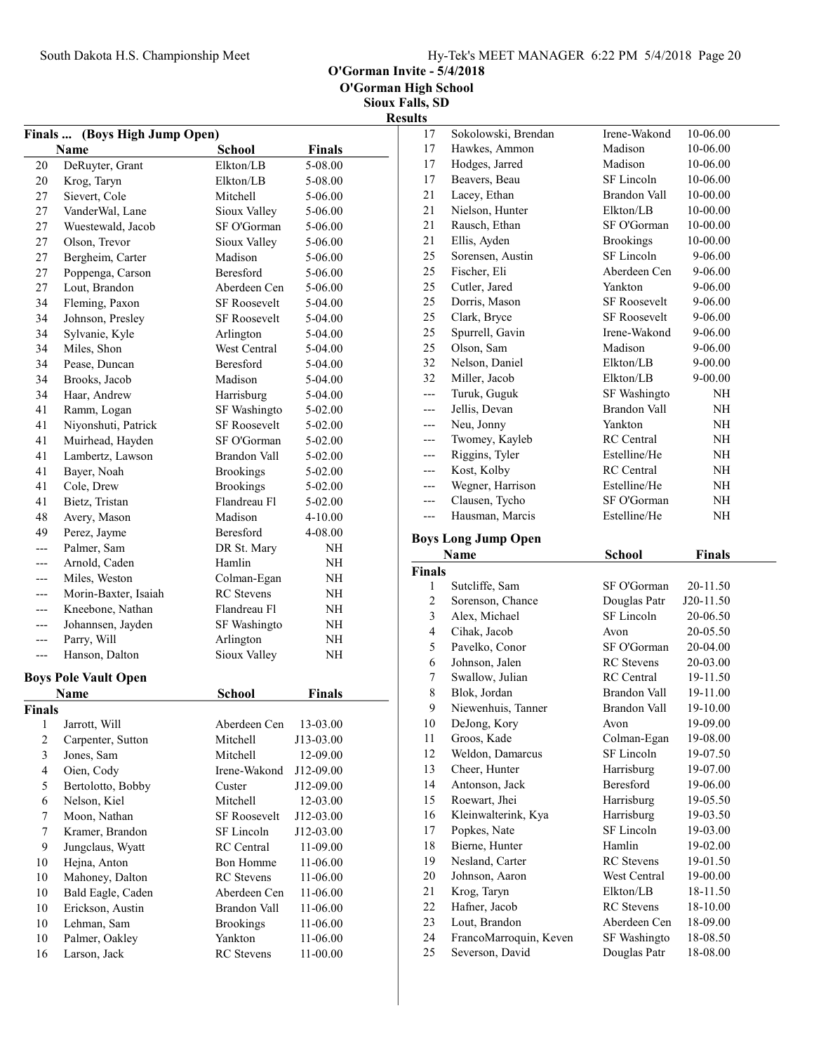## O'Gorman Invite - 5/4/2018
### O'Gorman High School
### Sioux Falls, SD
### Results

**Finals ... (Boys High Jump Open)**

| | Name | School | Finals |
|---|---|---|---|
| 20 | DeRuyter, Grant | Elkton/LB | 5-08.00 |
| 20 | Krog, Taryn | Elkton/LB | 5-08.00 |
| 27 | Sievert, Cole | Mitchell | 5-06.00 |
| 27 | VanderWal, Lane | Sioux Valley | 5-06.00 |
| 27 | Wuestewald, Jacob | SF O'Gorman | 5-06.00 |
| 27 | Olson, Trevor | Sioux Valley | 5-06.00 |
| 27 | Bergheim, Carter | Madison | 5-06.00 |
| 27 | Poppenga, Carson | Beresford | 5-06.00 |
| 27 | Lout, Brandon | Aberdeen Cen | 5-06.00 |
| 34 | Fleming, Paxon | SF Roosevelt | 5-04.00 |
| 34 | Johnson, Presley | SF Roosevelt | 5-04.00 |
| 34 | Sylvanie, Kyle | Arlington | 5-04.00 |
| 34 | Miles, Shon | West Central | 5-04.00 |
| 34 | Pease, Duncan | Beresford | 5-04.00 |
| 34 | Brooks, Jacob | Madison | 5-04.00 |
| 34 | Haar, Andrew | Harrisburg | 5-04.00 |
| 41 | Ramm, Logan | SF Washingto | 5-02.00 |
| 41 | Niyonshuti, Patrick | SF Roosevelt | 5-02.00 |
| 41 | Muirhead, Hayden | SF O'Gorman | 5-02.00 |
| 41 | Lambertz, Lawson | Brandon Vall | 5-02.00 |
| 41 | Bayer, Noah | Brookings | 5-02.00 |
| 41 | Cole, Drew | Brookings | 5-02.00 |
| 41 | Bietz, Tristan | Flandreau Fl | 5-02.00 |
| 48 | Avery, Mason | Madison | 4-10.00 |
| 49 | Perez, Jayme | Beresford | 4-08.00 |
| --- | Palmer, Sam | DR St. Mary | NH |
| --- | Arnold, Caden | Hamlin | NH |
| --- | Miles, Weston | Colman-Egan | NH |
| --- | Morin-Baxter, Isaiah | RC Stevens | NH |
| --- | Kneebone, Nathan | Flandreau Fl | NH |
| --- | Johannsen, Jayden | SF Washingto | NH |
| --- | Parry, Will | Arlington | NH |
| --- | Hanson, Dalton | Sioux Valley | NH |

**Boys Pole Vault Open**

| | Name | School | Finals |
|---|---|---|---|
| **Finals** | | | |
| 1 | Jarrott, Will | Aberdeen Cen | 13-03.00 |
| 2 | Carpenter, Sutton | Mitchell | J13-03.00 |
| 3 | Jones, Sam | Mitchell | 12-09.00 |
| 4 | Oien, Cody | Irene-Wakond | J12-09.00 |
| 5 | Bertolotto, Bobby | Custer | J12-09.00 |
| 6 | Nelson, Kiel | Mitchell | 12-03.00 |
| 7 | Moon, Nathan | SF Roosevelt | J12-03.00 |
| 7 | Kramer, Brandon | SF Lincoln | J12-03.00 |
| 9 | Jungclaus, Wyatt | RC Central | 11-09.00 |
| 10 | Hejna, Anton | Bon Homme | 11-06.00 |
| 10 | Mahoney, Dalton | RC Stevens | 11-06.00 |
| 10 | Bald Eagle, Caden | Aberdeen Cen | 11-06.00 |
| 10 | Erickson, Austin | Brandon Vall | 11-06.00 |
| 10 | Lehman, Sam | Brookings | 11-06.00 |
| 10 | Palmer, Oakley | Yankton | 11-06.00 |
| 16 | Larson, Jack | RC Stevens | 11-00.00 |
| 17 | Sokolowski, Brendan | Irene-Wakond | 10-06.00 |
| 17 | Hawkes, Ammon | Madison | 10-06.00 |
| 17 | Hodges, Jarred | Madison | 10-06.00 |
| 17 | Beavers, Beau | SF Lincoln | 10-06.00 |
| 21 | Lacey, Ethan | Brandon Vall | 10-00.00 |
| 21 | Nielson, Hunter | Elkton/LB | 10-00.00 |
| 21 | Rausch, Ethan | SF O'Gorman | 10-00.00 |
| 21 | Ellis, Ayden | Brookings | 10-00.00 |
| 25 | Sorensen, Austin | SF Lincoln | 9-06.00 |
| 25 | Fischer, Eli | Aberdeen Cen | 9-06.00 |
| 25 | Cutler, Jared | Yankton | 9-06.00 |
| 25 | Dorris, Mason | SF Roosevelt | 9-06.00 |
| 25 | Clark, Bryce | SF Roosevelt | 9-06.00 |
| 25 | Spurrell, Gavin | Irene-Wakond | 9-06.00 |
| 25 | Olson, Sam | Madison | 9-06.00 |
| 32 | Nelson, Daniel | Elkton/LB | 9-00.00 |
| 32 | Miller, Jacob | Elkton/LB | 9-00.00 |
| --- | Turuk, Guguk | SF Washingto | NH |
| --- | Jellis, Devan | Brandon Vall | NH |
| --- | Neu, Jonny | Yankton | NH |
| --- | Twomey, Kayleb | RC Central | NH |
| --- | Riggins, Tyler | Estelline/He | NH |
| --- | Kost, Kolby | RC Central | NH |
| --- | Wegner, Harrison | Estelline/He | NH |
| --- | Clausen, Tycho | SF O'Gorman | NH |
| --- | Hausman, Marcis | Estelline/He | NH |

**Boys Long Jump Open**

| | Name | School | Finals |
|---|---|---|---|
| **Finals** | | | |
| 1 | Sutcliffe, Sam | SF O'Gorman | 20-11.50 |
| 2 | Sorenson, Chance | Douglas Patr | J20-11.50 |
| 3 | Alex, Michael | SF Lincoln | 20-06.50 |
| 4 | Cihak, Jacob | Avon | 20-05.50 |
| 5 | Pavelko, Conor | SF O'Gorman | 20-04.00 |
| 6 | Johnson, Jalen | RC Stevens | 20-03.00 |
| 7 | Swallow, Julian | RC Central | 19-11.50 |
| 8 | Blok, Jordan | Brandon Vall | 19-11.00 |
| 9 | Niewenhuis, Tanner | Brandon Vall | 19-10.00 |
| 10 | DeJong, Kory | Avon | 19-09.00 |
| 11 | Groos, Kade | Colman-Egan | 19-08.00 |
| 12 | Weldon, Damarcus | SF Lincoln | 19-07.50 |
| 13 | Cheer, Hunter | Harrisburg | 19-07.00 |
| 14 | Antonson, Jack | Beresford | 19-06.00 |
| 15 | Roewart, Jhei | Harrisburg | 19-05.50 |
| 16 | Kleinwalterink, Kya | Harrisburg | 19-03.50 |
| 17 | Popkes, Nate | SF Lincoln | 19-03.00 |
| 18 | Bierne, Hunter | Hamlin | 19-02.00 |
| 19 | Nesland, Carter | RC Stevens | 19-01.50 |
| 20 | Johnson, Aaron | West Central | 19-00.00 |
| 21 | Krog, Taryn | Elkton/LB | 18-11.50 |
| 22 | Hafner, Jacob | RC Stevens | 18-10.00 |
| 23 | Lout, Brandon | Aberdeen Cen | 18-09.00 |
| 24 | FrancoMarroquin, Keven | SF Washingto | 18-08.50 |
| 25 | Severson, David | Douglas Patr | 18-08.00 |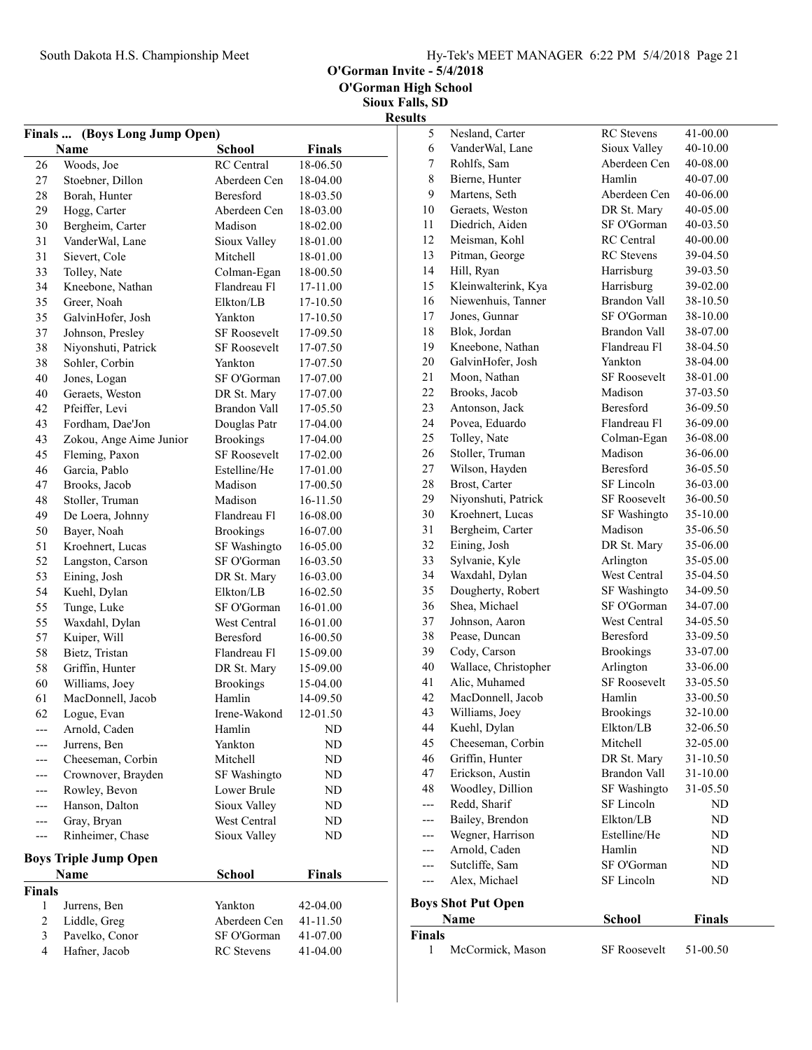# O'Gorman Invite - 5/4/2018

**O'Gorman High School**
**Sioux Falls, SD**

**Results**

## Finals ... (Boys Long Jump Open)

| | Name | School | Finals |
|---|---|---|---|
| 26 | Woods, Joe | RC Central | 18-06.50 |
| 27 | Stoebner, Dillon | Aberdeen Cen | 18-04.00 |
| 28 | Borah, Hunter | Beresford | 18-03.50 |
| 29 | Hogg, Carter | Aberdeen Cen | 18-03.00 |
| 30 | Bergheim, Carter | Madison | 18-02.00 |
| 31 | VanderWal, Lane | Sioux Valley | 18-01.00 |
| 31 | Sievert, Cole | Mitchell | 18-01.00 |
| 33 | Tolley, Nate | Colman-Egan | 18-00.50 |
| 34 | Kneebone, Nathan | Flandreau Fl | 17-11.00 |
| 35 | Greer, Noah | Elkton/LB | 17-10.50 |
| 35 | GalvinHofer, Josh | Yankton | 17-10.50 |
| 37 | Johnson, Presley | SF Roosevelt | 17-09.50 |
| 38 | Niyonshuti, Patrick | SF Roosevelt | 17-07.50 |
| 38 | Sohler, Corbin | Yankton | 17-07.50 |
| 40 | Jones, Logan | SF O'Gorman | 17-07.00 |
| 40 | Geraets, Weston | DR St. Mary | 17-07.00 |
| 42 | Pfeiffer, Levi | Brandon Vall | 17-05.50 |
| 43 | Fordham, Dae'Jon | Douglas Patr | 17-04.00 |
| 43 | Zokou, Ange Aime Junior | Brookings | 17-04.00 |
| 45 | Fleming, Paxon | SF Roosevelt | 17-02.00 |
| 46 | Garcia, Pablo | Estelline/He | 17-01.00 |
| 47 | Brooks, Jacob | Madison | 17-00.50 |
| 48 | Stoller, Truman | Madison | 16-11.50 |
| 49 | De Loera, Johnny | Flandreau Fl | 16-08.00 |
| 50 | Bayer, Noah | Brookings | 16-07.00 |
| 51 | Kroehnert, Lucas | SF Washingto | 16-05.00 |
| 52 | Langston, Carson | SF O'Gorman | 16-03.50 |
| 53 | Eining, Josh | DR St. Mary | 16-03.00 |
| 54 | Kuehl, Dylan | Elkton/LB | 16-02.50 |
| 55 | Tunge, Luke | SF O'Gorman | 16-01.00 |
| 55 | Waxdahl, Dylan | West Central | 16-01.00 |
| 57 | Kuiper, Will | Beresford | 16-00.50 |
| 58 | Bietz, Tristan | Flandreau Fl | 15-09.00 |
| 58 | Griffin, Hunter | DR St. Mary | 15-09.00 |
| 60 | Williams, Joey | Brookings | 15-04.00 |
| 61 | MacDonnell, Jacob | Hamlin | 14-09.50 |
| 62 | Logue, Evan | Irene-Wakond | 12-01.50 |
| --- | Arnold, Caden | Hamlin | ND |
| --- | Jurrens, Ben | Yankton | ND |
| --- | Cheeseman, Corbin | Mitchell | ND |
| --- | Crownover, Brayden | SF Washingto | ND |
| --- | Rowley, Bevon | Lower Brule | ND |
| --- | Hanson, Dalton | Sioux Valley | ND |
| --- | Gray, Bryan | West Central | ND |
| --- | Rinheimer, Chase | Sioux Valley | ND |

## Boys Triple Jump Open

**Finals**

| | Name | School | Finals |
|---|---|---|---|
| 1 | Jurrens, Ben | Yankton | 42-04.00 |
| 2 | Liddle, Greg | Aberdeen Cen | 41-11.50 |
| 3 | Pavelko, Conor | SF O'Gorman | 41-07.00 |
| 4 | Hafner, Jacob | RC Stevens | 41-04.00 |
| 5 | Nesland, Carter | RC Stevens | 41-00.00 |
| 6 | VanderWal, Lane | Sioux Valley | 40-10.00 |
| 7 | Rohlfs, Sam | Aberdeen Cen | 40-08.00 |
| 8 | Bierne, Hunter | Hamlin | 40-07.00 |
| 9 | Martens, Seth | Aberdeen Cen | 40-06.00 |
| 10 | Geraets, Weston | DR St. Mary | 40-05.00 |
| 11 | Diedrich, Aiden | SF O'Gorman | 40-03.50 |
| 12 | Meisman, Kohl | RC Central | 40-00.00 |
| 13 | Pitman, George | RC Stevens | 39-04.50 |
| 14 | Hill, Ryan | Harrisburg | 39-03.50 |
| 15 | Kleinwalterink, Kya | Harrisburg | 39-02.00 |
| 16 | Niewenhuis, Tanner | Brandon Vall | 38-10.50 |
| 17 | Jones, Gunnar | SF O'Gorman | 38-10.00 |
| 18 | Blok, Jordan | Brandon Vall | 38-07.00 |
| 19 | Kneebone, Nathan | Flandreau Fl | 38-04.50 |
| 20 | GalvinHofer, Josh | Yankton | 38-04.00 |
| 21 | Moon, Nathan | SF Roosevelt | 38-01.00 |
| 22 | Brooks, Jacob | Madison | 37-03.50 |
| 23 | Antonson, Jack | Beresford | 36-09.50 |
| 24 | Povea, Eduardo | Flandreau Fl | 36-09.00 |
| 25 | Tolley, Nate | Colman-Egan | 36-08.00 |
| 26 | Stoller, Truman | Madison | 36-06.00 |
| 27 | Wilson, Hayden | Beresford | 36-05.50 |
| 28 | Brost, Carter | SF Lincoln | 36-03.00 |
| 29 | Niyonshuti, Patrick | SF Roosevelt | 36-00.50 |
| 30 | Kroehnert, Lucas | SF Washingto | 35-10.00 |
| 31 | Bergheim, Carter | Madison | 35-06.50 |
| 32 | Eining, Josh | DR St. Mary | 35-06.00 |
| 33 | Sylvanie, Kyle | Arlington | 35-05.00 |
| 34 | Waxdahl, Dylan | West Central | 35-04.50 |
| 35 | Dougherty, Robert | SF Washingto | 34-09.50 |
| 36 | Shea, Michael | SF O'Gorman | 34-07.00 |
| 37 | Johnson, Aaron | West Central | 34-05.50 |
| 38 | Pease, Duncan | Beresford | 33-09.50 |
| 39 | Cody, Carson | Brookings | 33-07.00 |
| 40 | Wallace, Christopher | Arlington | 33-06.00 |
| 41 | Alic, Muhamed | SF Roosevelt | 33-05.50 |
| 42 | MacDonnell, Jacob | Hamlin | 33-00.50 |
| 43 | Williams, Joey | Brookings | 32-10.00 |
| 44 | Kuehl, Dylan | Elkton/LB | 32-06.50 |
| 45 | Cheeseman, Corbin | Mitchell | 32-05.00 |
| 46 | Griffin, Hunter | DR St. Mary | 31-10.50 |
| 47 | Erickson, Austin | Brandon Vall | 31-10.00 |
| 48 | Woodley, Dillion | SF Washingto | 31-05.50 |
| --- | Redd, Sharif | SF Lincoln | ND |
| --- | Bailey, Brendon | Elkton/LB | ND |
| --- | Wegner, Harrison | Estelline/He | ND |
| --- | Arnold, Caden | Hamlin | ND |
| --- | Sutcliffe, Sam | SF O'Gorman | ND |
| --- | Alex, Michael | SF Lincoln | ND |

## Boys Shot Put Open

**Finals**

| | Name | School | Finals |
|---|---|---|---|
| 1 | McCormick, Mason | SF Roosevelt | 51-00.50 |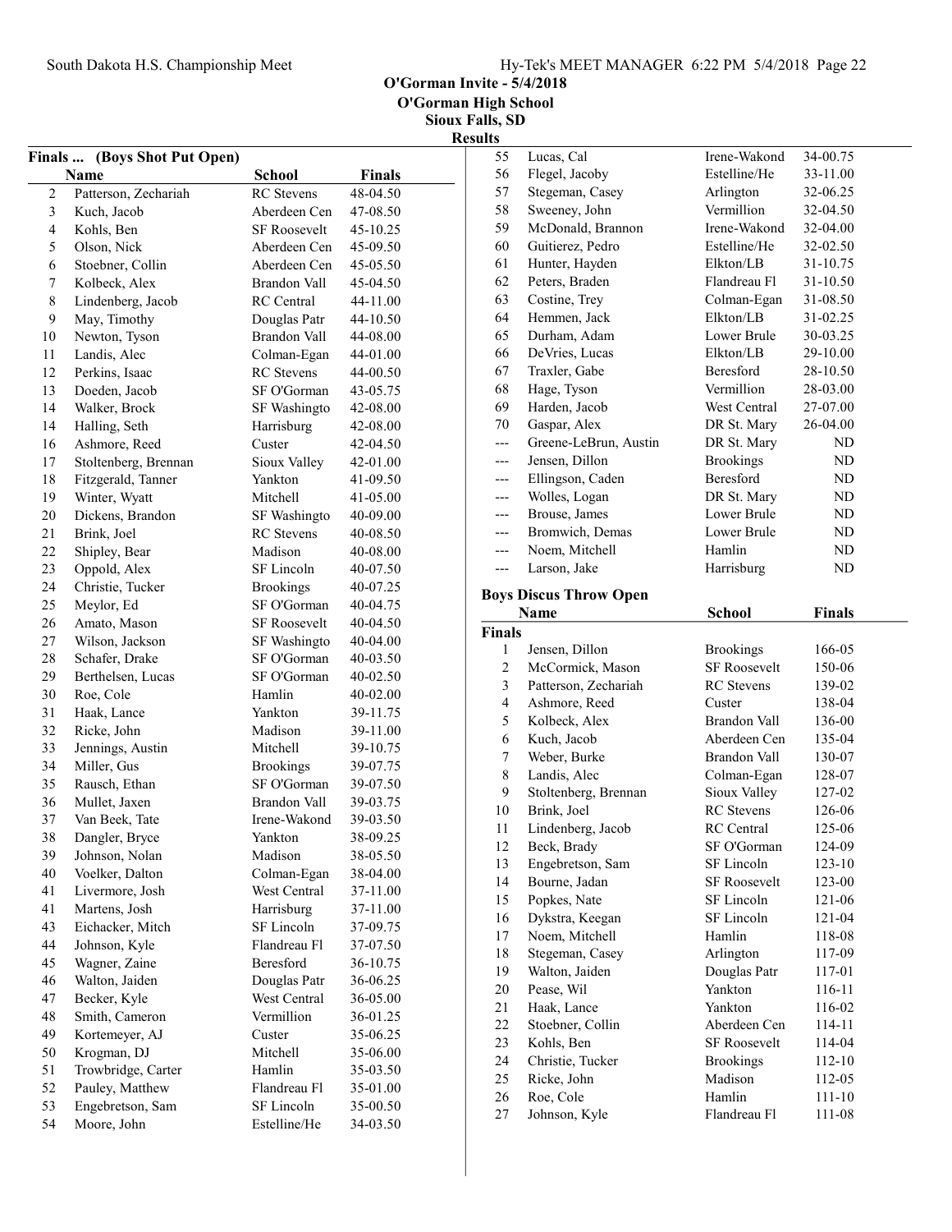## O'Gorman Invite - 5/4/2018

**O'Gorman High School**

**Sioux Falls, SD**

**Results**

### Finals ... (Boys Shot Put Open)

| | Name | School | Finals |
|---|---|---|---|
| 2 | Patterson, Zechariah | RC Stevens | 48-04.50 |
| 3 | Kuch, Jacob | Aberdeen Cen | 47-08.50 |
| 4 | Kohls, Ben | SF Roosevelt | 45-10.25 |
| 5 | Olson, Nick | Aberdeen Cen | 45-09.50 |
| 6 | Stoebner, Collin | Aberdeen Cen | 45-05.50 |
| 7 | Kolbeck, Alex | Brandon Vall | 45-04.50 |
| 8 | Lindenberg, Jacob | RC Central | 44-11.00 |
| 9 | May, Timothy | Douglas Patr | 44-10.50 |
| 10 | Newton, Tyson | Brandon Vall | 44-08.00 |
| 11 | Landis, Alec | Colman-Egan | 44-01.00 |
| 12 | Perkins, Isaac | RC Stevens | 44-00.50 |
| 13 | Doeden, Jacob | SF O'Gorman | 43-05.75 |
| 14 | Walker, Brock | SF Washingto | 42-08.00 |
| 14 | Halling, Seth | Harrisburg | 42-08.00 |
| 16 | Ashmore, Reed | Custer | 42-04.50 |
| 17 | Stoltenberg, Brennan | Sioux Valley | 42-01.00 |
| 18 | Fitzgerald, Tanner | Yankton | 41-09.50 |
| 19 | Winter, Wyatt | Mitchell | 41-05.00 |
| 20 | Dickens, Brandon | SF Washingto | 40-09.00 |
| 21 | Brink, Joel | RC Stevens | 40-08.50 |
| 22 | Shipley, Bear | Madison | 40-08.00 |
| 23 | Oppold, Alex | SF Lincoln | 40-07.50 |
| 24 | Christie, Tucker | Brookings | 40-07.25 |
| 25 | Meylor, Ed | SF O'Gorman | 40-04.75 |
| 26 | Amato, Mason | SF Roosevelt | 40-04.50 |
| 27 | Wilson, Jackson | SF Washingto | 40-04.00 |
| 28 | Schafer, Drake | SF O'Gorman | 40-03.50 |
| 29 | Berthelsen, Lucas | SF O'Gorman | 40-02.50 |
| 30 | Roe, Cole | Hamlin | 40-02.00 |
| 31 | Haak, Lance | Yankton | 39-11.75 |
| 32 | Ricke, John | Madison | 39-11.00 |
| 33 | Jennings, Austin | Mitchell | 39-10.75 |
| 34 | Miller, Gus | Brookings | 39-07.75 |
| 35 | Rausch, Ethan | SF O'Gorman | 39-07.50 |
| 36 | Mullet, Jaxen | Brandon Vall | 39-03.75 |
| 37 | Van Beek, Tate | Irene-Wakond | 39-03.50 |
| 38 | Dangler, Bryce | Yankton | 38-09.25 |
| 39 | Johnson, Nolan | Madison | 38-05.50 |
| 40 | Voelker, Dalton | Colman-Egan | 38-04.00 |
| 41 | Livermore, Josh | West Central | 37-11.00 |
| 41 | Martens, Josh | Harrisburg | 37-11.00 |
| 43 | Eichacker, Mitch | SF Lincoln | 37-09.75 |
| 44 | Johnson, Kyle | Flandreau Fl | 37-07.50 |
| 45 | Wagner, Zaine | Beresford | 36-10.75 |
| 46 | Walton, Jaiden | Douglas Patr | 36-06.25 |
| 47 | Becker, Kyle | West Central | 36-05.00 |
| 48 | Smith, Cameron | Vermillion | 36-01.25 |
| 49 | Kortemeyer, AJ | Custer | 35-06.25 |
| 50 | Krogman, DJ | Mitchell | 35-06.00 |
| 51 | Trowbridge, Carter | Hamlin | 35-03.50 |
| 52 | Pauley, Matthew | Flandreau Fl | 35-01.00 |
| 53 | Engebretson, Sam | SF Lincoln | 35-00.50 |
| 54 | Moore, John | Estelline/He | 34-03.50 |
| 55 | Lucas, Cal | Irene-Wakond | 34-00.75 |
| 56 | Flegel, Jacoby | Estelline/He | 33-11.00 |
| 57 | Stegeman, Casey | Arlington | 32-06.25 |
| 58 | Sweeney, John | Vermillion | 32-04.50 |
| 59 | McDonald, Brannon | Irene-Wakond | 32-04.00 |
| 60 | Guitierez, Pedro | Estelline/He | 32-02.50 |
| 61 | Hunter, Hayden | Elkton/LB | 31-10.75 |
| 62 | Peters, Braden | Flandreau Fl | 31-10.50 |
| 63 | Costine, Trey | Colman-Egan | 31-08.50 |
| 64 | Hemmen, Jack | Elkton/LB | 31-02.25 |
| 65 | Durham, Adam | Lower Brule | 30-03.25 |
| 66 | DeVries, Lucas | Elkton/LB | 29-10.00 |
| 67 | Traxler, Gabe | Beresford | 28-10.50 |
| 68 | Hage, Tyson | Vermillion | 28-03.00 |
| 69 | Harden, Jacob | West Central | 27-07.00 |
| 70 | Gaspar, Alex | DR St. Mary | 26-04.00 |
| --- | Greene-LeBrun, Austin | DR St. Mary | ND |
| --- | Jensen, Dillon | Brookings | ND |
| --- | Ellingson, Caden | Beresford | ND |
| --- | Wolles, Logan | DR St. Mary | ND |
| --- | Brouse, James | Lower Brule | ND |
| --- | Bromwich, Demas | Lower Brule | ND |
| --- | Noem, Mitchell | Hamlin | ND |
| --- | Larson, Jake | Harrisburg | ND |

### Boys Discus Throw Open

**Finals**

| | Name | School | Finals |
|---|---|---|---|
| 1 | Jensen, Dillon | Brookings | 166-05 |
| 2 | McCormick, Mason | SF Roosevelt | 150-06 |
| 3 | Patterson, Zechariah | RC Stevens | 139-02 |
| 4 | Ashmore, Reed | Custer | 138-04 |
| 5 | Kolbeck, Alex | Brandon Vall | 136-00 |
| 6 | Kuch, Jacob | Aberdeen Cen | 135-04 |
| 7 | Weber, Burke | Brandon Vall | 130-07 |
| 8 | Landis, Alec | Colman-Egan | 128-07 |
| 9 | Stoltenberg, Brennan | Sioux Valley | 127-02 |
| 10 | Brink, Joel | RC Stevens | 126-06 |
| 11 | Lindenberg, Jacob | RC Central | 125-06 |
| 12 | Beck, Brady | SF O'Gorman | 124-09 |
| 13 | Engebretson, Sam | SF Lincoln | 123-10 |
| 14 | Bourne, Jadan | SF Roosevelt | 123-00 |
| 15 | Popkes, Nate | SF Lincoln | 121-06 |
| 16 | Dykstra, Keegan | SF Lincoln | 121-04 |
| 17 | Noem, Mitchell | Hamlin | 118-08 |
| 18 | Stegeman, Casey | Arlington | 117-09 |
| 19 | Walton, Jaiden | Douglas Patr | 117-01 |
| 20 | Pease, Wil | Yankton | 116-11 |
| 21 | Haak, Lance | Yankton | 116-02 |
| 22 | Stoebner, Collin | Aberdeen Cen | 114-11 |
| 23 | Kohls, Ben | SF Roosevelt | 114-04 |
| 24 | Christie, Tucker | Brookings | 112-10 |
| 25 | Ricke, John | Madison | 112-05 |
| 26 | Roe, Cole | Hamlin | 111-10 |
| 27 | Johnson, Kyle | Flandreau Fl | 111-08 |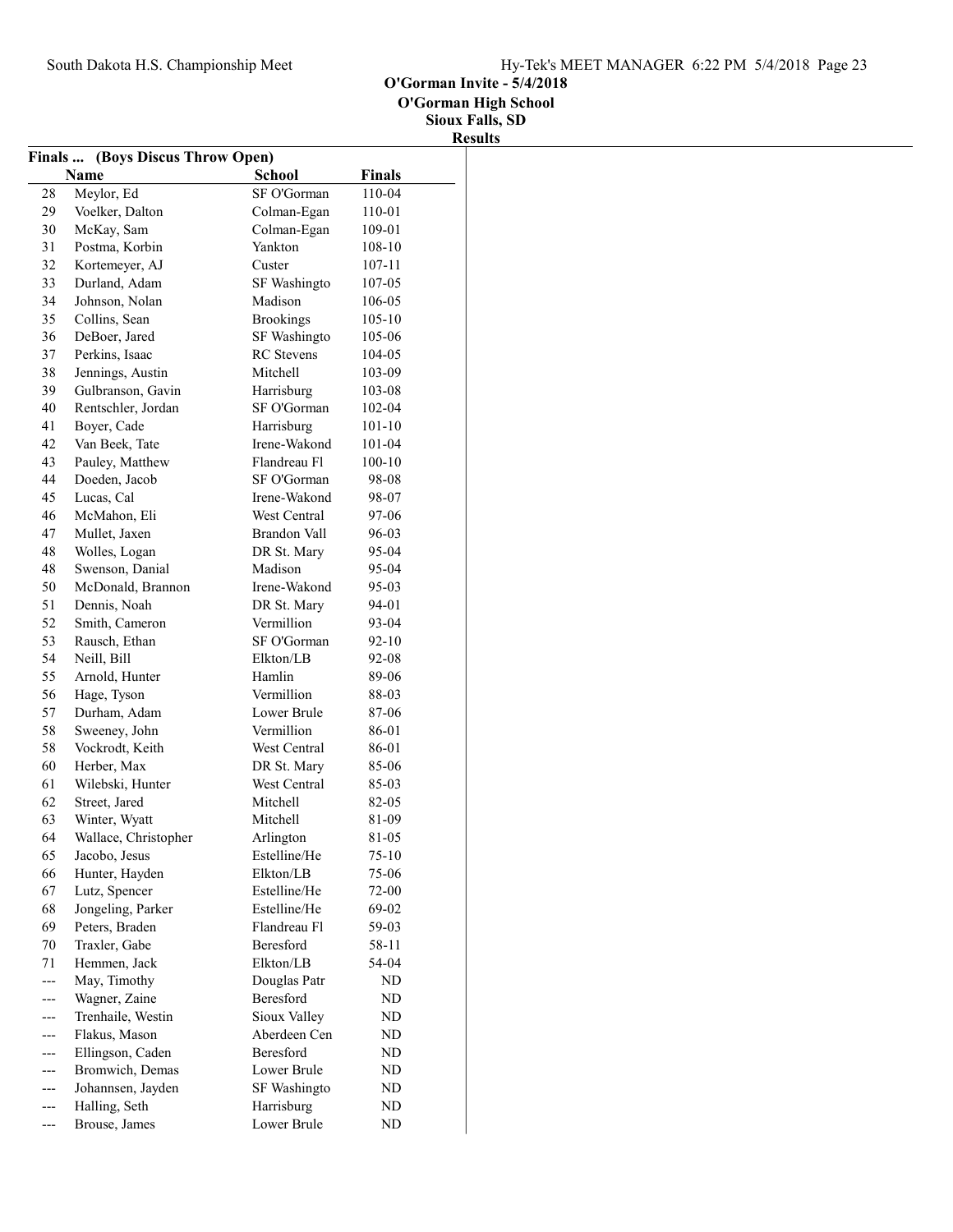## O'Gorman Invite - 5/4/2018

**O'Gorman High School**

**Sioux Falls, SD**

**Results**

### Finals ... (Boys Discus Throw Open)

| | Name | School | Finals |
|---|---|---|---|
| 28 | Meylor, Ed | SF O'Gorman | 110-04 |
| 29 | Voelker, Dalton | Colman-Egan | 110-01 |
| 30 | McKay, Sam | Colman-Egan | 109-01 |
| 31 | Postma, Korbin | Yankton | 108-10 |
| 32 | Kortemeyer, AJ | Custer | 107-11 |
| 33 | Durland, Adam | SF Washingto | 107-05 |
| 34 | Johnson, Nolan | Madison | 106-05 |
| 35 | Collins, Sean | Brookings | 105-10 |
| 36 | DeBoer, Jared | SF Washingto | 105-06 |
| 37 | Perkins, Isaac | RC Stevens | 104-05 |
| 38 | Jennings, Austin | Mitchell | 103-09 |
| 39 | Gulbranson, Gavin | Harrisburg | 103-08 |
| 40 | Rentschler, Jordan | SF O'Gorman | 102-04 |
| 41 | Boyer, Cade | Harrisburg | 101-10 |
| 42 | Van Beek, Tate | Irene-Wakond | 101-04 |
| 43 | Pauley, Matthew | Flandreau Fl | 100-10 |
| 44 | Doeden, Jacob | SF O'Gorman | 98-08 |
| 45 | Lucas, Cal | Irene-Wakond | 98-07 |
| 46 | McMahon, Eli | West Central | 97-06 |
| 47 | Mullet, Jaxen | Brandon Vall | 96-03 |
| 48 | Wolles, Logan | DR St. Mary | 95-04 |
| 48 | Swenson, Danial | Madison | 95-04 |
| 50 | McDonald, Brannon | Irene-Wakond | 95-03 |
| 51 | Dennis, Noah | DR St. Mary | 94-01 |
| 52 | Smith, Cameron | Vermillion | 93-04 |
| 53 | Rausch, Ethan | SF O'Gorman | 92-10 |
| 54 | Neill, Bill | Elkton/LB | 92-08 |
| 55 | Arnold, Hunter | Hamlin | 89-06 |
| 56 | Hage, Tyson | Vermillion | 88-03 |
| 57 | Durham, Adam | Lower Brule | 87-06 |
| 58 | Sweeney, John | Vermillion | 86-01 |
| 58 | Vockrodt, Keith | West Central | 86-01 |
| 60 | Herber, Max | DR St. Mary | 85-06 |
| 61 | Wilebski, Hunter | West Central | 85-03 |
| 62 | Street, Jared | Mitchell | 82-05 |
| 63 | Winter, Wyatt | Mitchell | 81-09 |
| 64 | Wallace, Christopher | Arlington | 81-05 |
| 65 | Jacobo, Jesus | Estelline/He | 75-10 |
| 66 | Hunter, Hayden | Elkton/LB | 75-06 |
| 67 | Lutz, Spencer | Estelline/He | 72-00 |
| 68 | Jongeling, Parker | Estelline/He | 69-02 |
| 69 | Peters, Braden | Flandreau Fl | 59-03 |
| 70 | Traxler, Gabe | Beresford | 58-11 |
| 71 | Hemmen, Jack | Elkton/LB | 54-04 |
| --- | May, Timothy | Douglas Patr | ND |
| --- | Wagner, Zaine | Beresford | ND |
| --- | Trenhaile, Westin | Sioux Valley | ND |
| --- | Flakus, Mason | Aberdeen Cen | ND |
| --- | Ellingson, Caden | Beresford | ND |
| --- | Bromwich, Demas | Lower Brule | ND |
| --- | Johannsen, Jayden | SF Washingto | ND |
| --- | Halling, Seth | Harrisburg | ND |
| --- | Brouse, James | Lower Brule | ND |